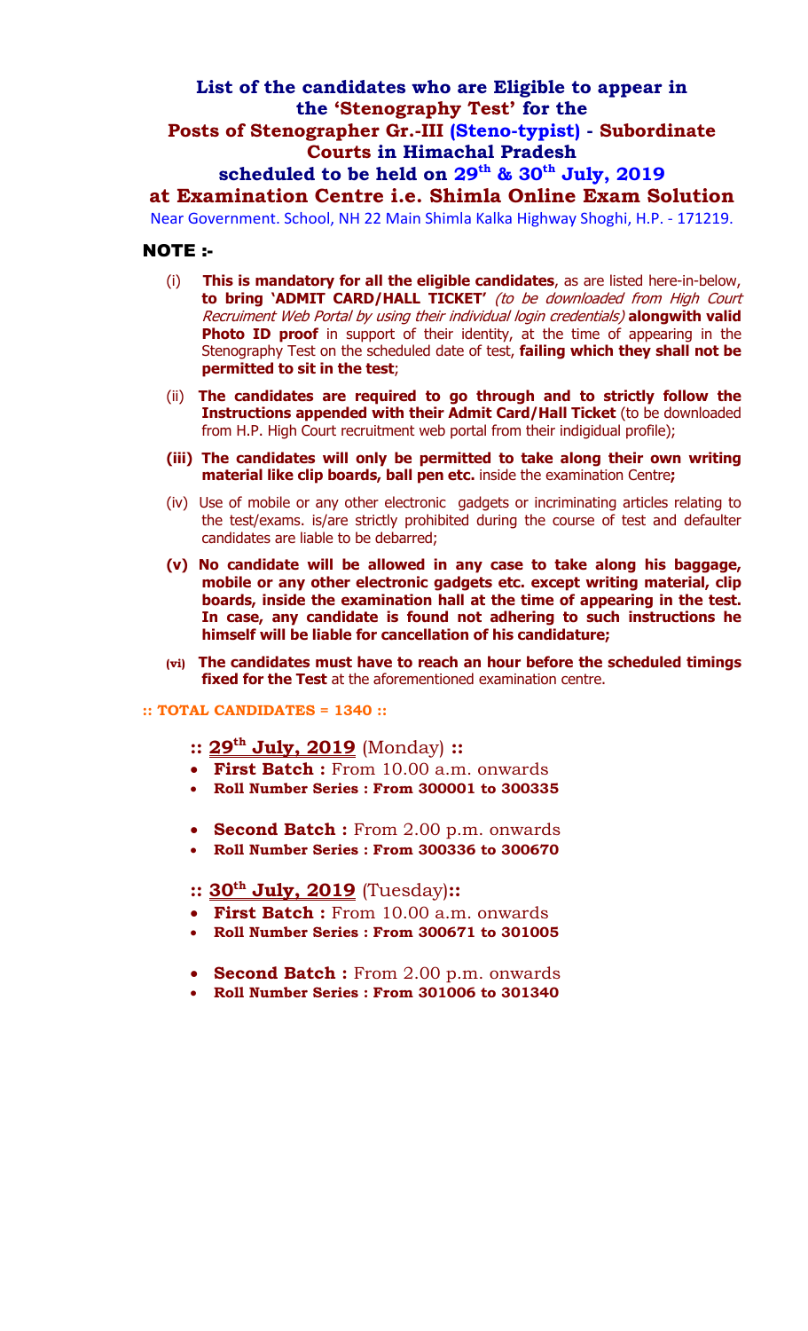# List of the candidates who are Eligible to appear in the 'Stenography Test' for the Posts of Stenographer Gr.-III (Steno-typist) - Subordinate Courts in Himachal Pradesh scheduled to be held on 29th & 30th July, 2019 at Examination Centre i.e. Shimla Online Exam Solution

Near Government. School, NH 22 Main Shimla Kalka Highway Shoghi, H.P. - 171219.

## NOTE :-

(i) **This is mandatory for all the eligible candidates**, as are listed here-in-below, **to bring 'ADMIT CARD/HALL TICKET'** *(to be downloaded from High Court Recruitment Web Portal by using their individual login credentials)* **alongwith valid Photo ID proof** in support of their identity, at the time of appearing in the Stenography Test on the scheduled date of test, **failing which they shall not be permitted to sit in the test**;

(ii) **The candidates are required to go through and to strictly follow the Instructions appended with their Admit Card/Hall Ticket** (to be downloaded from H.P. High Court recruitment web portal from their indigidual profile);

**(iii) The candidates will only be permitted to take along their own writing material like clip boards, ball pen etc.** inside the examination Centre**;**

(iv) Use of mobile or any other electronic gadgets or incriminating articles relating to the test/exams. is/are strictly prohibited during the course of test and defaulter candidates are liable to be debarred;

**(v) No candidate will be allowed in any case to take along his baggage, mobile or any other electronic gadgets etc. except writing material, clip boards, inside the examination hall at the time of appearing in the test. In case, any candidate is found not adhering to such instructions he himself will be liable for cancellation of his candidature;**

**(vi) The candidates must have to reach an hour before the scheduled timings fixed for the Test** at the aforementioned examination centre.

**:: TOTAL CANDIDATES = 1340 ::**

### :: 29th July, 2019 (Monday) ::

- **First Batch :** From 10.00 a.m. onwards
- **Roll Number Series : From 300001 to 300335**

- **Second Batch :** From 2.00 p.m. onwards
- **Roll Number Series : From 300336 to 300670**

### :: 30th July, 2019 (Tuesday)::

- **First Batch :** From 10.00 a.m. onwards
- **Roll Number Series : From 300671 to 301005**

- **Second Batch :** From 2.00 p.m. onwards
- **Roll Number Series : From 301006 to 301340**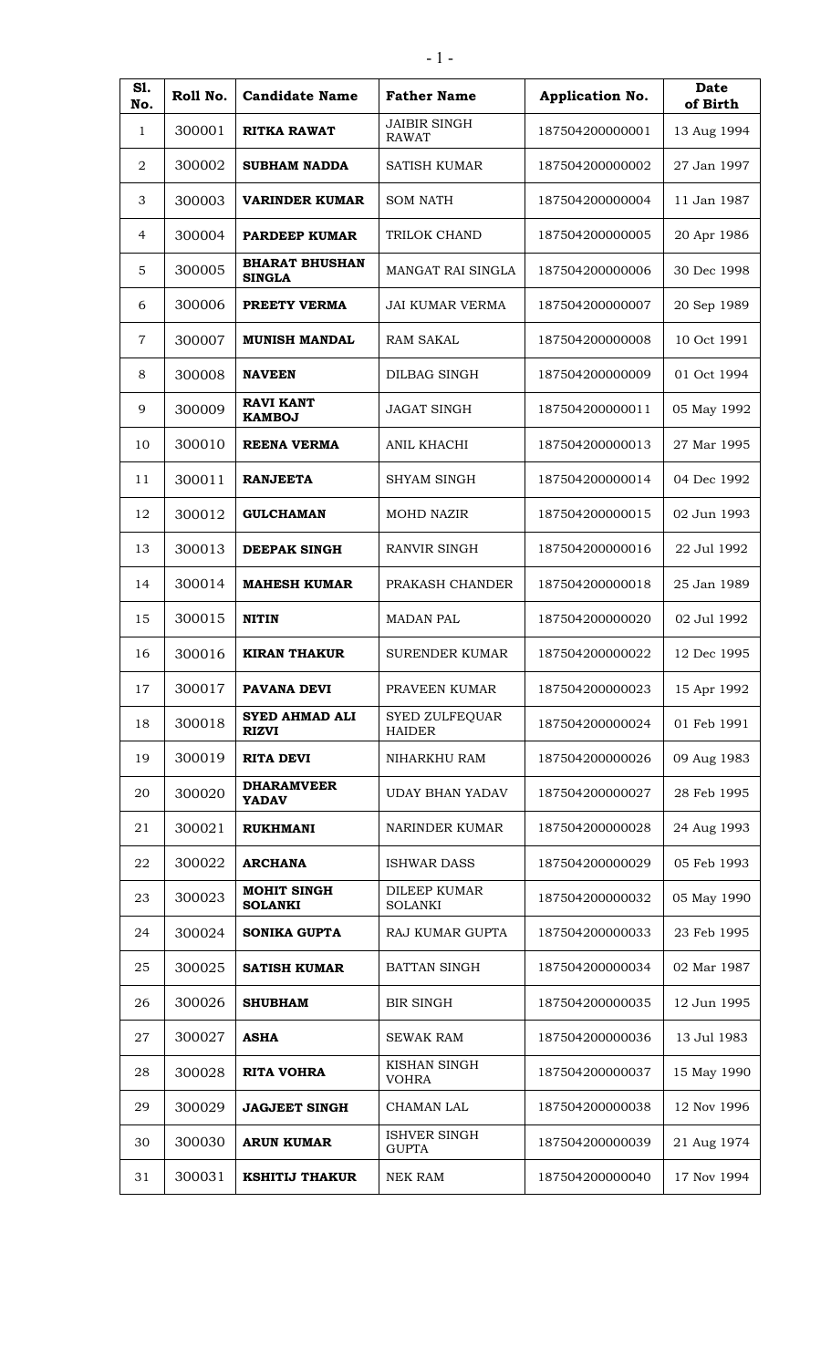| Sl. No. | Roll No. | Candidate Name | Father Name | Application No. | Date of Birth |
|---|---|---|---|---|---|
| 1 | 300001 | **RITKA RAWAT** | JAIBIR SINGH RAWAT | 187504200000001 | 13 Aug 1994 |
| 2 | 300002 | **SUBHAM NADDA** | SATISH KUMAR | 187504200000002 | 27 Jan 1997 |
| 3 | 300003 | **VARINDER KUMAR** | SOM NATH | 187504200000004 | 11 Jan 1987 |
| 4 | 300004 | **PARDEEP KUMAR** | TRILOK CHAND | 187504200000005 | 20 Apr 1986 |
| 5 | 300005 | **BHARAT BHUSHAN SINGLA** | MANGAT RAI SINGLA | 187504200000006 | 30 Dec 1998 |
| 6 | 300006 | **PREETY VERMA** | JAI KUMAR VERMA | 187504200000007 | 20 Sep 1989 |
| 7 | 300007 | **MUNISH MANDAL** | RAM SAKAL | 187504200000008 | 10 Oct 1991 |
| 8 | 300008 | **NAVEEN** | DILBAG SINGH | 187504200000009 | 01 Oct 1994 |
| 9 | 300009 | **RAVI KANT KAMBOJ** | JAGAT SINGH | 187504200000011 | 05 May 1992 |
| 10 | 300010 | **REENA VERMA** | ANIL KHACHI | 187504200000013 | 27 Mar 1995 |
| 11 | 300011 | **RANJEETA** | SHYAM SINGH | 187504200000014 | 04 Dec 1992 |
| 12 | 300012 | **GULCHAMAN** | MOHD NAZIR | 187504200000015 | 02 Jun 1993 |
| 13 | 300013 | **DEEPAK SINGH** | RANVIR SINGH | 187504200000016 | 22 Jul 1992 |
| 14 | 300014 | **MAHESH KUMAR** | PRAKASH CHANDER | 187504200000018 | 25 Jan 1989 |
| 15 | 300015 | **NITIN** | MADAN PAL | 187504200000020 | 02 Jul 1992 |
| 16 | 300016 | **KIRAN THAKUR** | SURENDER KUMAR | 187504200000022 | 12 Dec 1995 |
| 17 | 300017 | **PAVANA DEVI** | PRAVEEN KUMAR | 187504200000023 | 15 Apr 1992 |
| 18 | 300018 | **SYED AHMAD ALI RIZVI** | SYED ZULFEQUAR HAIDER | 187504200000024 | 01 Feb 1991 |
| 19 | 300019 | **RITA DEVI** | NIHARKHU RAM | 187504200000026 | 09 Aug 1983 |
| 20 | 300020 | **DHARAMVEER YADAV** | UDAY BHAN YADAV | 187504200000027 | 28 Feb 1995 |
| 21 | 300021 | **RUKHMANI** | NARINDER KUMAR | 187504200000028 | 24 Aug 1993 |
| 22 | 300022 | **ARCHANA** | ISHWAR DASS | 187504200000029 | 05 Feb 1993 |
| 23 | 300023 | **MOHIT SINGH SOLANKI** | DILEEP KUMAR SOLANKI | 187504200000032 | 05 May 1990 |
| 24 | 300024 | **SONIKA GUPTA** | RAJ KUMAR GUPTA | 187504200000033 | 23 Feb 1995 |
| 25 | 300025 | **SATISH KUMAR** | BATTAN SINGH | 187504200000034 | 02 Mar 1987 |
| 26 | 300026 | **SHUBHAM** | BIR SINGH | 187504200000035 | 12 Jun 1995 |
| 27 | 300027 | **ASHA** | SEWAK RAM | 187504200000036 | 13 Jul 1983 |
| 28 | 300028 | **RITA VOHRA** | KISHAN SINGH VOHRA | 187504200000037 | 15 May 1990 |
| 29 | 300029 | **JAGJEET SINGH** | CHAMAN LAL | 187504200000038 | 12 Nov 1996 |
| 30 | 300030 | **ARUN KUMAR** | ISHVER SINGH GUPTA | 187504200000039 | 21 Aug 1974 |
| 31 | 300031 | **KSHITIJ THAKUR** | NEK RAM | 187504200000040 | 17 Nov 1994 |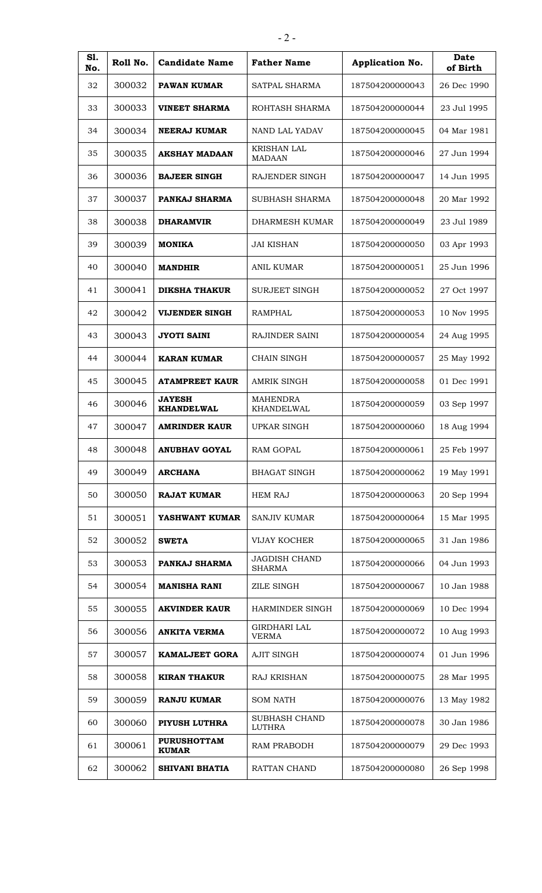| Sl. No. | Roll No. | Candidate Name | Father Name | Application No. | Date of Birth |
|---|---|---|---|---|---|
| 32 | 300032 | **PAWAN KUMAR** | SATPAL SHARMA | 187504200000043 | 26 Dec 1990 |
| 33 | 300033 | **VINEET SHARMA** | ROHTASH SHARMA | 187504200000044 | 23 Jul 1995 |
| 34 | 300034 | **NEERAJ KUMAR** | NAND LAL YADAV | 187504200000045 | 04 Mar 1981 |
| 35 | 300035 | **AKSHAY MADAAN** | KRISHAN LAL MADAAN | 187504200000046 | 27 Jun 1994 |
| 36 | 300036 | **BAJEER SINGH** | RAJENDER SINGH | 187504200000047 | 14 Jun 1995 |
| 37 | 300037 | **PANKAJ SHARMA** | SUBHASH SHARMA | 187504200000048 | 20 Mar 1992 |
| 38 | 300038 | **DHARAMVIR** | DHARMESH KUMAR | 187504200000049 | 23 Jul 1989 |
| 39 | 300039 | **MONIKA** | JAI KISHAN | 187504200000050 | 03 Apr 1993 |
| 40 | 300040 | **MANDHIR** | ANIL KUMAR | 187504200000051 | 25 Jun 1996 |
| 41 | 300041 | **DIKSHA THAKUR** | SURJEET SINGH | 187504200000052 | 27 Oct 1997 |
| 42 | 300042 | **VIJENDER SINGH** | RAMPHAL | 187504200000053 | 10 Nov 1995 |
| 43 | 300043 | **JYOTI SAINI** | RAJINDER SAINI | 187504200000054 | 24 Aug 1995 |
| 44 | 300044 | **KARAN KUMAR** | CHAIN SINGH | 187504200000057 | 25 May 1992 |
| 45 | 300045 | **ATAMPREET KAUR** | AMRIK SINGH | 187504200000058 | 01 Dec 1991 |
| 46 | 300046 | **JAYESH KHANDELWAL** | MAHENDRA KHANDELWAL | 187504200000059 | 03 Sep 1997 |
| 47 | 300047 | **AMRINDER KAUR** | UPKAR SINGH | 187504200000060 | 18 Aug 1994 |
| 48 | 300048 | **ANUBHAV GOYAL** | RAM GOPAL | 187504200000061 | 25 Feb 1997 |
| 49 | 300049 | **ARCHANA** | BHAGAT SINGH | 187504200000062 | 19 May 1991 |
| 50 | 300050 | **RAJAT KUMAR** | HEM RAJ | 187504200000063 | 20 Sep 1994 |
| 51 | 300051 | **YASHWANT KUMAR** | SANJIV KUMAR | 187504200000064 | 15 Mar 1995 |
| 52 | 300052 | **SWETA** | VIJAY KOCHER | 187504200000065 | 31 Jan 1986 |
| 53 | 300053 | **PANKAJ SHARMA** | JAGDISH CHAND SHARMA | 187504200000066 | 04 Jun 1993 |
| 54 | 300054 | **MANISHA RANI** | ZILE SINGH | 187504200000067 | 10 Jan 1988 |
| 55 | 300055 | **AKVINDER KAUR** | HARMINDER SINGH | 187504200000069 | 10 Dec 1994 |
| 56 | 300056 | **ANKITA VERMA** | GIRDHARI LAL VERMA | 187504200000072 | 10 Aug 1993 |
| 57 | 300057 | **KAMALJEET GORA** | AJIT SINGH | 187504200000074 | 01 Jun 1996 |
| 58 | 300058 | **KIRAN THAKUR** | RAJ KRISHAN | 187504200000075 | 28 Mar 1995 |
| 59 | 300059 | **RANJU KUMAR** | SOM NATH | 187504200000076 | 13 May 1982 |
| 60 | 300060 | **PIYUSH LUTHRA** | SUBHASH CHAND LUTHRA | 187504200000078 | 30 Jan 1986 |
| 61 | 300061 | **PURUSHOTTAM KUMAR** | RAM PRABODH | 187504200000079 | 29 Dec 1993 |
| 62 | 300062 | **SHIVANI BHATIA** | RATTAN CHAND | 187504200000080 | 26 Sep 1998 |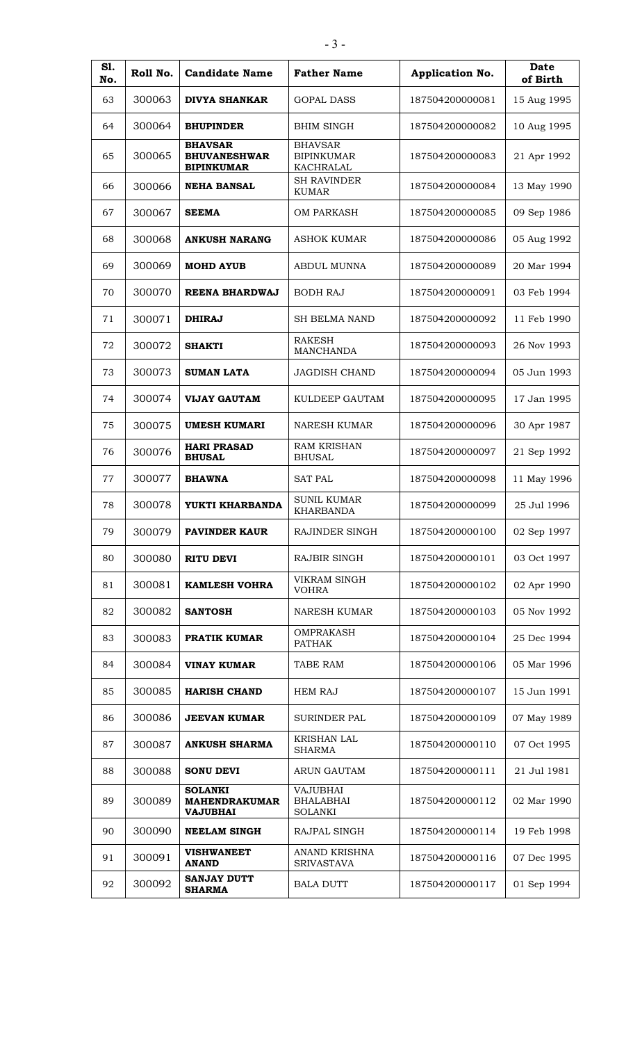| Sl. No. | Roll No. | Candidate Name | Father Name | Application No. | Date of Birth |
|---|---|---|---|---|---|
| 63 | 300063 | **DIVYA SHANKAR** | GOPAL DASS | 187504200000081 | 15 Aug 1995 |
| 64 | 300064 | **BHUPINDER** | BHIM SINGH | 187504200000082 | 10 Aug 1995 |
| 65 | 300065 | **BHAVSAR BHUVANESHWAR BIPINKUMAR** | BHAVSAR BIPINKUMAR KACHRALAL | 187504200000083 | 21 Apr 1992 |
| 66 | 300066 | **NEHA BANSAL** | SH RAVINDER KUMAR | 187504200000084 | 13 May 1990 |
| 67 | 300067 | **SEEMA** | OM PARKASH | 187504200000085 | 09 Sep 1986 |
| 68 | 300068 | **ANKUSH NARANG** | ASHOK KUMAR | 187504200000086 | 05 Aug 1992 |
| 69 | 300069 | **MOHD AYUB** | ABDUL MUNNA | 187504200000089 | 20 Mar 1994 |
| 70 | 300070 | **REENA BHARDWAJ** | BODH RAJ | 187504200000091 | 03 Feb 1994 |
| 71 | 300071 | **DHIRAJ** | SH BELMA NAND | 187504200000092 | 11 Feb 1990 |
| 72 | 300072 | **SHAKTI** | RAKESH MANCHANDA | 187504200000093 | 26 Nov 1993 |
| 73 | 300073 | **SUMAN LATA** | JAGDISH CHAND | 187504200000094 | 05 Jun 1993 |
| 74 | 300074 | **VIJAY GAUTAM** | KULDEEP GAUTAM | 187504200000095 | 17 Jan 1995 |
| 75 | 300075 | **UMESH KUMARI** | NARESH KUMAR | 187504200000096 | 30 Apr 1987 |
| 76 | 300076 | **HARI PRASAD BHUSAL** | RAM KRISHAN BHUSAL | 187504200000097 | 21 Sep 1992 |
| 77 | 300077 | **BHAWNA** | SAT PAL | 187504200000098 | 11 May 1996 |
| 78 | 300078 | **YUKTI KHARBANDA** | SUNIL KUMAR KHARBANDA | 187504200000099 | 25 Jul 1996 |
| 79 | 300079 | **PAVINDER KAUR** | RAJINDER SINGH | 187504200000100 | 02 Sep 1997 |
| 80 | 300080 | **RITU DEVI** | RAJBIR SINGH | 187504200000101 | 03 Oct 1997 |
| 81 | 300081 | **KAMLESH VOHRA** | VIKRAM SINGH VOHRA | 187504200000102 | 02 Apr 1990 |
| 82 | 300082 | **SANTOSH** | NARESH KUMAR | 187504200000103 | 05 Nov 1992 |
| 83 | 300083 | **PRATIK KUMAR** | OMPRAKASH PATHAK | 187504200000104 | 25 Dec 1994 |
| 84 | 300084 | **VINAY KUMAR** | TABE RAM | 187504200000106 | 05 Mar 1996 |
| 85 | 300085 | **HARISH CHAND** | HEM RAJ | 187504200000107 | 15 Jun 1991 |
| 86 | 300086 | **JEEVAN KUMAR** | SURINDER PAL | 187504200000109 | 07 May 1989 |
| 87 | 300087 | **ANKUSH SHARMA** | KRISHAN LAL SHARMA | 187504200000110 | 07 Oct 1995 |
| 88 | 300088 | **SONU DEVI** | ARUN GAUTAM | 187504200000111 | 21 Jul 1981 |
| 89 | 300089 | **SOLANKI MAHENDRAKUMAR VAJUBHAI** | VAJUBHAI BHALABHAI SOLANKI | 187504200000112 | 02 Mar 1990 |
| 90 | 300090 | **NEELAM SINGH** | RAJPAL SINGH | 187504200000114 | 19 Feb 1998 |
| 91 | 300091 | **VISHWANEET ANAND** | ANAND KRISHNA SRIVASTAVA | 187504200000116 | 07 Dec 1995 |
| 92 | 300092 | **SANJAY DUTT SHARMA** | BALA DUTT | 187504200000117 | 01 Sep 1994 |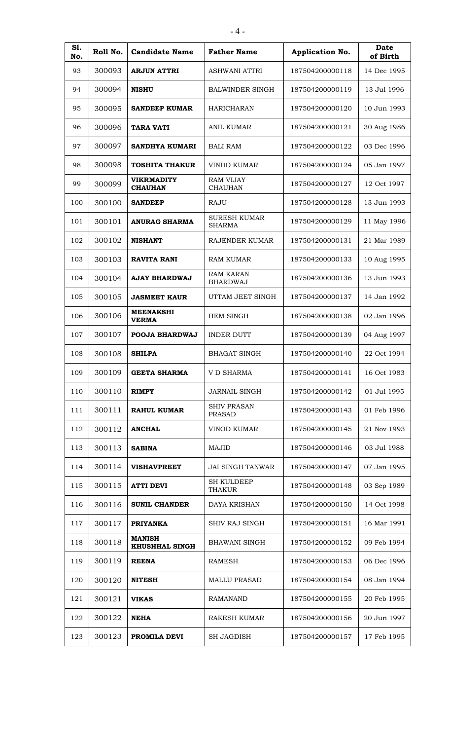| Sl. No. | Roll No. | Candidate Name | Father Name | Application No. | Date of Birth |
|---|---|---|---|---|---|
| 93 | 300093 | **ARJUN ATTRI** | ASHWANI ATTRI | 187504200000118 | 14 Dec 1995 |
| 94 | 300094 | **NISHU** | BALWINDER SINGH | 187504200000119 | 13 Jul 1996 |
| 95 | 300095 | **SANDEEP KUMAR** | HARICHARAN | 187504200000120 | 10 Jun 1993 |
| 96 | 300096 | **TARA VATI** | ANIL KUMAR | 187504200000121 | 30 Aug 1986 |
| 97 | 300097 | **SANDHYA KUMARI** | BALI RAM | 187504200000122 | 03 Dec 1996 |
| 98 | 300098 | **TOSHITA THAKUR** | VINDO KUMAR | 187504200000124 | 05 Jan 1997 |
| 99 | 300099 | **VIKRMADITY CHAUHAN** | RAM VIJAY CHAUHAN | 187504200000127 | 12 Oct 1997 |
| 100 | 300100 | **SANDEEP** | RAJU | 187504200000128 | 13 Jun 1993 |
| 101 | 300101 | **ANURAG SHARMA** | SURESH KUMAR SHARMA | 187504200000129 | 11 May 1996 |
| 102 | 300102 | **NISHANT** | RAJENDER KUMAR | 187504200000131 | 21 Mar 1989 |
| 103 | 300103 | **RAVITA RANI** | RAM KUMAR | 187504200000133 | 10 Aug 1995 |
| 104 | 300104 | **AJAY BHARDWAJ** | RAM KARAN BHARDWAJ | 187504200000136 | 13 Jun 1993 |
| 105 | 300105 | **JASMEET KAUR** | UTTAM JEET SINGH | 187504200000137 | 14 Jan 1992 |
| 106 | 300106 | **MEENAKSHI VERMA** | HEM SINGH | 187504200000138 | 02 Jan 1996 |
| 107 | 300107 | **POOJA BHARDWAJ** | INDER DUTT | 187504200000139 | 04 Aug 1997 |
| 108 | 300108 | **SHILPA** | BHAGAT SINGH | 187504200000140 | 22 Oct 1994 |
| 109 | 300109 | **GEETA SHARMA** | V D SHARMA | 187504200000141 | 16 Oct 1983 |
| 110 | 300110 | **RIMPY** | JARNAIL SINGH | 187504200000142 | 01 Jul 1995 |
| 111 | 300111 | **RAHUL KUMAR** | SHIV PRASAN PRASAD | 187504200000143 | 01 Feb 1996 |
| 112 | 300112 | **ANCHAL** | VINOD KUMAR | 187504200000145 | 21 Nov 1993 |
| 113 | 300113 | **SABINA** | MAJID | 187504200000146 | 03 Jul 1988 |
| 114 | 300114 | **VISHAVPREET** | JAI SINGH TANWAR | 187504200000147 | 07 Jan 1995 |
| 115 | 300115 | **ATTI DEVI** | SH KULDEEP THAKUR | 187504200000148 | 03 Sep 1989 |
| 116 | 300116 | **SUNIL CHANDER** | DAYA KRISHAN | 187504200000150 | 14 Oct 1998 |
| 117 | 300117 | **PRIYANKA** | SHIV RAJ SINGH | 187504200000151 | 16 Mar 1991 |
| 118 | 300118 | **MANISH KHUSHHAL SINGH** | BHAWANI SINGH | 187504200000152 | 09 Feb 1994 |
| 119 | 300119 | **REENA** | RAMESH | 187504200000153 | 06 Dec 1996 |
| 120 | 300120 | **NITESH** | MALLU PRASAD | 187504200000154 | 08 Jan 1994 |
| 121 | 300121 | **VIKAS** | RAMANAND | 187504200000155 | 20 Feb 1995 |
| 122 | 300122 | **NEHA** | RAKESH KUMAR | 187504200000156 | 20 Jun 1997 |
| 123 | 300123 | **PROMILA DEVI** | SH JAGDISH | 187504200000157 | 17 Feb 1995 |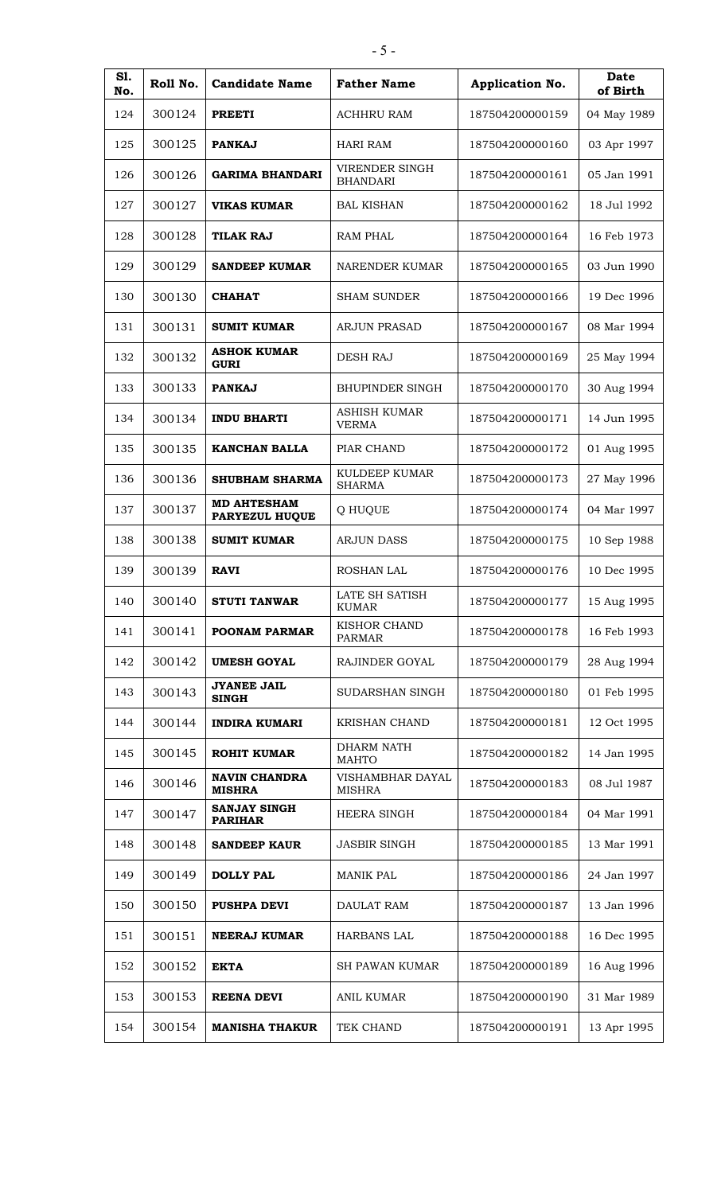| Sl. No. | Roll No. | Candidate Name | Father Name | Application No. | Date of Birth |
|---|---|---|---|---|---|
| 124 | 300124 | **PREETI** | ACHHRU RAM | 187504200000159 | 04 May 1989 |
| 125 | 300125 | **PANKAJ** | HARI RAM | 187504200000160 | 03 Apr 1997 |
| 126 | 300126 | **GARIMA BHANDARI** | VIRENDER SINGH BHANDARI | 187504200000161 | 05 Jan 1991 |
| 127 | 300127 | **VIKAS KUMAR** | BAL KISHAN | 187504200000162 | 18 Jul 1992 |
| 128 | 300128 | **TILAK RAJ** | RAM PHAL | 187504200000164 | 16 Feb 1973 |
| 129 | 300129 | **SANDEEP KUMAR** | NARENDER KUMAR | 187504200000165 | 03 Jun 1990 |
| 130 | 300130 | **CHAHAT** | SHAM SUNDER | 187504200000166 | 19 Dec 1996 |
| 131 | 300131 | **SUMIT KUMAR** | ARJUN PRASAD | 187504200000167 | 08 Mar 1994 |
| 132 | 300132 | **ASHOK KUMAR GURI** | DESH RAJ | 187504200000169 | 25 May 1994 |
| 133 | 300133 | **PANKAJ** | BHUPINDER SINGH | 187504200000170 | 30 Aug 1994 |
| 134 | 300134 | **INDU BHARTI** | ASHISH KUMAR VERMA | 187504200000171 | 14 Jun 1995 |
| 135 | 300135 | **KANCHAN BALLA** | PIAR CHAND | 187504200000172 | 01 Aug 1995 |
| 136 | 300136 | **SHUBHAM SHARMA** | KULDEEP KUMAR SHARMA | 187504200000173 | 27 May 1996 |
| 137 | 300137 | **MD AHTESHAM PARYEZUL HUQUE** | Q HUQUE | 187504200000174 | 04 Mar 1997 |
| 138 | 300138 | **SUMIT KUMAR** | ARJUN DASS | 187504200000175 | 10 Sep 1988 |
| 139 | 300139 | **RAVI** | ROSHAN LAL | 187504200000176 | 10 Dec 1995 |
| 140 | 300140 | **STUTI TANWAR** | LATE SH SATISH KUMAR | 187504200000177 | 15 Aug 1995 |
| 141 | 300141 | **POONAM PARMAR** | KISHOR CHAND PARMAR | 187504200000178 | 16 Feb 1993 |
| 142 | 300142 | **UMESH GOYAL** | RAJINDER GOYAL | 187504200000179 | 28 Aug 1994 |
| 143 | 300143 | **JYANEE JAIL SINGH** | SUDARSHAN SINGH | 187504200000180 | 01 Feb 1995 |
| 144 | 300144 | **INDIRA KUMARI** | KRISHAN CHAND | 187504200000181 | 12 Oct 1995 |
| 145 | 300145 | **ROHIT KUMAR** | DHARM NATH MAHTO | 187504200000182 | 14 Jan 1995 |
| 146 | 300146 | **NAVIN CHANDRA MISHRA** | VISHAMBHAR DAYAL MISHRA | 187504200000183 | 08 Jul 1987 |
| 147 | 300147 | **SANJAY SINGH PARIHAR** | HEERA SINGH | 187504200000184 | 04 Mar 1991 |
| 148 | 300148 | **SANDEEP KAUR** | JASBIR SINGH | 187504200000185 | 13 Mar 1991 |
| 149 | 300149 | **DOLLY PAL** | MANIK PAL | 187504200000186 | 24 Jan 1997 |
| 150 | 300150 | **PUSHPA DEVI** | DAULAT RAM | 187504200000187 | 13 Jan 1996 |
| 151 | 300151 | **NEERAJ KUMAR** | HARBANS LAL | 187504200000188 | 16 Dec 1995 |
| 152 | 300152 | **EKTA** | SH PAWAN KUMAR | 187504200000189 | 16 Aug 1996 |
| 153 | 300153 | **REENA DEVI** | ANIL KUMAR | 187504200000190 | 31 Mar 1989 |
| 154 | 300154 | **MANISHA THAKUR** | TEK CHAND | 187504200000191 | 13 Apr 1995 |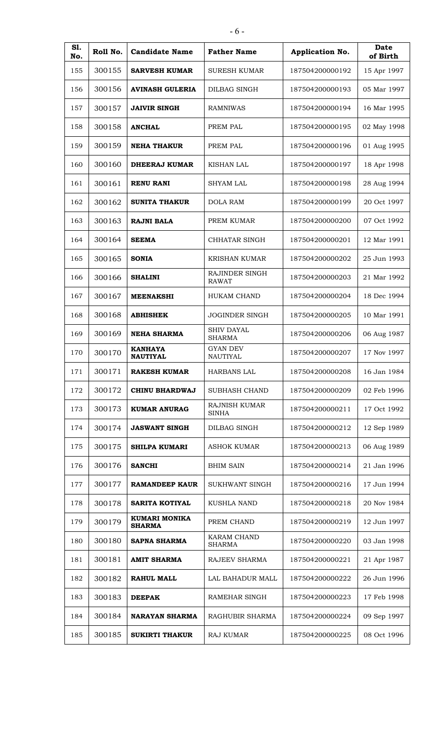| Sl. No. | Roll No. | Candidate Name | Father Name | Application No. | Date of Birth |
|---|---|---|---|---|---|
| 155 | 300155 | **SARVESH KUMAR** | SURESH KUMAR | 187504200000192 | 15 Apr 1997 |
| 156 | 300156 | **AVINASH GULERIA** | DILBAG SINGH | 187504200000193 | 05 Mar 1997 |
| 157 | 300157 | **JAIVIR SINGH** | RAMNIWAS | 187504200000194 | 16 Mar 1995 |
| 158 | 300158 | **ANCHAL** | PREM PAL | 187504200000195 | 02 May 1998 |
| 159 | 300159 | **NEHA THAKUR** | PREM PAL | 187504200000196 | 01 Aug 1995 |
| 160 | 300160 | **DHEERAJ KUMAR** | KISHAN LAL | 187504200000197 | 18 Apr 1998 |
| 161 | 300161 | **RENU RANI** | SHYAM LAL | 187504200000198 | 28 Aug 1994 |
| 162 | 300162 | **SUNITA THAKUR** | DOLA RAM | 187504200000199 | 20 Oct 1997 |
| 163 | 300163 | **RAJNI BALA** | PREM KUMAR | 187504200000200 | 07 Oct 1992 |
| 164 | 300164 | **SEEMA** | CHHATAR SINGH | 187504200000201 | 12 Mar 1991 |
| 165 | 300165 | **SONIA** | KRISHAN KUMAR | 187504200000202 | 25 Jun 1993 |
| 166 | 300166 | **SHALINI** | RAJINDER SINGH RAWAT | 187504200000203 | 21 Mar 1992 |
| 167 | 300167 | **MEENAKSHI** | HUKAM CHAND | 187504200000204 | 18 Dec 1994 |
| 168 | 300168 | **ABHISHEK** | JOGINDER SINGH | 187504200000205 | 10 Mar 1991 |
| 169 | 300169 | **NEHA SHARMA** | SHIV DAYAL SHARMA | 187504200000206 | 06 Aug 1987 |
| 170 | 300170 | **KANHAYA NAUTIYAL** | GYAN DEV NAUTIYAL | 187504200000207 | 17 Nov 1997 |
| 171 | 300171 | **RAKESH KUMAR** | HARBANS LAL | 187504200000208 | 16 Jan 1984 |
| 172 | 300172 | **CHINU BHARDWAJ** | SUBHASH CHAND | 187504200000209 | 02 Feb 1996 |
| 173 | 300173 | **KUMAR ANURAG** | RAJNISH KUMAR SINHA | 187504200000211 | 17 Oct 1992 |
| 174 | 300174 | **JASWANT SINGH** | DILBAG SINGH | 187504200000212 | 12 Sep 1989 |
| 175 | 300175 | **SHILPA KUMARI** | ASHOK KUMAR | 187504200000213 | 06 Aug 1989 |
| 176 | 300176 | **SANCHI** | BHIM SAIN | 187504200000214 | 21 Jan 1996 |
| 177 | 300177 | **RAMANDEEP KAUR** | SUKHWANT SINGH | 187504200000216 | 17 Jun 1994 |
| 178 | 300178 | **SARITA KOTIYAL** | KUSHLA NAND | 187504200000218 | 20 Nov 1984 |
| 179 | 300179 | **KUMARI MONIKA SHARMA** | PREM CHAND | 187504200000219 | 12 Jun 1997 |
| 180 | 300180 | **SAPNA SHARMA** | KARAM CHAND SHARMA | 187504200000220 | 03 Jan 1998 |
| 181 | 300181 | **AMIT SHARMA** | RAJEEV SHARMA | 187504200000221 | 21 Apr 1987 |
| 182 | 300182 | **RAHUL MALL** | LAL BAHADUR MALL | 187504200000222 | 26 Jun 1996 |
| 183 | 300183 | **DEEPAK** | RAMEHAR SINGH | 187504200000223 | 17 Feb 1998 |
| 184 | 300184 | **NARAYAN SHARMA** | RAGHUBIR SHARMA | 187504200000224 | 09 Sep 1997 |
| 185 | 300185 | **SUKIRTI THAKUR** | RAJ KUMAR | 187504200000225 | 08 Oct 1996 |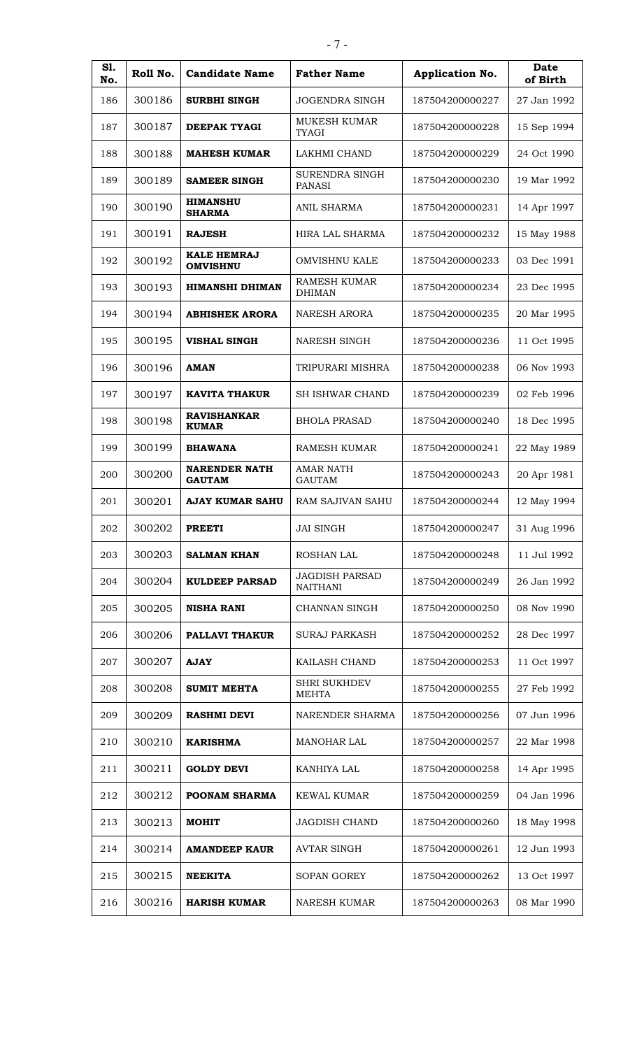| Sl. No. | Roll No. | Candidate Name | Father Name | Application No. | Date of Birth |
|---|---|---|---|---|---|
| 186 | 300186 | **SURBHI SINGH** | JOGENDRA SINGH | 187504200000227 | 27 Jan 1992 |
| 187 | 300187 | **DEEPAK TYAGI** | MUKESH KUMAR TYAGI | 187504200000228 | 15 Sep 1994 |
| 188 | 300188 | **MAHESH KUMAR** | LAKHMI CHAND | 187504200000229 | 24 Oct 1990 |
| 189 | 300189 | **SAMEER SINGH** | SURENDRA SINGH PANASI | 187504200000230 | 19 Mar 1992 |
| 190 | 300190 | **HIMANSHU SHARMA** | ANIL SHARMA | 187504200000231 | 14 Apr 1997 |
| 191 | 300191 | **RAJESH** | HIRA LAL SHARMA | 187504200000232 | 15 May 1988 |
| 192 | 300192 | **KALE HEMRAJ OMVISHNU** | OMVISHNU KALE | 187504200000233 | 03 Dec 1991 |
| 193 | 300193 | **HIMANSHI DHIMAN** | RAMESH KUMAR DHIMAN | 187504200000234 | 23 Dec 1995 |
| 194 | 300194 | **ABHISHEK ARORA** | NARESH ARORA | 187504200000235 | 20 Mar 1995 |
| 195 | 300195 | **VISHAL SINGH** | NARESH SINGH | 187504200000236 | 11 Oct 1995 |
| 196 | 300196 | **AMAN** | TRIPURARI MISHRA | 187504200000238 | 06 Nov 1993 |
| 197 | 300197 | **KAVITA THAKUR** | SH ISHWAR CHAND | 187504200000239 | 02 Feb 1996 |
| 198 | 300198 | **RAVISHANKAR KUMAR** | BHOLA PRASAD | 187504200000240 | 18 Dec 1995 |
| 199 | 300199 | **BHAWANA** | RAMESH KUMAR | 187504200000241 | 22 May 1989 |
| 200 | 300200 | **NARENDER NATH GAUTAM** | AMAR NATH GAUTAM | 187504200000243 | 20 Apr 1981 |
| 201 | 300201 | **AJAY KUMAR SAHU** | RAM SAJIVAN SAHU | 187504200000244 | 12 May 1994 |
| 202 | 300202 | **PREETI** | JAI SINGH | 187504200000247 | 31 Aug 1996 |
| 203 | 300203 | **SALMAN KHAN** | ROSHAN LAL | 187504200000248 | 11 Jul 1992 |
| 204 | 300204 | **KULDEEP PARSAD** | JAGDISH PARSAD NAITHANI | 187504200000249 | 26 Jan 1992 |
| 205 | 300205 | **NISHA RANI** | CHANNAN SINGH | 187504200000250 | 08 Nov 1990 |
| 206 | 300206 | **PALLAVI THAKUR** | SURAJ PARKASH | 187504200000252 | 28 Dec 1997 |
| 207 | 300207 | **AJAY** | KAILASH CHAND | 187504200000253 | 11 Oct 1997 |
| 208 | 300208 | **SUMIT MEHTA** | SHRI SUKHDEV MEHTA | 187504200000255 | 27 Feb 1992 |
| 209 | 300209 | **RASHMI DEVI** | NARENDER SHARMA | 187504200000256 | 07 Jun 1996 |
| 210 | 300210 | **KARISHMA** | MANOHAR LAL | 187504200000257 | 22 Mar 1998 |
| 211 | 300211 | **GOLDY DEVI** | KANHIYA LAL | 187504200000258 | 14 Apr 1995 |
| 212 | 300212 | **POONAM SHARMA** | KEWAL KUMAR | 187504200000259 | 04 Jan 1996 |
| 213 | 300213 | **MOHIT** | JAGDISH CHAND | 187504200000260 | 18 May 1998 |
| 214 | 300214 | **AMANDEEP KAUR** | AVTAR SINGH | 187504200000261 | 12 Jun 1993 |
| 215 | 300215 | **NEEKITA** | SOPAN GOREY | 187504200000262 | 13 Oct 1997 |
| 216 | 300216 | **HARISH KUMAR** | NARESH KUMAR | 187504200000263 | 08 Mar 1990 |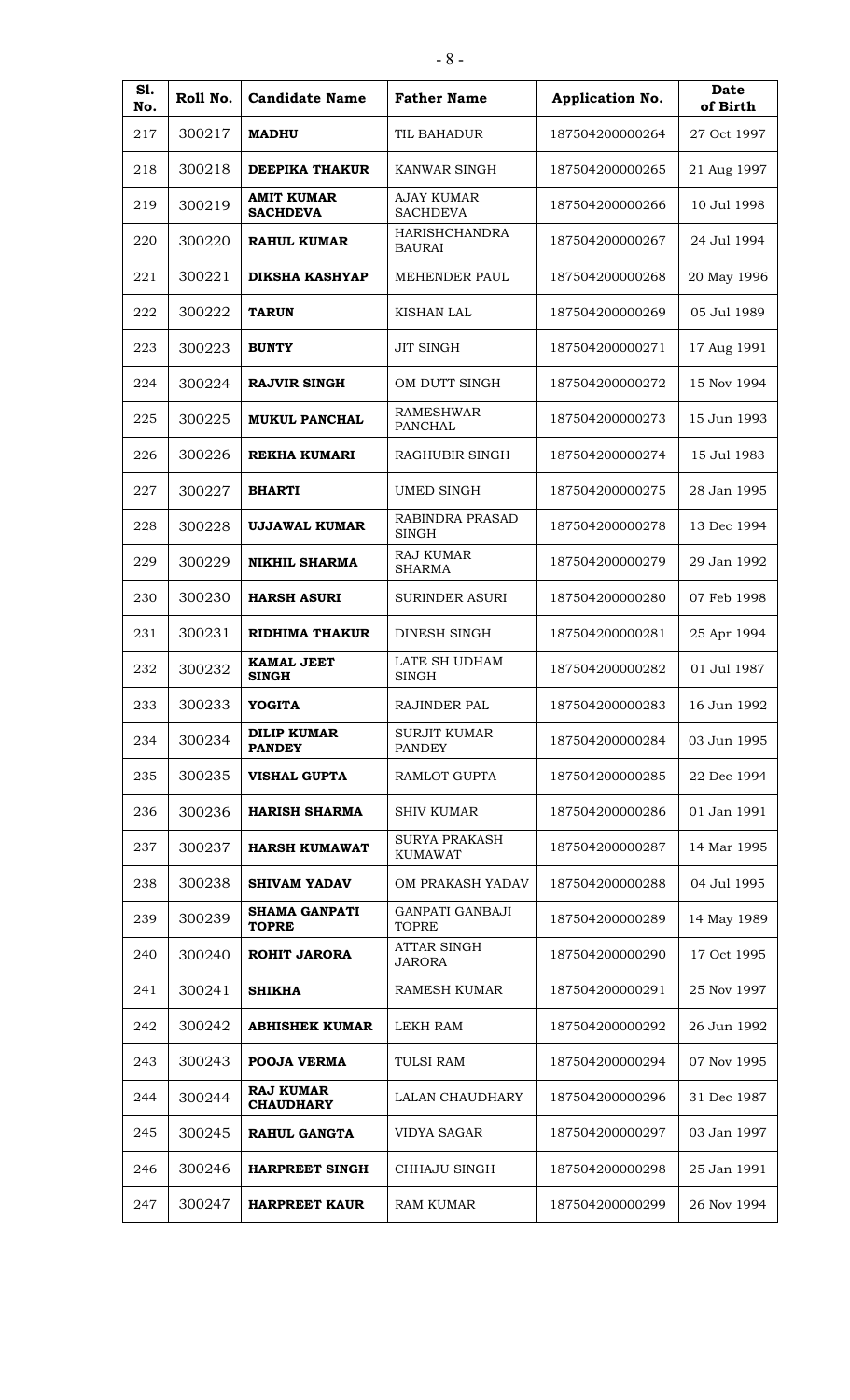| Sl. No. | Roll No. | Candidate Name | Father Name | Application No. | Date of Birth |
|---|---|---|---|---|---|
| 217 | 300217 | **MADHU** | TIL BAHADUR | 187504200000264 | 27 Oct 1997 |
| 218 | 300218 | **DEEPIKA THAKUR** | KANWAR SINGH | 187504200000265 | 21 Aug 1997 |
| 219 | 300219 | **AMIT KUMAR SACHDEVA** | AJAY KUMAR SACHDEVA | 187504200000266 | 10 Jul 1998 |
| 220 | 300220 | **RAHUL KUMAR** | HARISHCHANDRA BAURAI | 187504200000267 | 24 Jul 1994 |
| 221 | 300221 | **DIKSHA KASHYAP** | MEHENDER PAUL | 187504200000268 | 20 May 1996 |
| 222 | 300222 | **TARUN** | KISHAN LAL | 187504200000269 | 05 Jul 1989 |
| 223 | 300223 | **BUNTY** | JIT SINGH | 187504200000271 | 17 Aug 1991 |
| 224 | 300224 | **RAJVIR SINGH** | OM DUTT SINGH | 187504200000272 | 15 Nov 1994 |
| 225 | 300225 | **MUKUL PANCHAL** | RAMESHWAR PANCHAL | 187504200000273 | 15 Jun 1993 |
| 226 | 300226 | **REKHA KUMARI** | RAGHUBIR SINGH | 187504200000274 | 15 Jul 1983 |
| 227 | 300227 | **BHARTI** | UMED SINGH | 187504200000275 | 28 Jan 1995 |
| 228 | 300228 | **UJJAWAL KUMAR** | RABINDRA PRASAD SINGH | 187504200000278 | 13 Dec 1994 |
| 229 | 300229 | **NIKHIL SHARMA** | RAJ KUMAR SHARMA | 187504200000279 | 29 Jan 1992 |
| 230 | 300230 | **HARSH ASURI** | SURINDER ASURI | 187504200000280 | 07 Feb 1998 |
| 231 | 300231 | **RIDHIMA THAKUR** | DINESH SINGH | 187504200000281 | 25 Apr 1994 |
| 232 | 300232 | **KAMAL JEET SINGH** | LATE SH UDHAM SINGH | 187504200000282 | 01 Jul 1987 |
| 233 | 300233 | **YOGITA** | RAJINDER PAL | 187504200000283 | 16 Jun 1992 |
| 234 | 300234 | **DILIP KUMAR PANDEY** | SURJIT KUMAR PANDEY | 187504200000284 | 03 Jun 1995 |
| 235 | 300235 | **VISHAL GUPTA** | RAMLOT GUPTA | 187504200000285 | 22 Dec 1994 |
| 236 | 300236 | **HARISH SHARMA** | SHIV KUMAR | 187504200000286 | 01 Jan 1991 |
| 237 | 300237 | **HARSH KUMAWAT** | SURYA PRAKASH KUMAWAT | 187504200000287 | 14 Mar 1995 |
| 238 | 300238 | **SHIVAM YADAV** | OM PRAKASH YADAV | 187504200000288 | 04 Jul 1995 |
| 239 | 300239 | **SHAMA GANPATI TOPRE** | GANPATI GANBAJI TOPRE | 187504200000289 | 14 May 1989 |
| 240 | 300240 | **ROHIT JARORA** | ATTAR SINGH JARORA | 187504200000290 | 17 Oct 1995 |
| 241 | 300241 | **SHIKHA** | RAMESH KUMAR | 187504200000291 | 25 Nov 1997 |
| 242 | 300242 | **ABHISHEK KUMAR** | LEKH RAM | 187504200000292 | 26 Jun 1992 |
| 243 | 300243 | **POOJA VERMA** | TULSI RAM | 187504200000294 | 07 Nov 1995 |
| 244 | 300244 | **RAJ KUMAR CHAUDHARY** | LALAN CHAUDHARY | 187504200000296 | 31 Dec 1987 |
| 245 | 300245 | **RAHUL GANGTA** | VIDYA SAGAR | 187504200000297 | 03 Jan 1997 |
| 246 | 300246 | **HARPREET SINGH** | CHHAJU SINGH | 187504200000298 | 25 Jan 1991 |
| 247 | 300247 | **HARPREET KAUR** | RAM KUMAR | 187504200000299 | 26 Nov 1994 |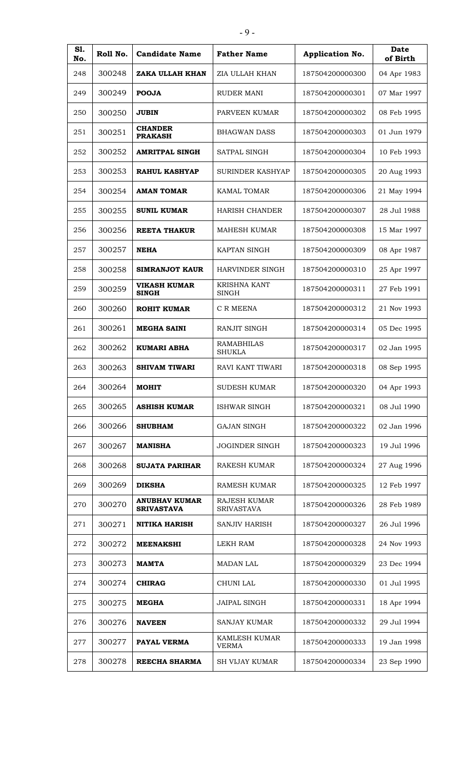| Sl. No. | Roll No. | Candidate Name | Father Name | Application No. | Date of Birth |
|---|---|---|---|---|---|
| 248 | 300248 | **ZAKA ULLAH KHAN** | ZIA ULLAH KHAN | 187504200000300 | 04 Apr 1983 |
| 249 | 300249 | **POOJA** | RUDER MANI | 187504200000301 | 07 Mar 1997 |
| 250 | 300250 | **JUBIN** | PARVEEN KUMAR | 187504200000302 | 08 Feb 1995 |
| 251 | 300251 | **CHANDER PRAKASH** | BHAGWAN DASS | 187504200000303 | 01 Jun 1979 |
| 252 | 300252 | **AMRITPAL SINGH** | SATPAL SINGH | 187504200000304 | 10 Feb 1993 |
| 253 | 300253 | **RAHUL KASHYAP** | SURINDER KASHYAP | 187504200000305 | 20 Aug 1993 |
| 254 | 300254 | **AMAN TOMAR** | KAMAL TOMAR | 187504200000306 | 21 May 1994 |
| 255 | 300255 | **SUNIL KUMAR** | HARISH CHANDER | 187504200000307 | 28 Jul 1988 |
| 256 | 300256 | **REETA THAKUR** | MAHESH KUMAR | 187504200000308 | 15 Mar 1997 |
| 257 | 300257 | **NEHA** | KAPTAN SINGH | 187504200000309 | 08 Apr 1987 |
| 258 | 300258 | **SIMRANJOT KAUR** | HARVINDER SINGH | 187504200000310 | 25 Apr 1997 |
| 259 | 300259 | **VIKASH KUMAR SINGH** | KRISHNA KANT SINGH | 187504200000311 | 27 Feb 1991 |
| 260 | 300260 | **ROHIT KUMAR** | C R MEENA | 187504200000312 | 21 Nov 1993 |
| 261 | 300261 | **MEGHA SAINI** | RANJIT SINGH | 187504200000314 | 05 Dec 1995 |
| 262 | 300262 | **KUMARI ABHA** | RAMABHILAS SHUKLA | 187504200000317 | 02 Jan 1995 |
| 263 | 300263 | **SHIVAM TIWARI** | RAVI KANT TIWARI | 187504200000318 | 08 Sep 1995 |
| 264 | 300264 | **MOHIT** | SUDESH KUMAR | 187504200000320 | 04 Apr 1993 |
| 265 | 300265 | **ASHISH KUMAR** | ISHWAR SINGH | 187504200000321 | 08 Jul 1990 |
| 266 | 300266 | **SHUBHAM** | GAJAN SINGH | 187504200000322 | 02 Jan 1996 |
| 267 | 300267 | **MANISHA** | JOGINDER SINGH | 187504200000323 | 19 Jul 1996 |
| 268 | 300268 | **SUJATA PARIHAR** | RAKESH KUMAR | 187504200000324 | 27 Aug 1996 |
| 269 | 300269 | **DIKSHA** | RAMESH KUMAR | 187504200000325 | 12 Feb 1997 |
| 270 | 300270 | **ANUBHAV KUMAR SRIVASTAVA** | RAJESH KUMAR SRIVASTAVA | 187504200000326 | 28 Feb 1989 |
| 271 | 300271 | **NITIKA HARISH** | SANJIV HARISH | 187504200000327 | 26 Jul 1996 |
| 272 | 300272 | **MEENAKSHI** | LEKH RAM | 187504200000328 | 24 Nov 1993 |
| 273 | 300273 | **MAMTA** | MADAN LAL | 187504200000329 | 23 Dec 1994 |
| 274 | 300274 | **CHIRAG** | CHUNI LAL | 187504200000330 | 01 Jul 1995 |
| 275 | 300275 | **MEGHA** | JAIPAL SINGH | 187504200000331 | 18 Apr 1994 |
| 276 | 300276 | **NAVEEN** | SANJAY KUMAR | 187504200000332 | 29 Jul 1994 |
| 277 | 300277 | **PAYAL VERMA** | KAMLESH KUMAR VERMA | 187504200000333 | 19 Jan 1998 |
| 278 | 300278 | **REECHA SHARMA** | SH VIJAY KUMAR | 187504200000334 | 23 Sep 1990 |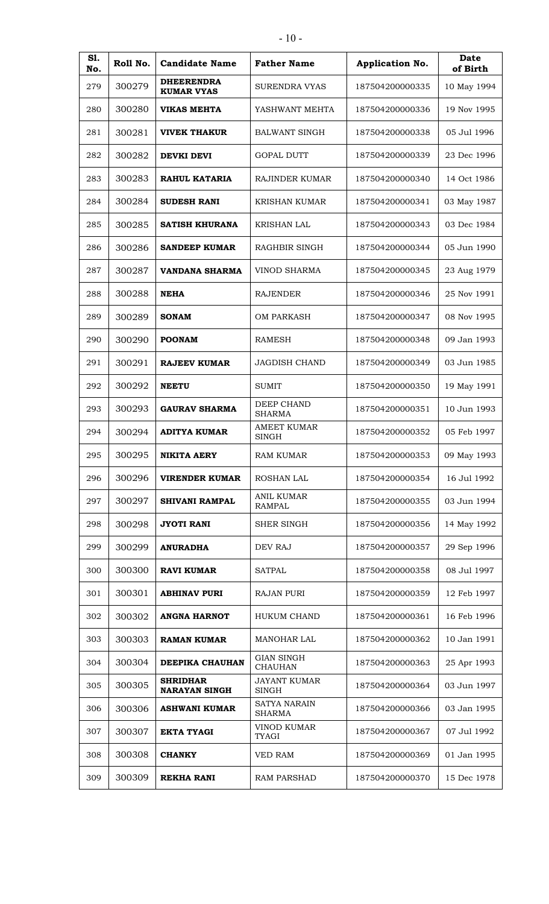| Sl. No. | Roll No. | Candidate Name | Father Name | Application No. | Date of Birth |
|---|---|---|---|---|---|
| 279 | 300279 | **DHEERENDRA KUMAR VYAS** | SURENDRA VYAS | 187504200000335 | 10 May 1994 |
| 280 | 300280 | **VIKAS MEHTA** | YASHWANT MEHTA | 187504200000336 | 19 Nov 1995 |
| 281 | 300281 | **VIVEK THAKUR** | BALWANT SINGH | 187504200000338 | 05 Jul 1996 |
| 282 | 300282 | **DEVKI DEVI** | GOPAL DUTT | 187504200000339 | 23 Dec 1996 |
| 283 | 300283 | **RAHUL KATARIA** | RAJINDER KUMAR | 187504200000340 | 14 Oct 1986 |
| 284 | 300284 | **SUDESH RANI** | KRISHAN KUMAR | 187504200000341 | 03 May 1987 |
| 285 | 300285 | **SATISH KHURANA** | KRISHAN LAL | 187504200000343 | 03 Dec 1984 |
| 286 | 300286 | **SANDEEP KUMAR** | RAGHBIR SINGH | 187504200000344 | 05 Jun 1990 |
| 287 | 300287 | **VANDANA SHARMA** | VINOD SHARMA | 187504200000345 | 23 Aug 1979 |
| 288 | 300288 | **NEHA** | RAJENDER | 187504200000346 | 25 Nov 1991 |
| 289 | 300289 | **SONAM** | OM PARKASH | 187504200000347 | 08 Nov 1995 |
| 290 | 300290 | **POONAM** | RAMESH | 187504200000348 | 09 Jan 1993 |
| 291 | 300291 | **RAJEEV KUMAR** | JAGDISH CHAND | 187504200000349 | 03 Jun 1985 |
| 292 | 300292 | **NEETU** | SUMIT | 187504200000350 | 19 May 1991 |
| 293 | 300293 | **GAURAV SHARMA** | DEEP CHAND SHARMA | 187504200000351 | 10 Jun 1993 |
| 294 | 300294 | **ADITYA KUMAR** | AMEET KUMAR SINGH | 187504200000352 | 05 Feb 1997 |
| 295 | 300295 | **NIKITA AERY** | RAM KUMAR | 187504200000353 | 09 May 1993 |
| 296 | 300296 | **VIRENDER KUMAR** | ROSHAN LAL | 187504200000354 | 16 Jul 1992 |
| 297 | 300297 | **SHIVANI RAMPAL** | ANIL KUMAR RAMPAL | 187504200000355 | 03 Jun 1994 |
| 298 | 300298 | **JYOTI RANI** | SHER SINGH | 187504200000356 | 14 May 1992 |
| 299 | 300299 | **ANURADHA** | DEV RAJ | 187504200000357 | 29 Sep 1996 |
| 300 | 300300 | **RAVI KUMAR** | SATPAL | 187504200000358 | 08 Jul 1997 |
| 301 | 300301 | **ABHINAV PURI** | RAJAN PURI | 187504200000359 | 12 Feb 1997 |
| 302 | 300302 | **ANGNA HARNOT** | HUKUM CHAND | 187504200000361 | 16 Feb 1996 |
| 303 | 300303 | **RAMAN KUMAR** | MANOHAR LAL | 187504200000362 | 10 Jan 1991 |
| 304 | 300304 | **DEEPIKA CHAUHAN** | GIAN SINGH CHAUHAN | 187504200000363 | 25 Apr 1993 |
| 305 | 300305 | **SHRIDHAR NARAYAN SINGH** | JAYANT KUMAR SINGH | 187504200000364 | 03 Jun 1997 |
| 306 | 300306 | **ASHWANI KUMAR** | SATYA NARAIN SHARMA | 187504200000366 | 03 Jan 1995 |
| 307 | 300307 | **EKTA TYAGI** | VINOD KUMAR TYAGI | 187504200000367 | 07 Jul 1992 |
| 308 | 300308 | **CHANKY** | VED RAM | 187504200000369 | 01 Jan 1995 |
| 309 | 300309 | **REKHA RANI** | RAM PARSHAD | 187504200000370 | 15 Dec 1978 |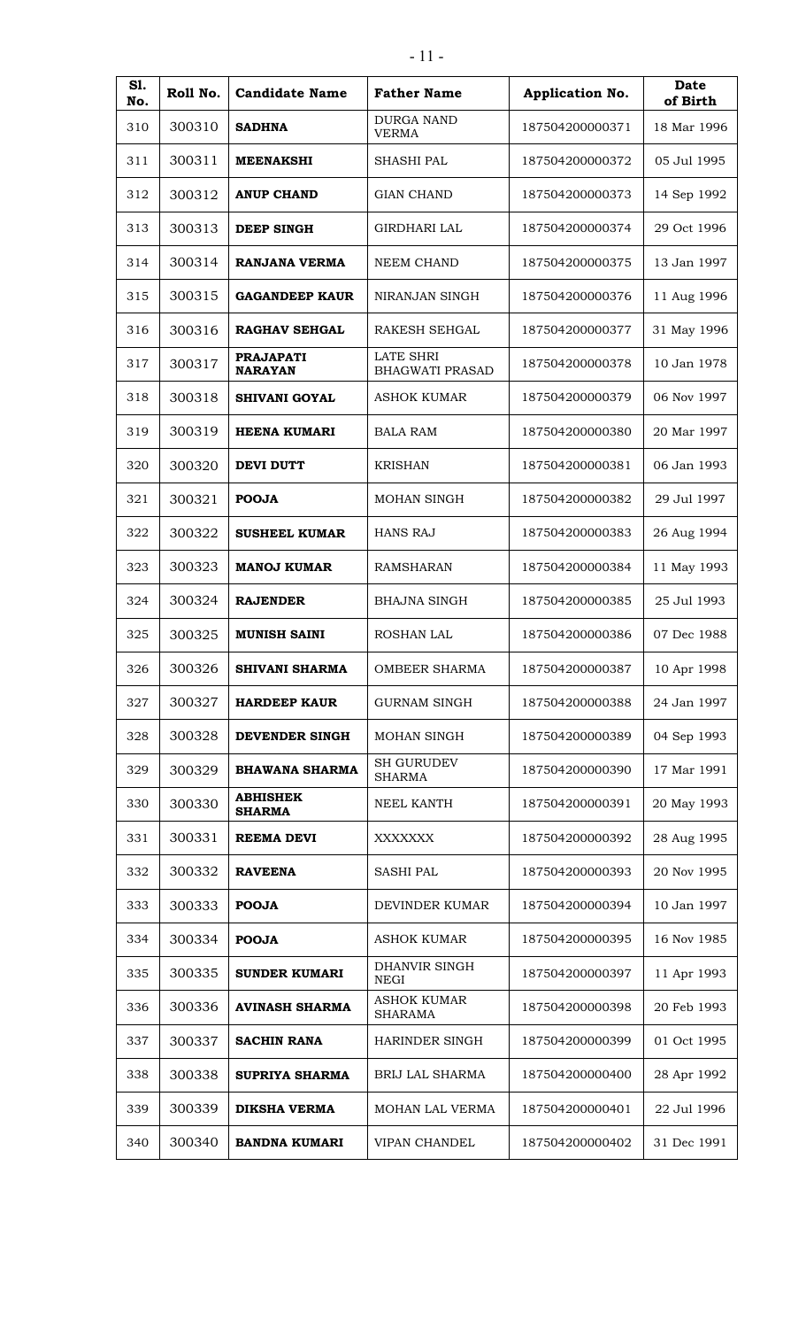| Sl. No. | Roll No. | Candidate Name | Father Name | Application No. | Date of Birth |
|---|---|---|---|---|---|
| 310 | 300310 | **SADHNA** | DURGA NAND VERMA | 187504200000371 | 18 Mar 1996 |
| 311 | 300311 | **MEENAKSHI** | SHASHI PAL | 187504200000372 | 05 Jul 1995 |
| 312 | 300312 | **ANUP CHAND** | GIAN CHAND | 187504200000373 | 14 Sep 1992 |
| 313 | 300313 | **DEEP SINGH** | GIRDHARI LAL | 187504200000374 | 29 Oct 1996 |
| 314 | 300314 | **RANJANA VERMA** | NEEM CHAND | 187504200000375 | 13 Jan 1997 |
| 315 | 300315 | **GAGANDEEP KAUR** | NIRANJAN SINGH | 187504200000376 | 11 Aug 1996 |
| 316 | 300316 | **RAGHAV SEHGAL** | RAKESH SEHGAL | 187504200000377 | 31 May 1996 |
| 317 | 300317 | **PRAJAPATI NARAYAN** | LATE SHRI BHAGWATI PRASAD | 187504200000378 | 10 Jan 1978 |
| 318 | 300318 | **SHIVANI GOYAL** | ASHOK KUMAR | 187504200000379 | 06 Nov 1997 |
| 319 | 300319 | **HEENA KUMARI** | BALA RAM | 187504200000380 | 20 Mar 1997 |
| 320 | 300320 | **DEVI DUTT** | KRISHAN | 187504200000381 | 06 Jan 1993 |
| 321 | 300321 | **POOJA** | MOHAN SINGH | 187504200000382 | 29 Jul 1997 |
| 322 | 300322 | **SUSHEEL KUMAR** | HANS RAJ | 187504200000383 | 26 Aug 1994 |
| 323 | 300323 | **MANOJ KUMAR** | RAMSHARAN | 187504200000384 | 11 May 1993 |
| 324 | 300324 | **RAJENDER** | BHAJNA SINGH | 187504200000385 | 25 Jul 1993 |
| 325 | 300325 | **MUNISH SAINI** | ROSHAN LAL | 187504200000386 | 07 Dec 1988 |
| 326 | 300326 | **SHIVANI SHARMA** | OMBEER SHARMA | 187504200000387 | 10 Apr 1998 |
| 327 | 300327 | **HARDEEP KAUR** | GURNAM SINGH | 187504200000388 | 24 Jan 1997 |
| 328 | 300328 | **DEVENDER SINGH** | MOHAN SINGH | 187504200000389 | 04 Sep 1993 |
| 329 | 300329 | **BHAWANA SHARMA** | SH GURUDEV SHARMA | 187504200000390 | 17 Mar 1991 |
| 330 | 300330 | **ABHISHEK SHARMA** | NEEL KANTH | 187504200000391 | 20 May 1993 |
| 331 | 300331 | **REEMA DEVI** | XXXXXXX | 187504200000392 | 28 Aug 1995 |
| 332 | 300332 | **RAVEENA** | SASHI PAL | 187504200000393 | 20 Nov 1995 |
| 333 | 300333 | **POOJA** | DEVINDER KUMAR | 187504200000394 | 10 Jan 1997 |
| 334 | 300334 | **POOJA** | ASHOK KUMAR | 187504200000395 | 16 Nov 1985 |
| 335 | 300335 | **SUNDER KUMARI** | DHANVIR SINGH NEGI | 187504200000397 | 11 Apr 1993 |
| 336 | 300336 | **AVINASH SHARMA** | ASHOK KUMAR SHARAMA | 187504200000398 | 20 Feb 1993 |
| 337 | 300337 | **SACHIN RANA** | HARINDER SINGH | 187504200000399 | 01 Oct 1995 |
| 338 | 300338 | **SUPRIYA SHARMA** | BRIJ LAL SHARMA | 187504200000400 | 28 Apr 1992 |
| 339 | 300339 | **DIKSHA VERMA** | MOHAN LAL VERMA | 187504200000401 | 22 Jul 1996 |
| 340 | 300340 | **BANDNA KUMARI** | VIPAN CHANDEL | 187504200000402 | 31 Dec 1991 |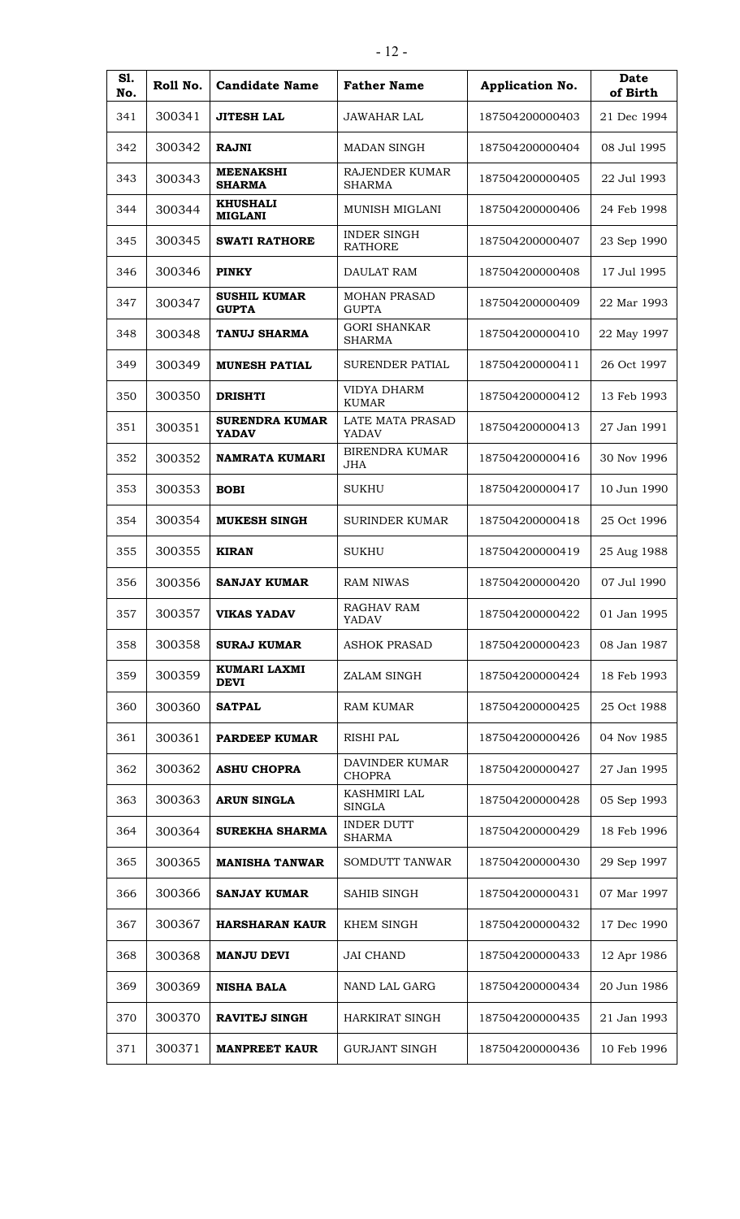| Sl. No. | Roll No. | Candidate Name | Father Name | Application No. | Date of Birth |
|---|---|---|---|---|---|
| 341 | 300341 | **JITESH LAL** | JAWAHAR LAL | 187504200000403 | 21 Dec 1994 |
| 342 | 300342 | **RAJNI** | MADAN SINGH | 187504200000404 | 08 Jul 1995 |
| 343 | 300343 | **MEENAKSHI SHARMA** | RAJENDER KUMAR SHARMA | 187504200000405 | 22 Jul 1993 |
| 344 | 300344 | **KHUSHALI MIGLANI** | MUNISH MIGLANI | 187504200000406 | 24 Feb 1998 |
| 345 | 300345 | **SWATI RATHORE** | INDER SINGH RATHORE | 187504200000407 | 23 Sep 1990 |
| 346 | 300346 | **PINKY** | DAULAT RAM | 187504200000408 | 17 Jul 1995 |
| 347 | 300347 | **SUSHIL KUMAR GUPTA** | MOHAN PRASAD GUPTA | 187504200000409 | 22 Mar 1993 |
| 348 | 300348 | **TANUJ SHARMA** | GORI SHANKAR SHARMA | 187504200000410 | 22 May 1997 |
| 349 | 300349 | **MUNESH PATIAL** | SURENDER PATIAL | 187504200000411 | 26 Oct 1997 |
| 350 | 300350 | **DRISHTI** | VIDYA DHARM KUMAR | 187504200000412 | 13 Feb 1993 |
| 351 | 300351 | **SURENDRA KUMAR YADAV** | LATE MATA PRASAD YADAV | 187504200000413 | 27 Jan 1991 |
| 352 | 300352 | **NAMRATA KUMARI** | BIRENDRA KUMAR JHA | 187504200000416 | 30 Nov 1996 |
| 353 | 300353 | **BOBI** | SUKHU | 187504200000417 | 10 Jun 1990 |
| 354 | 300354 | **MUKESH SINGH** | SURINDER KUMAR | 187504200000418 | 25 Oct 1996 |
| 355 | 300355 | **KIRAN** | SUKHU | 187504200000419 | 25 Aug 1988 |
| 356 | 300356 | **SANJAY KUMAR** | RAM NIWAS | 187504200000420 | 07 Jul 1990 |
| 357 | 300357 | **VIKAS YADAV** | RAGHAV RAM YADAV | 187504200000422 | 01 Jan 1995 |
| 358 | 300358 | **SURAJ KUMAR** | ASHOK PRASAD | 187504200000423 | 08 Jan 1987 |
| 359 | 300359 | **KUMARI LAXMI DEVI** | ZALAM SINGH | 187504200000424 | 18 Feb 1993 |
| 360 | 300360 | **SATPAL** | RAM KUMAR | 187504200000425 | 25 Oct 1988 |
| 361 | 300361 | **PARDEEP KUMAR** | RISHI PAL | 187504200000426 | 04 Nov 1985 |
| 362 | 300362 | **ASHU CHOPRA** | DAVINDER KUMAR CHOPRA | 187504200000427 | 27 Jan 1995 |
| 363 | 300363 | **ARUN SINGLA** | KASHMIRI LAL SINGLA | 187504200000428 | 05 Sep 1993 |
| 364 | 300364 | **SUREKHA SHARMA** | INDER DUTT SHARMA | 187504200000429 | 18 Feb 1996 |
| 365 | 300365 | **MANISHA TANWAR** | SOMDUTT TANWAR | 187504200000430 | 29 Sep 1997 |
| 366 | 300366 | **SANJAY KUMAR** | SAHIB SINGH | 187504200000431 | 07 Mar 1997 |
| 367 | 300367 | **HARSHARAN KAUR** | KHEM SINGH | 187504200000432 | 17 Dec 1990 |
| 368 | 300368 | **MANJU DEVI** | JAI CHAND | 187504200000433 | 12 Apr 1986 |
| 369 | 300369 | **NISHA BALA** | NAND LAL GARG | 187504200000434 | 20 Jun 1986 |
| 370 | 300370 | **RAVITEJ SINGH** | HARKIRAT SINGH | 187504200000435 | 21 Jan 1993 |
| 371 | 300371 | **MANPREET KAUR** | GURJANT SINGH | 187504200000436 | 10 Feb 1996 |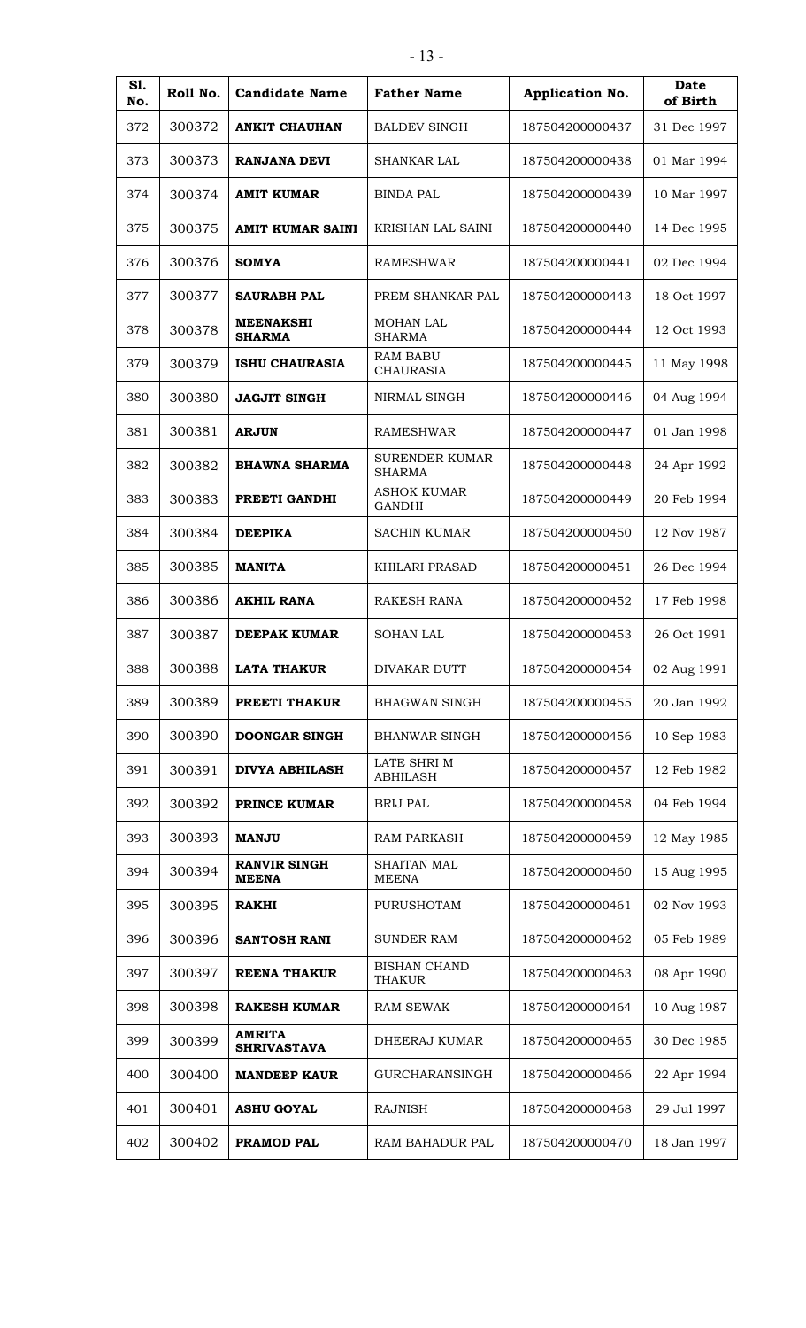| Sl. No. | Roll No. | Candidate Name | Father Name | Application No. | Date of Birth |
|---|---|---|---|---|---|
| 372 | 300372 | **ANKIT CHAUHAN** | BALDEV SINGH | 187504200000437 | 31 Dec 1997 |
| 373 | 300373 | **RANJANA DEVI** | SHANKAR LAL | 187504200000438 | 01 Mar 1994 |
| 374 | 300374 | **AMIT KUMAR** | BINDA PAL | 187504200000439 | 10 Mar 1997 |
| 375 | 300375 | **AMIT KUMAR SAINI** | KRISHAN LAL SAINI | 187504200000440 | 14 Dec 1995 |
| 376 | 300376 | **SOMYA** | RAMESHWAR | 187504200000441 | 02 Dec 1994 |
| 377 | 300377 | **SAURABH PAL** | PREM SHANKAR PAL | 187504200000443 | 18 Oct 1997 |
| 378 | 300378 | **MEENAKSHI SHARMA** | MOHAN LAL SHARMA | 187504200000444 | 12 Oct 1993 |
| 379 | 300379 | **ISHU CHAURASIA** | RAM BABU CHAURASIA | 187504200000445 | 11 May 1998 |
| 380 | 300380 | **JAGJIT SINGH** | NIRMAL SINGH | 187504200000446 | 04 Aug 1994 |
| 381 | 300381 | **ARJUN** | RAMESHWAR | 187504200000447 | 01 Jan 1998 |
| 382 | 300382 | **BHAWNA SHARMA** | SURENDER KUMAR SHARMA | 187504200000448 | 24 Apr 1992 |
| 383 | 300383 | **PREETI GANDHI** | ASHOK KUMAR GANDHI | 187504200000449 | 20 Feb 1994 |
| 384 | 300384 | **DEEPIKA** | SACHIN KUMAR | 187504200000450 | 12 Nov 1987 |
| 385 | 300385 | **MANITA** | KHILARI PRASAD | 187504200000451 | 26 Dec 1994 |
| 386 | 300386 | **AKHIL RANA** | RAKESH RANA | 187504200000452 | 17 Feb 1998 |
| 387 | 300387 | **DEEPAK KUMAR** | SOHAN LAL | 187504200000453 | 26 Oct 1991 |
| 388 | 300388 | **LATA THAKUR** | DIVAKAR DUTT | 187504200000454 | 02 Aug 1991 |
| 389 | 300389 | **PREETI THAKUR** | BHAGWAN SINGH | 187504200000455 | 20 Jan 1992 |
| 390 | 300390 | **DOONGAR SINGH** | BHANWAR SINGH | 187504200000456 | 10 Sep 1983 |
| 391 | 300391 | **DIVYA ABHILASH** | LATE SHRI M ABHILASH | 187504200000457 | 12 Feb 1982 |
| 392 | 300392 | **PRINCE KUMAR** | BRIJ PAL | 187504200000458 | 04 Feb 1994 |
| 393 | 300393 | **MANJU** | RAM PARKASH | 187504200000459 | 12 May 1985 |
| 394 | 300394 | **RANVIR SINGH MEENA** | SHAITAN MAL MEENA | 187504200000460 | 15 Aug 1995 |
| 395 | 300395 | **RAKHI** | PURUSHOTAM | 187504200000461 | 02 Nov 1993 |
| 396 | 300396 | **SANTOSH RANI** | SUNDER RAM | 187504200000462 | 05 Feb 1989 |
| 397 | 300397 | **REENA THAKUR** | BISHAN CHAND THAKUR | 187504200000463 | 08 Apr 1990 |
| 398 | 300398 | **RAKESH KUMAR** | RAM SEWAK | 187504200000464 | 10 Aug 1987 |
| 399 | 300399 | **AMRITA SHRIVASTAVA** | DHEERAJ KUMAR | 187504200000465 | 30 Dec 1985 |
| 400 | 300400 | **MANDEEP KAUR** | GURCHARANSINGH | 187504200000466 | 22 Apr 1994 |
| 401 | 300401 | **ASHU GOYAL** | RAJNISH | 187504200000468 | 29 Jul 1997 |
| 402 | 300402 | **PRAMOD PAL** | RAM BAHADUR PAL | 187504200000470 | 18 Jan 1997 |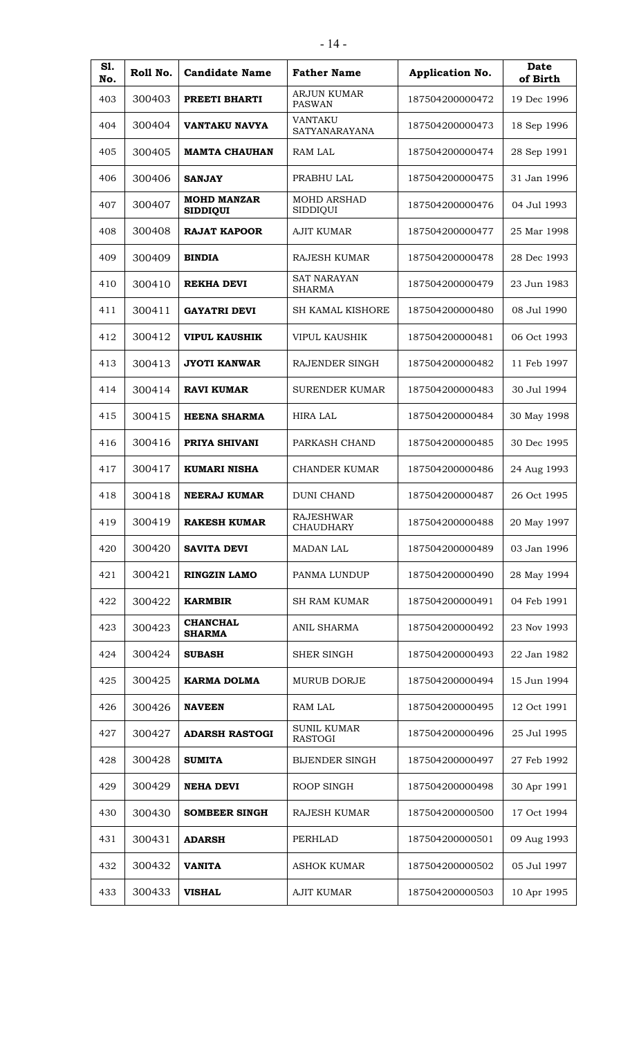| Sl. No. | Roll No. | Candidate Name | Father Name | Application No. | Date of Birth |
|---|---|---|---|---|---|
| 403 | 300403 | **PREETI BHARTI** | ARJUN KUMAR PASWAN | 187504200000472 | 19 Dec 1996 |
| 404 | 300404 | **VANTAKU NAVYA** | VANTAKU SATYANARAYANA | 187504200000473 | 18 Sep 1996 |
| 405 | 300405 | **MAMTA CHAUHAN** | RAM LAL | 187504200000474 | 28 Sep 1991 |
| 406 | 300406 | **SANJAY** | PRABHU LAL | 187504200000475 | 31 Jan 1996 |
| 407 | 300407 | **MOHD MANZAR SIDDIQUI** | MOHD ARSHAD SIDDIQUI | 187504200000476 | 04 Jul 1993 |
| 408 | 300408 | **RAJAT KAPOOR** | AJIT KUMAR | 187504200000477 | 25 Mar 1998 |
| 409 | 300409 | **BINDIA** | RAJESH KUMAR | 187504200000478 | 28 Dec 1993 |
| 410 | 300410 | **REKHA DEVI** | SAT NARAYAN SHARMA | 187504200000479 | 23 Jun 1983 |
| 411 | 300411 | **GAYATRI DEVI** | SH KAMAL KISHORE | 187504200000480 | 08 Jul 1990 |
| 412 | 300412 | **VIPUL KAUSHIK** | VIPUL KAUSHIK | 187504200000481 | 06 Oct 1993 |
| 413 | 300413 | **JYOTI KANWAR** | RAJENDER SINGH | 187504200000482 | 11 Feb 1997 |
| 414 | 300414 | **RAVI KUMAR** | SURENDER KUMAR | 187504200000483 | 30 Jul 1994 |
| 415 | 300415 | **HEENA SHARMA** | HIRA LAL | 187504200000484 | 30 May 1998 |
| 416 | 300416 | **PRIYA SHIVANI** | PARKASH CHAND | 187504200000485 | 30 Dec 1995 |
| 417 | 300417 | **KUMARI NISHA** | CHANDER KUMAR | 187504200000486 | 24 Aug 1993 |
| 418 | 300418 | **NEERAJ KUMAR** | DUNI CHAND | 187504200000487 | 26 Oct 1995 |
| 419 | 300419 | **RAKESH KUMAR** | RAJESHWAR CHAUDHARY | 187504200000488 | 20 May 1997 |
| 420 | 300420 | **SAVITA DEVI** | MADAN LAL | 187504200000489 | 03 Jan 1996 |
| 421 | 300421 | **RINGZIN LAMO** | PANMA LUNDUP | 187504200000490 | 28 May 1994 |
| 422 | 300422 | **KARMBIR** | SH RAM KUMAR | 187504200000491 | 04 Feb 1991 |
| 423 | 300423 | **CHANCHAL SHARMA** | ANIL SHARMA | 187504200000492 | 23 Nov 1993 |
| 424 | 300424 | **SUBASH** | SHER SINGH | 187504200000493 | 22 Jan 1982 |
| 425 | 300425 | **KARMA DOLMA** | MURUB DORJE | 187504200000494 | 15 Jun 1994 |
| 426 | 300426 | **NAVEEN** | RAM LAL | 187504200000495 | 12 Oct 1991 |
| 427 | 300427 | **ADARSH RASTOGI** | SUNIL KUMAR RASTOGI | 187504200000496 | 25 Jul 1995 |
| 428 | 300428 | **SUMITA** | BIJENDER SINGH | 187504200000497 | 27 Feb 1992 |
| 429 | 300429 | **NEHA DEVI** | ROOP SINGH | 187504200000498 | 30 Apr 1991 |
| 430 | 300430 | **SOMBEER SINGH** | RAJESH KUMAR | 187504200000500 | 17 Oct 1994 |
| 431 | 300431 | **ADARSH** | PERHLAD | 187504200000501 | 09 Aug 1993 |
| 432 | 300432 | **VANITA** | ASHOK KUMAR | 187504200000502 | 05 Jul 1997 |
| 433 | 300433 | **VISHAL** | AJIT KUMAR | 187504200000503 | 10 Apr 1995 |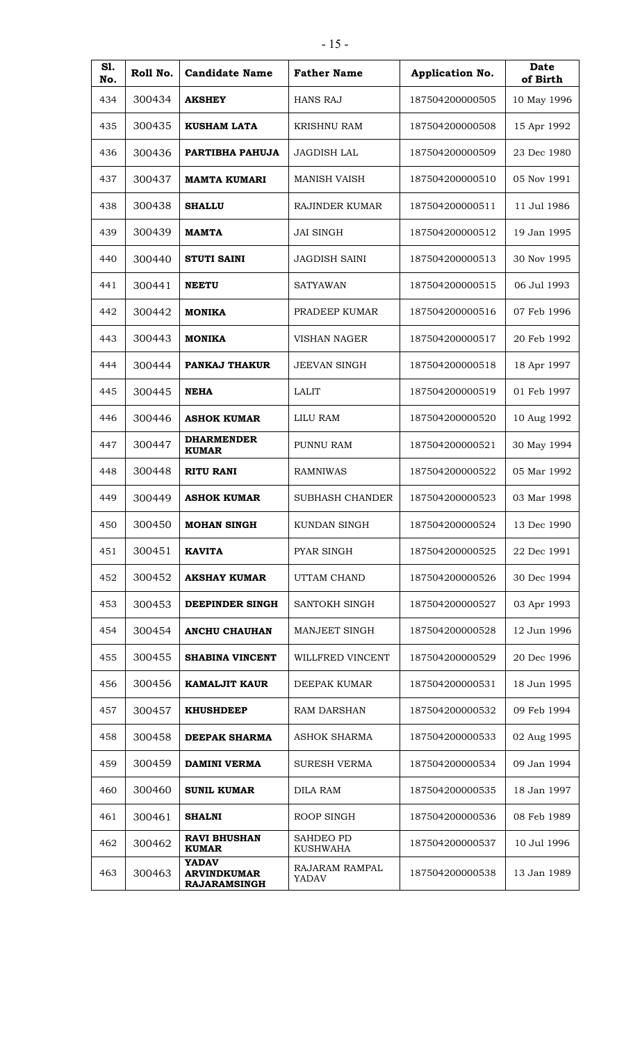| Sl. No. | Roll No. | Candidate Name | Father Name | Application No. | Date of Birth |
|---|---|---|---|---|---|
| 434 | 300434 | **AKSHEY** | HANS RAJ | 187504200000505 | 10 May 1996 |
| 435 | 300435 | **KUSHAM LATA** | KRISHNU RAM | 187504200000508 | 15 Apr 1992 |
| 436 | 300436 | **PARTIBHA PAHUJA** | JAGDISH LAL | 187504200000509 | 23 Dec 1980 |
| 437 | 300437 | **MAMTA KUMARI** | MANISH VAISH | 187504200000510 | 05 Nov 1991 |
| 438 | 300438 | **SHALLU** | RAJINDER KUMAR | 187504200000511 | 11 Jul 1986 |
| 439 | 300439 | **MAMTA** | JAI SINGH | 187504200000512 | 19 Jan 1995 |
| 440 | 300440 | **STUTI SAINI** | JAGDISH SAINI | 187504200000513 | 30 Nov 1995 |
| 441 | 300441 | **NEETU** | SATYAWAN | 187504200000515 | 06 Jul 1993 |
| 442 | 300442 | **MONIKA** | PRADEEP KUMAR | 187504200000516 | 07 Feb 1996 |
| 443 | 300443 | **MONIKA** | VISHAN NAGER | 187504200000517 | 20 Feb 1992 |
| 444 | 300444 | **PANKAJ THAKUR** | JEEVAN SINGH | 187504200000518 | 18 Apr 1997 |
| 445 | 300445 | **NEHA** | LALIT | 187504200000519 | 01 Feb 1997 |
| 446 | 300446 | **ASHOK KUMAR** | LILU RAM | 187504200000520 | 10 Aug 1992 |
| 447 | 300447 | **DHARMENDER KUMAR** | PUNNU RAM | 187504200000521 | 30 May 1994 |
| 448 | 300448 | **RITU RANI** | RAMNIWAS | 187504200000522 | 05 Mar 1992 |
| 449 | 300449 | **ASHOK KUMAR** | SUBHASH CHANDER | 187504200000523 | 03 Mar 1998 |
| 450 | 300450 | **MOHAN SINGH** | KUNDAN SINGH | 187504200000524 | 13 Dec 1990 |
| 451 | 300451 | **KAVITA** | PYAR SINGH | 187504200000525 | 22 Dec 1991 |
| 452 | 300452 | **AKSHAY KUMAR** | UTTAM CHAND | 187504200000526 | 30 Dec 1994 |
| 453 | 300453 | **DEEPINDER SINGH** | SANTOKH SINGH | 187504200000527 | 03 Apr 1993 |
| 454 | 300454 | **ANCHU CHAUHAN** | MANJEET SINGH | 187504200000528 | 12 Jun 1996 |
| 455 | 300455 | **SHABINA VINCENT** | WILLFRED VINCENT | 187504200000529 | 20 Dec 1996 |
| 456 | 300456 | **KAMALJIT KAUR** | DEEPAK KUMAR | 187504200000531 | 18 Jun 1995 |
| 457 | 300457 | **KHUSHDEEP** | RAM DARSHAN | 187504200000532 | 09 Feb 1994 |
| 458 | 300458 | **DEEPAK SHARMA** | ASHOK SHARMA | 187504200000533 | 02 Aug 1995 |
| 459 | 300459 | **DAMINI VERMA** | SURESH VERMA | 187504200000534 | 09 Jan 1994 |
| 460 | 300460 | **SUNIL KUMAR** | DILA RAM | 187504200000535 | 18 Jan 1997 |
| 461 | 300461 | **SHALNI** | ROOP SINGH | 187504200000536 | 08 Feb 1989 |
| 462 | 300462 | **RAVI BHUSHAN KUMAR** | SAHDEO PD KUSHWAHA | 187504200000537 | 10 Jul 1996 |
| 463 | 300463 | **YADAV ARVINDKUMAR RAJARAMSINGH** | RAJARAM RAMPAL YADAV | 187504200000538 | 13 Jan 1989 |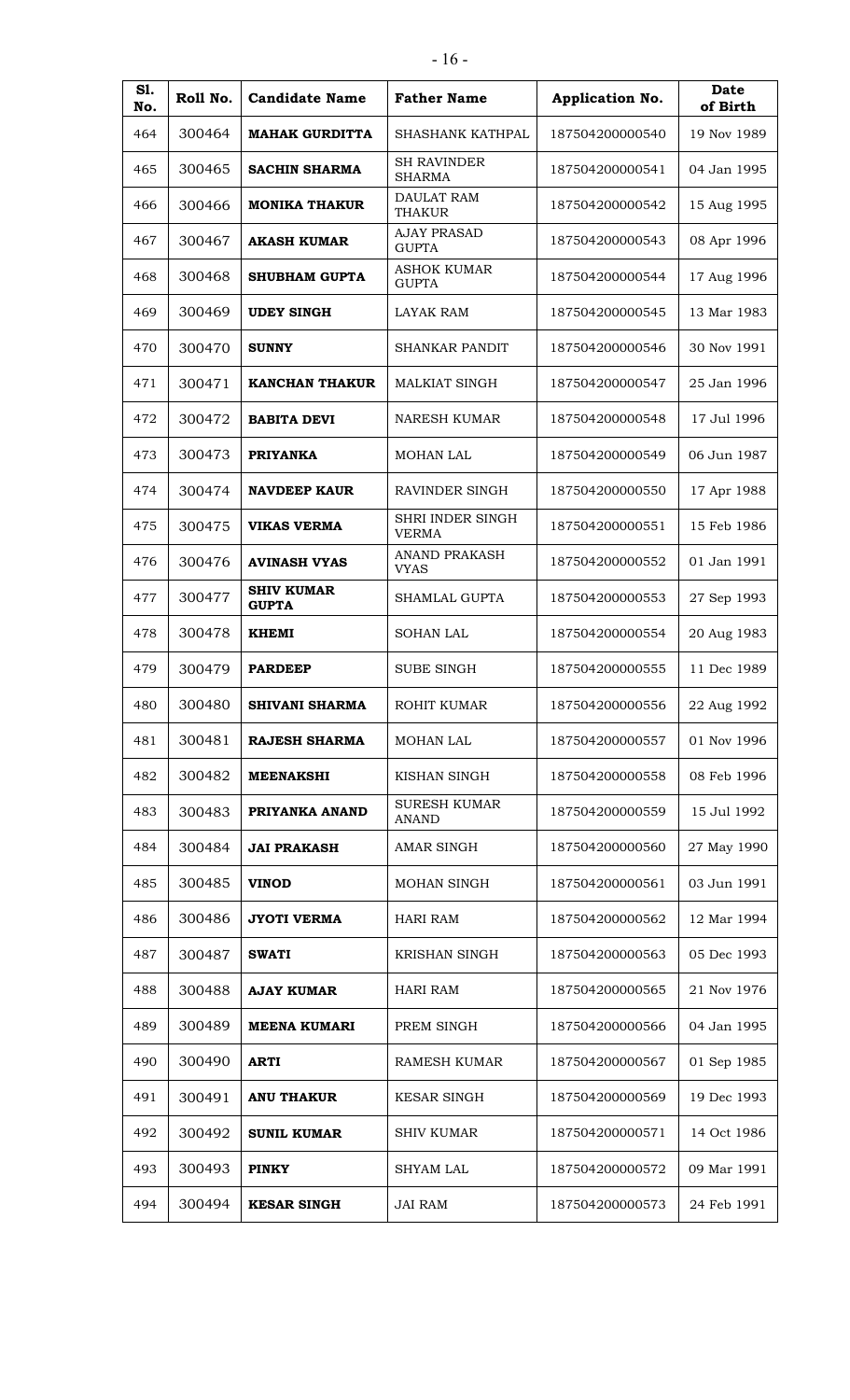| Sl. No. | Roll No. | Candidate Name | Father Name | Application No. | Date of Birth |
|---|---|---|---|---|---|
| 464 | 300464 | **MAHAK GURDITTA** | SHASHANK KATHPAL | 187504200000540 | 19 Nov 1989 |
| 465 | 300465 | **SACHIN SHARMA** | SH RAVINDER SHARMA | 187504200000541 | 04 Jan 1995 |
| 466 | 300466 | **MONIKA THAKUR** | DAULAT RAM THAKUR | 187504200000542 | 15 Aug 1995 |
| 467 | 300467 | **AKASH KUMAR** | AJAY PRASAD GUPTA | 187504200000543 | 08 Apr 1996 |
| 468 | 300468 | **SHUBHAM GUPTA** | ASHOK KUMAR GUPTA | 187504200000544 | 17 Aug 1996 |
| 469 | 300469 | **UDEY SINGH** | LAYAK RAM | 187504200000545 | 13 Mar 1983 |
| 470 | 300470 | **SUNNY** | SHANKAR PANDIT | 187504200000546 | 30 Nov 1991 |
| 471 | 300471 | **KANCHAN THAKUR** | MALKIAT SINGH | 187504200000547 | 25 Jan 1996 |
| 472 | 300472 | **BABITA DEVI** | NARESH KUMAR | 187504200000548 | 17 Jul 1996 |
| 473 | 300473 | **PRIYANKA** | MOHAN LAL | 187504200000549 | 06 Jun 1987 |
| 474 | 300474 | **NAVDEEP KAUR** | RAVINDER SINGH | 187504200000550 | 17 Apr 1988 |
| 475 | 300475 | **VIKAS VERMA** | SHRI INDER SINGH VERMA | 187504200000551 | 15 Feb 1986 |
| 476 | 300476 | **AVINASH VYAS** | ANAND PRAKASH VYAS | 187504200000552 | 01 Jan 1991 |
| 477 | 300477 | **SHIV KUMAR GUPTA** | SHAMLAL GUPTA | 187504200000553 | 27 Sep 1993 |
| 478 | 300478 | **KHEMI** | SOHAN LAL | 187504200000554 | 20 Aug 1983 |
| 479 | 300479 | **PARDEEP** | SUBE SINGH | 187504200000555 | 11 Dec 1989 |
| 480 | 300480 | **SHIVANI SHARMA** | ROHIT KUMAR | 187504200000556 | 22 Aug 1992 |
| 481 | 300481 | **RAJESH SHARMA** | MOHAN LAL | 187504200000557 | 01 Nov 1996 |
| 482 | 300482 | **MEENAKSHI** | KISHAN SINGH | 187504200000558 | 08 Feb 1996 |
| 483 | 300483 | **PRIYANKA ANAND** | SURESH KUMAR ANAND | 187504200000559 | 15 Jul 1992 |
| 484 | 300484 | **JAI PRAKASH** | AMAR SINGH | 187504200000560 | 27 May 1990 |
| 485 | 300485 | **VINOD** | MOHAN SINGH | 187504200000561 | 03 Jun 1991 |
| 486 | 300486 | **JYOTI VERMA** | HARI RAM | 187504200000562 | 12 Mar 1994 |
| 487 | 300487 | **SWATI** | KRISHAN SINGH | 187504200000563 | 05 Dec 1993 |
| 488 | 300488 | **AJAY KUMAR** | HARI RAM | 187504200000565 | 21 Nov 1976 |
| 489 | 300489 | **MEENA KUMARI** | PREM SINGH | 187504200000566 | 04 Jan 1995 |
| 490 | 300490 | **ARTI** | RAMESH KUMAR | 187504200000567 | 01 Sep 1985 |
| 491 | 300491 | **ANU THAKUR** | KESAR SINGH | 187504200000569 | 19 Dec 1993 |
| 492 | 300492 | **SUNIL KUMAR** | SHIV KUMAR | 187504200000571 | 14 Oct 1986 |
| 493 | 300493 | **PINKY** | SHYAM LAL | 187504200000572 | 09 Mar 1991 |
| 494 | 300494 | **KESAR SINGH** | JAI RAM | 187504200000573 | 24 Feb 1991 |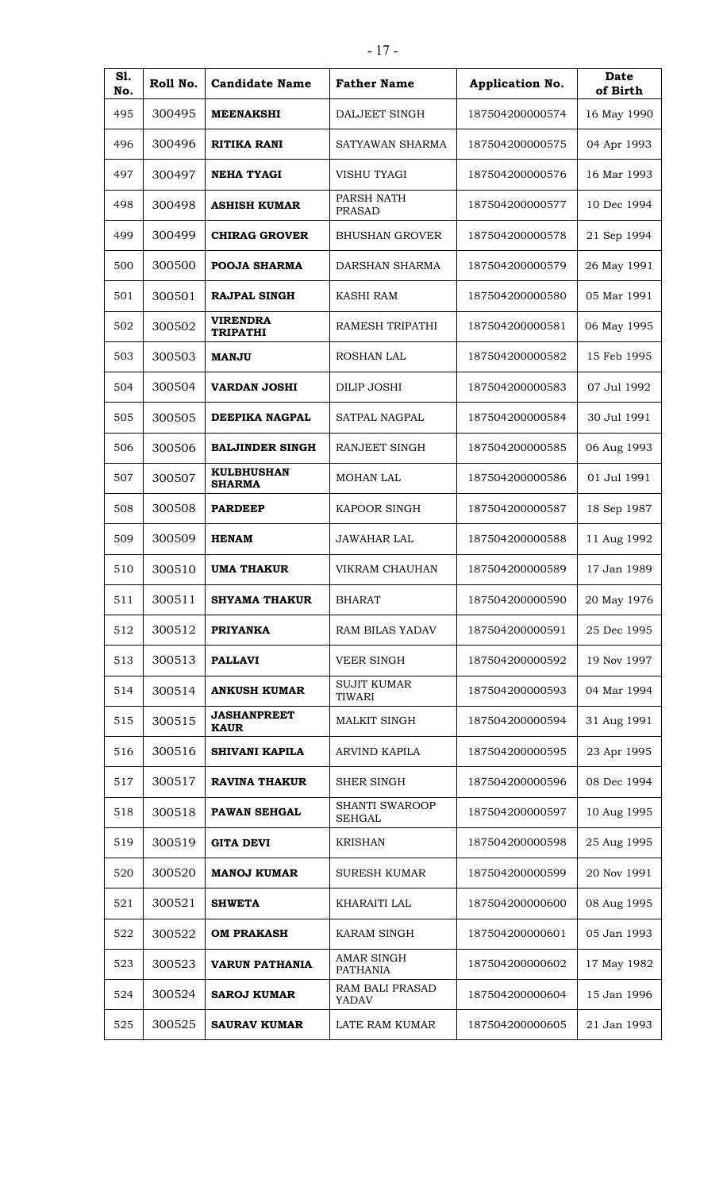| Sl. No. | Roll No. | Candidate Name | Father Name | Application No. | Date of Birth |
|---|---|---|---|---|---|
| 495 | 300495 | **MEENAKSHI** | DALJEET SINGH | 187504200000574 | 16 May 1990 |
| 496 | 300496 | **RITIKA RANI** | SATYAWAN SHARMA | 187504200000575 | 04 Apr 1993 |
| 497 | 300497 | **NEHA TYAGI** | VISHU TYAGI | 187504200000576 | 16 Mar 1993 |
| 498 | 300498 | **ASHISH KUMAR** | PARSH NATH PRASAD | 187504200000577 | 10 Dec 1994 |
| 499 | 300499 | **CHIRAG GROVER** | BHUSHAN GROVER | 187504200000578 | 21 Sep 1994 |
| 500 | 300500 | **POOJA SHARMA** | DARSHAN SHARMA | 187504200000579 | 26 May 1991 |
| 501 | 300501 | **RAJPAL SINGH** | KASHI RAM | 187504200000580 | 05 Mar 1991 |
| 502 | 300502 | **VIRENDRA TRIPATHI** | RAMESH TRIPATHI | 187504200000581 | 06 May 1995 |
| 503 | 300503 | **MANJU** | ROSHAN LAL | 187504200000582 | 15 Feb 1995 |
| 504 | 300504 | **VARDAN JOSHI** | DILIP JOSHI | 187504200000583 | 07 Jul 1992 |
| 505 | 300505 | **DEEPIKA NAGPAL** | SATPAL NAGPAL | 187504200000584 | 30 Jul 1991 |
| 506 | 300506 | **BALJINDER SINGH** | RANJEET SINGH | 187504200000585 | 06 Aug 1993 |
| 507 | 300507 | **KULBHUSHAN SHARMA** | MOHAN LAL | 187504200000586 | 01 Jul 1991 |
| 508 | 300508 | **PARDEEP** | KAPOOR SINGH | 187504200000587 | 18 Sep 1987 |
| 509 | 300509 | **HENAM** | JAWAHAR LAL | 187504200000588 | 11 Aug 1992 |
| 510 | 300510 | **UMA THAKUR** | VIKRAM CHAUHAN | 187504200000589 | 17 Jan 1989 |
| 511 | 300511 | **SHYAMA THAKUR** | BHARAT | 187504200000590 | 20 May 1976 |
| 512 | 300512 | **PRIYANKA** | RAM BILAS YADAV | 187504200000591 | 25 Dec 1995 |
| 513 | 300513 | **PALLAVI** | VEER SINGH | 187504200000592 | 19 Nov 1997 |
| 514 | 300514 | **ANKUSH KUMAR** | SUJIT KUMAR TIWARI | 187504200000593 | 04 Mar 1994 |
| 515 | 300515 | **JASHANPREET KAUR** | MALKIT SINGH | 187504200000594 | 31 Aug 1991 |
| 516 | 300516 | **SHIVANI KAPILA** | ARVIND KAPILA | 187504200000595 | 23 Apr 1995 |
| 517 | 300517 | **RAVINA THAKUR** | SHER SINGH | 187504200000596 | 08 Dec 1994 |
| 518 | 300518 | **PAWAN SEHGAL** | SHANTI SWAROOP SEHGAL | 187504200000597 | 10 Aug 1995 |
| 519 | 300519 | **GITA DEVI** | KRISHAN | 187504200000598 | 25 Aug 1995 |
| 520 | 300520 | **MANOJ KUMAR** | SURESH KUMAR | 187504200000599 | 20 Nov 1991 |
| 521 | 300521 | **SHWETA** | KHARAITI LAL | 187504200000600 | 08 Aug 1995 |
| 522 | 300522 | **OM PRAKASH** | KARAM SINGH | 187504200000601 | 05 Jan 1993 |
| 523 | 300523 | **VARUN PATHANIA** | AMAR SINGH PATHANIA | 187504200000602 | 17 May 1982 |
| 524 | 300524 | **SAROJ KUMAR** | RAM BALI PRASAD YADAV | 187504200000604 | 15 Jan 1996 |
| 525 | 300525 | **SAURAV KUMAR** | LATE RAM KUMAR | 187504200000605 | 21 Jan 1993 |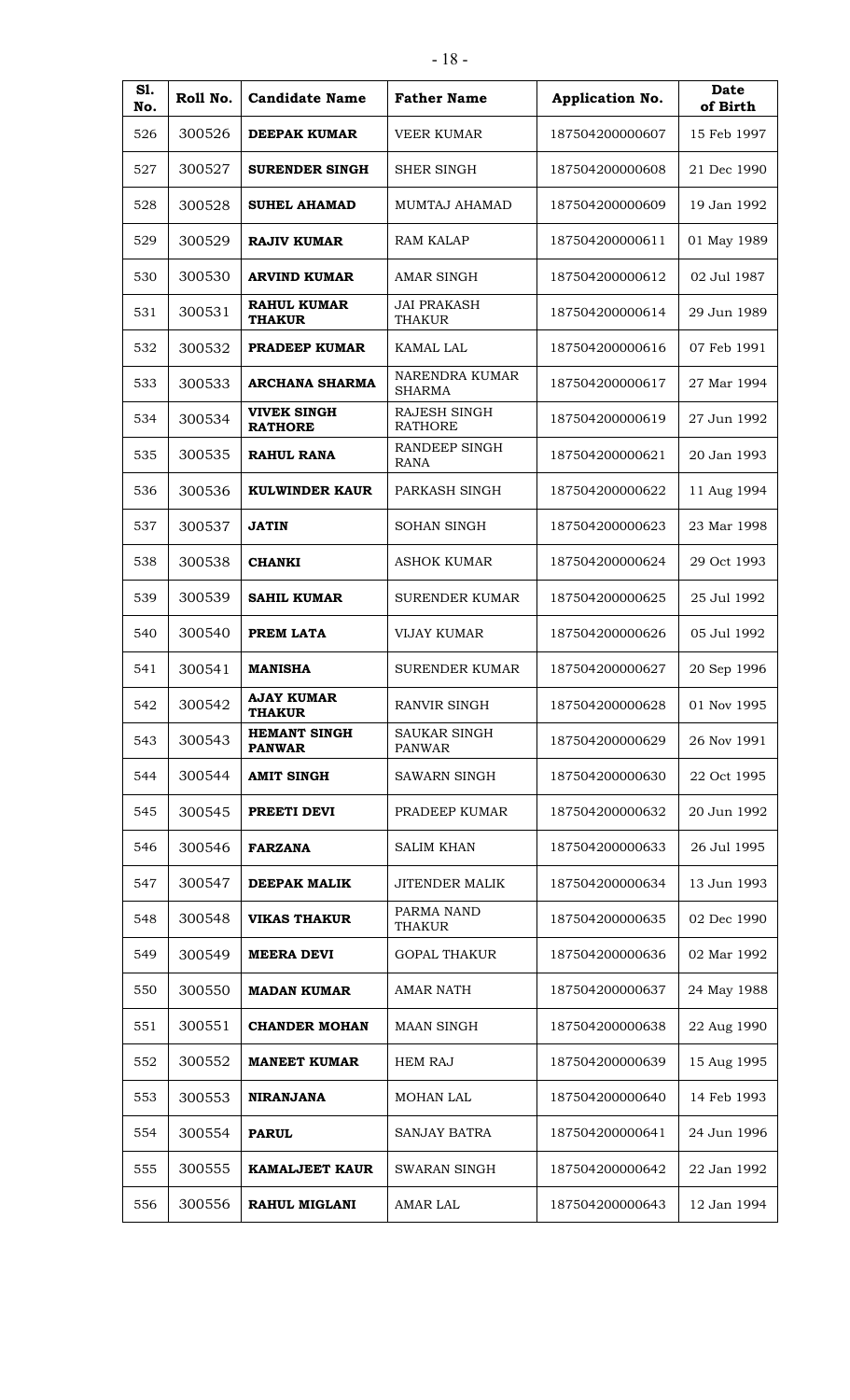| Sl. No. | Roll No. | Candidate Name | Father Name | Application No. | Date of Birth |
|---|---|---|---|---|---|
| 526 | 300526 | **DEEPAK KUMAR** | VEER KUMAR | 187504200000607 | 15 Feb 1997 |
| 527 | 300527 | **SURENDER SINGH** | SHER SINGH | 187504200000608 | 21 Dec 1990 |
| 528 | 300528 | **SUHEL AHAMAD** | MUMTAJ AHAMAD | 187504200000609 | 19 Jan 1992 |
| 529 | 300529 | **RAJIV KUMAR** | RAM KALAP | 187504200000611 | 01 May 1989 |
| 530 | 300530 | **ARVIND KUMAR** | AMAR SINGH | 187504200000612 | 02 Jul 1987 |
| 531 | 300531 | **RAHUL KUMAR THAKUR** | JAI PRAKASH THAKUR | 187504200000614 | 29 Jun 1989 |
| 532 | 300532 | **PRADEEP KUMAR** | KAMAL LAL | 187504200000616 | 07 Feb 1991 |
| 533 | 300533 | **ARCHANA SHARMA** | NARENDRA KUMAR SHARMA | 187504200000617 | 27 Mar 1994 |
| 534 | 300534 | **VIVEK SINGH RATHORE** | RAJESH SINGH RATHORE | 187504200000619 | 27 Jun 1992 |
| 535 | 300535 | **RAHUL RANA** | RANDEEP SINGH RANA | 187504200000621 | 20 Jan 1993 |
| 536 | 300536 | **KULWINDER KAUR** | PARKASH SINGH | 187504200000622 | 11 Aug 1994 |
| 537 | 300537 | **JATIN** | SOHAN SINGH | 187504200000623 | 23 Mar 1998 |
| 538 | 300538 | **CHANKI** | ASHOK KUMAR | 187504200000624 | 29 Oct 1993 |
| 539 | 300539 | **SAHIL KUMAR** | SURENDER KUMAR | 187504200000625 | 25 Jul 1992 |
| 540 | 300540 | **PREM LATA** | VIJAY KUMAR | 187504200000626 | 05 Jul 1992 |
| 541 | 300541 | **MANISHA** | SURENDER KUMAR | 187504200000627 | 20 Sep 1996 |
| 542 | 300542 | **AJAY KUMAR THAKUR** | RANVIR SINGH | 187504200000628 | 01 Nov 1995 |
| 543 | 300543 | **HEMANT SINGH PANWAR** | SAUKAR SINGH PANWAR | 187504200000629 | 26 Nov 1991 |
| 544 | 300544 | **AMIT SINGH** | SAWARN SINGH | 187504200000630 | 22 Oct 1995 |
| 545 | 300545 | **PREETI DEVI** | PRADEEP KUMAR | 187504200000632 | 20 Jun 1992 |
| 546 | 300546 | **FARZANA** | SALIM KHAN | 187504200000633 | 26 Jul 1995 |
| 547 | 300547 | **DEEPAK MALIK** | JITENDER MALIK | 187504200000634 | 13 Jun 1993 |
| 548 | 300548 | **VIKAS THAKUR** | PARMA NAND THAKUR | 187504200000635 | 02 Dec 1990 |
| 549 | 300549 | **MEERA DEVI** | GOPAL THAKUR | 187504200000636 | 02 Mar 1992 |
| 550 | 300550 | **MADAN KUMAR** | AMAR NATH | 187504200000637 | 24 May 1988 |
| 551 | 300551 | **CHANDER MOHAN** | MAAN SINGH | 187504200000638 | 22 Aug 1990 |
| 552 | 300552 | **MANEET KUMAR** | HEM RAJ | 187504200000639 | 15 Aug 1995 |
| 553 | 300553 | **NIRANJANA** | MOHAN LAL | 187504200000640 | 14 Feb 1993 |
| 554 | 300554 | **PARUL** | SANJAY BATRA | 187504200000641 | 24 Jun 1996 |
| 555 | 300555 | **KAMALJEET KAUR** | SWARAN SINGH | 187504200000642 | 22 Jan 1992 |
| 556 | 300556 | **RAHUL MIGLANI** | AMAR LAL | 187504200000643 | 12 Jan 1994 |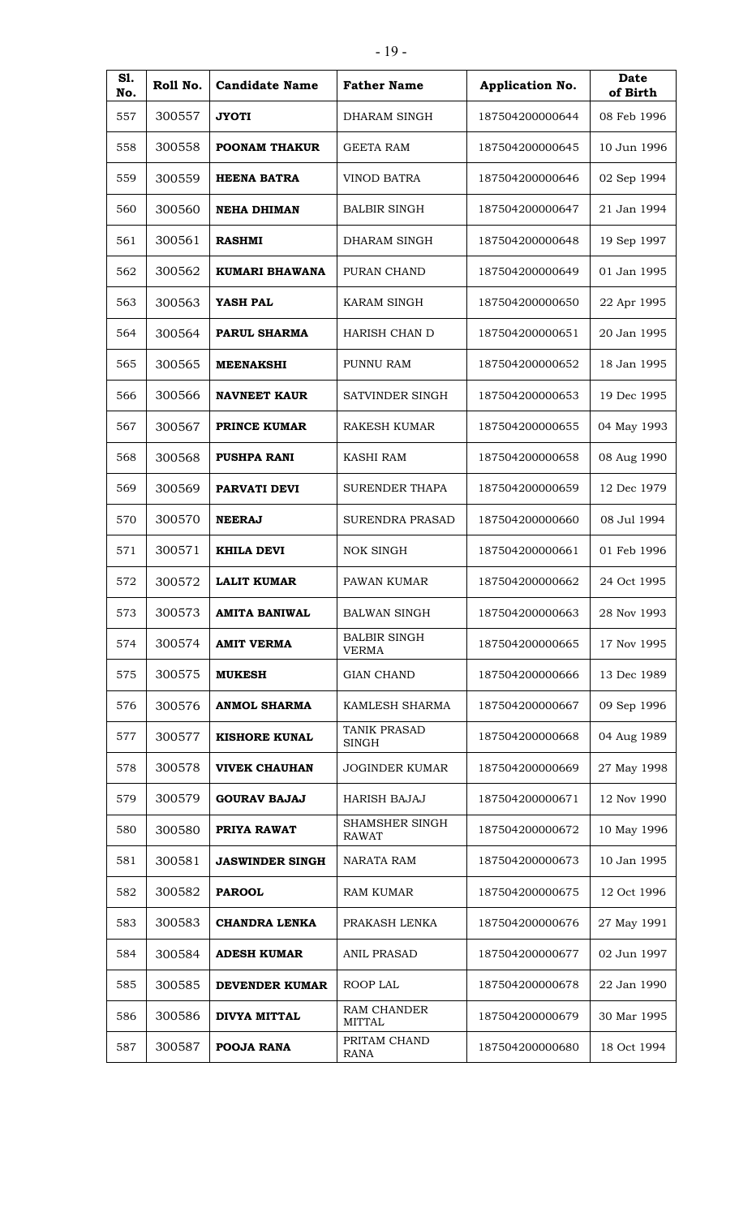| Sl. No. | Roll No. | Candidate Name | Father Name | Application No. | Date of Birth |
|---|---|---|---|---|---|
| 557 | 300557 | **JYOTI** | DHARAM SINGH | 187504200000644 | 08 Feb 1996 |
| 558 | 300558 | **POONAM THAKUR** | GEETA RAM | 187504200000645 | 10 Jun 1996 |
| 559 | 300559 | **HEENA BATRA** | VINOD BATRA | 187504200000646 | 02 Sep 1994 |
| 560 | 300560 | **NEHA DHIMAN** | BALBIR SINGH | 187504200000647 | 21 Jan 1994 |
| 561 | 300561 | **RASHMI** | DHARAM SINGH | 187504200000648 | 19 Sep 1997 |
| 562 | 300562 | **KUMARI BHAWANA** | PURAN CHAND | 187504200000649 | 01 Jan 1995 |
| 563 | 300563 | **YASH PAL** | KARAM SINGH | 187504200000650 | 22 Apr 1995 |
| 564 | 300564 | **PARUL SHARMA** | HARISH CHAN D | 187504200000651 | 20 Jan 1995 |
| 565 | 300565 | **MEENAKSHI** | PUNNU RAM | 187504200000652 | 18 Jan 1995 |
| 566 | 300566 | **NAVNEET KAUR** | SATVINDER SINGH | 187504200000653 | 19 Dec 1995 |
| 567 | 300567 | **PRINCE KUMAR** | RAKESH KUMAR | 187504200000655 | 04 May 1993 |
| 568 | 300568 | **PUSHPA RANI** | KASHI RAM | 187504200000658 | 08 Aug 1990 |
| 569 | 300569 | **PARVATI DEVI** | SURENDER THAPA | 187504200000659 | 12 Dec 1979 |
| 570 | 300570 | **NEERAJ** | SURENDRA PRASAD | 187504200000660 | 08 Jul 1994 |
| 571 | 300571 | **KHILA DEVI** | NOK SINGH | 187504200000661 | 01 Feb 1996 |
| 572 | 300572 | **LALIT KUMAR** | PAWAN KUMAR | 187504200000662 | 24 Oct 1995 |
| 573 | 300573 | **AMITA BANIWAL** | BALWAN SINGH | 187504200000663 | 28 Nov 1993 |
| 574 | 300574 | **AMIT VERMA** | BALBIR SINGH VERMA | 187504200000665 | 17 Nov 1995 |
| 575 | 300575 | **MUKESH** | GIAN CHAND | 187504200000666 | 13 Dec 1989 |
| 576 | 300576 | **ANMOL SHARMA** | KAMLESH SHARMA | 187504200000667 | 09 Sep 1996 |
| 577 | 300577 | **KISHORE KUNAL** | TANIK PRASAD SINGH | 187504200000668 | 04 Aug 1989 |
| 578 | 300578 | **VIVEK CHAUHAN** | JOGINDER KUMAR | 187504200000669 | 27 May 1998 |
| 579 | 300579 | **GOURAV BAJAJ** | HARISH BAJAJ | 187504200000671 | 12 Nov 1990 |
| 580 | 300580 | **PRIYA RAWAT** | SHAMSHER SINGH RAWAT | 187504200000672 | 10 May 1996 |
| 581 | 300581 | **JASWINDER SINGH** | NARATA RAM | 187504200000673 | 10 Jan 1995 |
| 582 | 300582 | **PAROOL** | RAM KUMAR | 187504200000675 | 12 Oct 1996 |
| 583 | 300583 | **CHANDRA LENKA** | PRAKASH LENKA | 187504200000676 | 27 May 1991 |
| 584 | 300584 | **ADESH KUMAR** | ANIL PRASAD | 187504200000677 | 02 Jun 1997 |
| 585 | 300585 | **DEVENDER KUMAR** | ROOP LAL | 187504200000678 | 22 Jan 1990 |
| 586 | 300586 | **DIVYA MITTAL** | RAM CHANDER MITTAL | 187504200000679 | 30 Mar 1995 |
| 587 | 300587 | **POOJA RANA** | PRITAM CHAND RANA | 187504200000680 | 18 Oct 1994 |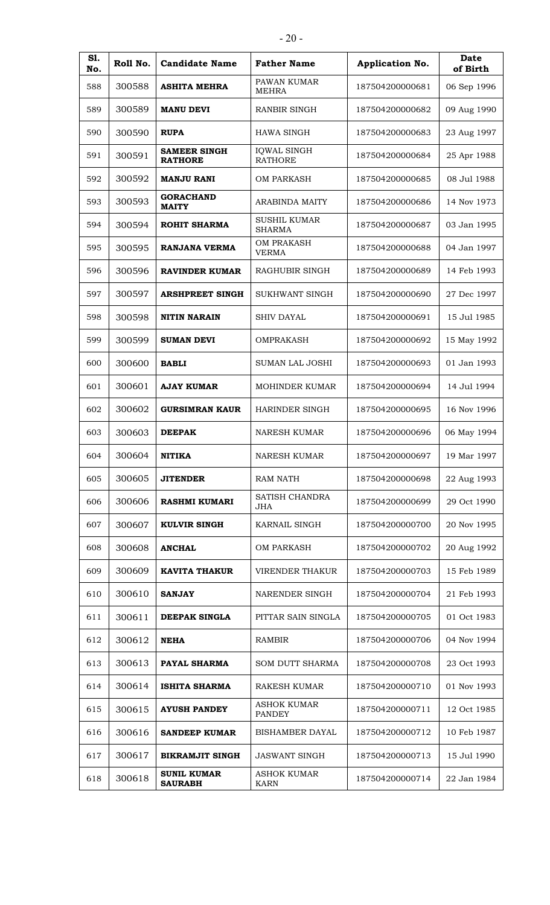| Sl. No. | Roll No. | Candidate Name | Father Name | Application No. | Date of Birth |
|---|---|---|---|---|---|
| 588 | 300588 | **ASHITA MEHRA** | PAWAN KUMAR MEHRA | 187504200000681 | 06 Sep 1996 |
| 589 | 300589 | **MANU DEVI** | RANBIR SINGH | 187504200000682 | 09 Aug 1990 |
| 590 | 300590 | **RUPA** | HAWA SINGH | 187504200000683 | 23 Aug 1997 |
| 591 | 300591 | **SAMEER SINGH RATHORE** | IQWAL SINGH RATHORE | 187504200000684 | 25 Apr 1988 |
| 592 | 300592 | **MANJU RANI** | OM PARKASH | 187504200000685 | 08 Jul 1988 |
| 593 | 300593 | **GORACHAND MAITY** | ARABINDA MAITY | 187504200000686 | 14 Nov 1973 |
| 594 | 300594 | **ROHIT SHARMA** | SUSHIL KUMAR SHARMA | 187504200000687 | 03 Jan 1995 |
| 595 | 300595 | **RANJANA VERMA** | OM PRAKASH VERMA | 187504200000688 | 04 Jan 1997 |
| 596 | 300596 | **RAVINDER KUMAR** | RAGHUBIR SINGH | 187504200000689 | 14 Feb 1993 |
| 597 | 300597 | **ARSHPREET SINGH** | SUKHWANT SINGH | 187504200000690 | 27 Dec 1997 |
| 598 | 300598 | **NITIN NARAIN** | SHIV DAYAL | 187504200000691 | 15 Jul 1985 |
| 599 | 300599 | **SUMAN DEVI** | OMPRAKASH | 187504200000692 | 15 May 1992 |
| 600 | 300600 | **BABLI** | SUMAN LAL JOSHI | 187504200000693 | 01 Jan 1993 |
| 601 | 300601 | **AJAY KUMAR** | MOHINDER KUMAR | 187504200000694 | 14 Jul 1994 |
| 602 | 300602 | **GURSIMRAN KAUR** | HARINDER SINGH | 187504200000695 | 16 Nov 1996 |
| 603 | 300603 | **DEEPAK** | NARESH KUMAR | 187504200000696 | 06 May 1994 |
| 604 | 300604 | **NITIKA** | NARESH KUMAR | 187504200000697 | 19 Mar 1997 |
| 605 | 300605 | **JITENDER** | RAM NATH | 187504200000698 | 22 Aug 1993 |
| 606 | 300606 | **RASHMI KUMARI** | SATISH CHANDRA JHA | 187504200000699 | 29 Oct 1990 |
| 607 | 300607 | **KULVIR SINGH** | KARNAIL SINGH | 187504200000700 | 20 Nov 1995 |
| 608 | 300608 | **ANCHAL** | OM PARKASH | 187504200000702 | 20 Aug 1992 |
| 609 | 300609 | **KAVITA THAKUR** | VIRENDER THAKUR | 187504200000703 | 15 Feb 1989 |
| 610 | 300610 | **SANJAY** | NARENDER SINGH | 187504200000704 | 21 Feb 1993 |
| 611 | 300611 | **DEEPAK SINGLA** | PITTAR SAIN SINGLA | 187504200000705 | 01 Oct 1983 |
| 612 | 300612 | **NEHA** | RAMBIR | 187504200000706 | 04 Nov 1994 |
| 613 | 300613 | **PAYAL SHARMA** | SOM DUTT SHARMA | 187504200000708 | 23 Oct 1993 |
| 614 | 300614 | **ISHITA SHARMA** | RAKESH KUMAR | 187504200000710 | 01 Nov 1993 |
| 615 | 300615 | **AYUSH PANDEY** | ASHOK KUMAR PANDEY | 187504200000711 | 12 Oct 1985 |
| 616 | 300616 | **SANDEEP KUMAR** | BISHAMBER DAYAL | 187504200000712 | 10 Feb 1987 |
| 617 | 300617 | **BIKRAMJIT SINGH** | JASWANT SINGH | 187504200000713 | 15 Jul 1990 |
| 618 | 300618 | **SUNIL KUMAR SAURABH** | ASHOK KUMAR KARN | 187504200000714 | 22 Jan 1984 |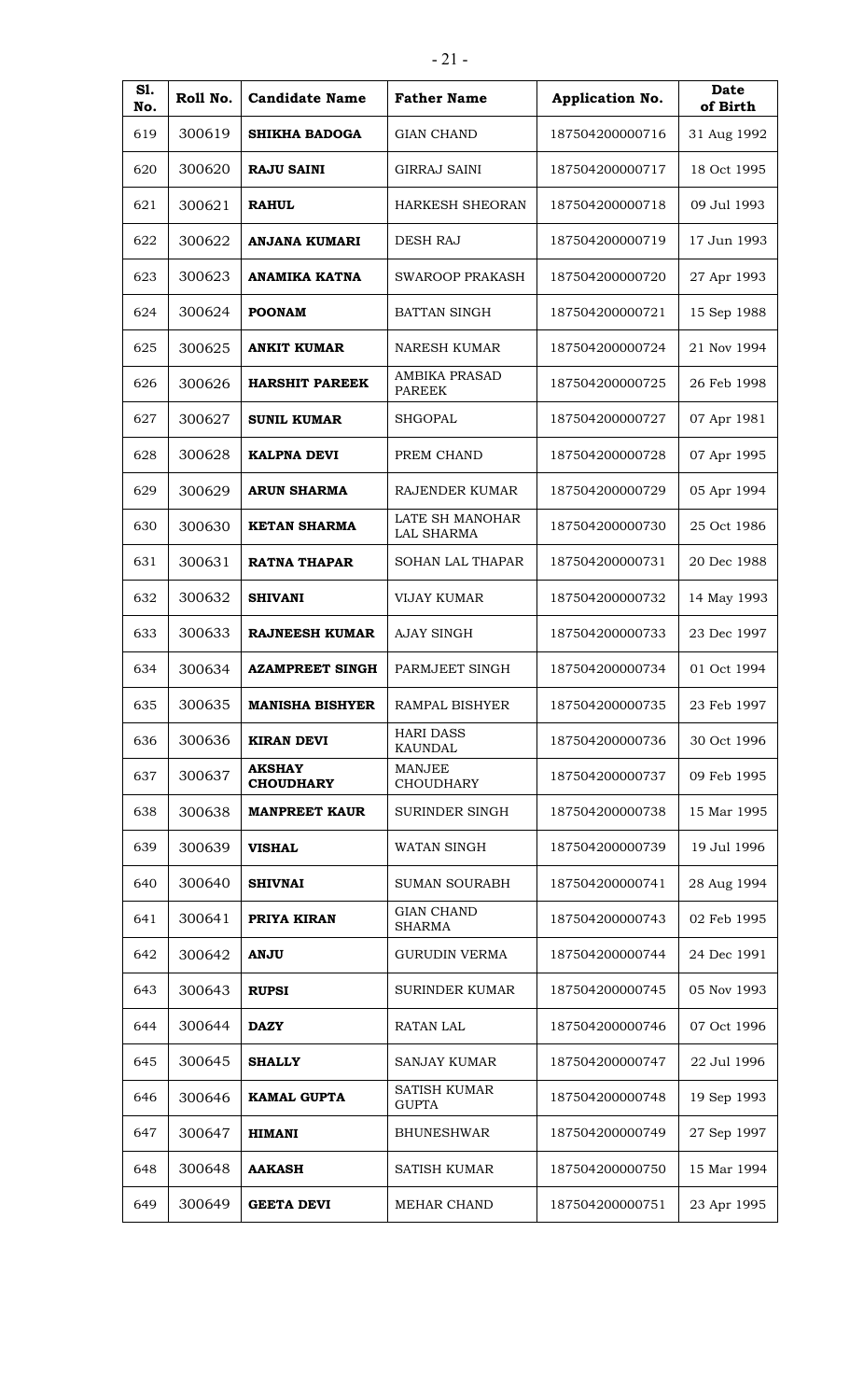| Sl. No. | Roll No. | Candidate Name | Father Name | Application No. | Date of Birth |
|---|---|---|---|---|---|
| 619 | 300619 | **SHIKHA BADOGA** | GIAN CHAND | 187504200000716 | 31 Aug 1992 |
| 620 | 300620 | **RAJU SAINI** | GIRRAJ SAINI | 187504200000717 | 18 Oct 1995 |
| 621 | 300621 | **RAHUL** | HARKESH SHEORAN | 187504200000718 | 09 Jul 1993 |
| 622 | 300622 | **ANJANA KUMARI** | DESH RAJ | 187504200000719 | 17 Jun 1993 |
| 623 | 300623 | **ANAMIKA KATNA** | SWAROOP PRAKASH | 187504200000720 | 27 Apr 1993 |
| 624 | 300624 | **POONAM** | BATTAN SINGH | 187504200000721 | 15 Sep 1988 |
| 625 | 300625 | **ANKIT KUMAR** | NARESH KUMAR | 187504200000724 | 21 Nov 1994 |
| 626 | 300626 | **HARSHIT PAREEK** | AMBIKA PRASAD PAREEK | 187504200000725 | 26 Feb 1998 |
| 627 | 300627 | **SUNIL KUMAR** | SHGOPAL | 187504200000727 | 07 Apr 1981 |
| 628 | 300628 | **KALPNA DEVI** | PREM CHAND | 187504200000728 | 07 Apr 1995 |
| 629 | 300629 | **ARUN SHARMA** | RAJENDER KUMAR | 187504200000729 | 05 Apr 1994 |
| 630 | 300630 | **KETAN SHARMA** | LATE SH MANOHAR LAL SHARMA | 187504200000730 | 25 Oct 1986 |
| 631 | 300631 | **RATNA THAPAR** | SOHAN LAL THAPAR | 187504200000731 | 20 Dec 1988 |
| 632 | 300632 | **SHIVANI** | VIJAY KUMAR | 187504200000732 | 14 May 1993 |
| 633 | 300633 | **RAJNEESH KUMAR** | AJAY SINGH | 187504200000733 | 23 Dec 1997 |
| 634 | 300634 | **AZAMPREET SINGH** | PARMJEET SINGH | 187504200000734 | 01 Oct 1994 |
| 635 | 300635 | **MANISHA BISHYER** | RAMPAL BISHYER | 187504200000735 | 23 Feb 1997 |
| 636 | 300636 | **KIRAN DEVI** | HARI DASS KAUNDAL | 187504200000736 | 30 Oct 1996 |
| 637 | 300637 | **AKSHAY CHOUDHARY** | MANJEE CHOUDHARY | 187504200000737 | 09 Feb 1995 |
| 638 | 300638 | **MANPREET KAUR** | SURINDER SINGH | 187504200000738 | 15 Mar 1995 |
| 639 | 300639 | **VISHAL** | WATAN SINGH | 187504200000739 | 19 Jul 1996 |
| 640 | 300640 | **SHIVNAI** | SUMAN SOURABH | 187504200000741 | 28 Aug 1994 |
| 641 | 300641 | **PRIYA KIRAN** | GIAN CHAND SHARMA | 187504200000743 | 02 Feb 1995 |
| 642 | 300642 | **ANJU** | GURUDIN VERMA | 187504200000744 | 24 Dec 1991 |
| 643 | 300643 | **RUPSI** | SURINDER KUMAR | 187504200000745 | 05 Nov 1993 |
| 644 | 300644 | **DAZY** | RATAN LAL | 187504200000746 | 07 Oct 1996 |
| 645 | 300645 | **SHALLY** | SANJAY KUMAR | 187504200000747 | 22 Jul 1996 |
| 646 | 300646 | **KAMAL GUPTA** | SATISH KUMAR GUPTA | 187504200000748 | 19 Sep 1993 |
| 647 | 300647 | **HIMANI** | BHUNESHWAR | 187504200000749 | 27 Sep 1997 |
| 648 | 300648 | **AAKASH** | SATISH KUMAR | 187504200000750 | 15 Mar 1994 |
| 649 | 300649 | **GEETA DEVI** | MEHAR CHAND | 187504200000751 | 23 Apr 1995 |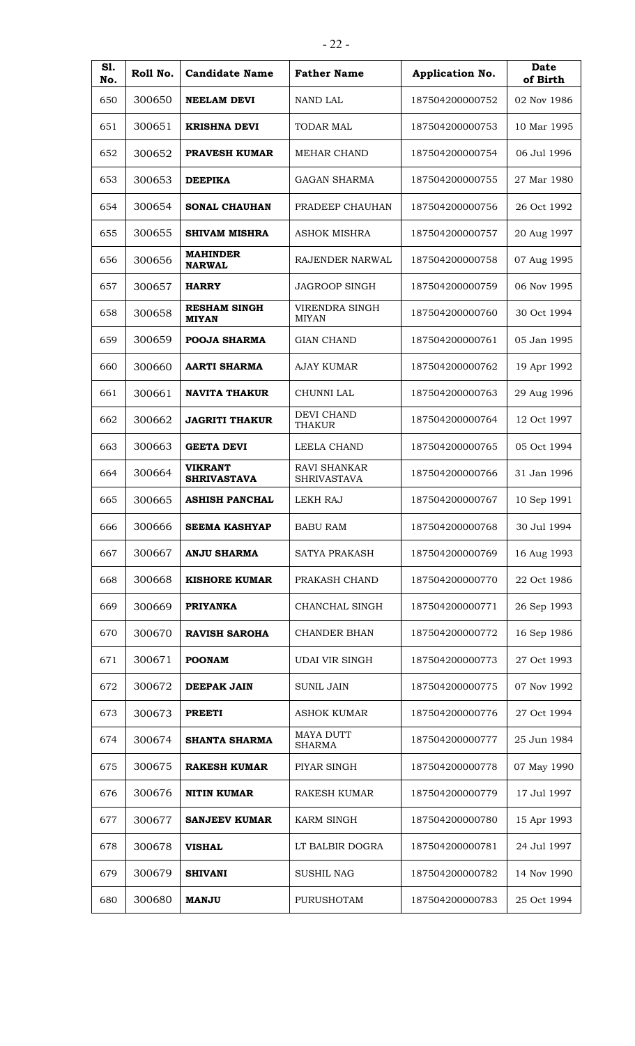| Sl. No. | Roll No. | Candidate Name | Father Name | Application No. | Date of Birth |
|---|---|---|---|---|---|
| 650 | 300650 | **NEELAM DEVI** | NAND LAL | 187504200000752 | 02 Nov 1986 |
| 651 | 300651 | **KRISHNA DEVI** | TODAR MAL | 187504200000753 | 10 Mar 1995 |
| 652 | 300652 | **PRAVESH KUMAR** | MEHAR CHAND | 187504200000754 | 06 Jul 1996 |
| 653 | 300653 | **DEEPIKA** | GAGAN SHARMA | 187504200000755 | 27 Mar 1980 |
| 654 | 300654 | **SONAL CHAUHAN** | PRADEEP CHAUHAN | 187504200000756 | 26 Oct 1992 |
| 655 | 300655 | **SHIVAM MISHRA** | ASHOK MISHRA | 187504200000757 | 20 Aug 1997 |
| 656 | 300656 | **MAHINDER NARWAL** | RAJENDER NARWAL | 187504200000758 | 07 Aug 1995 |
| 657 | 300657 | **HARRY** | JAGROOP SINGH | 187504200000759 | 06 Nov 1995 |
| 658 | 300658 | **RESHAM SINGH MIYAN** | VIRENDRA SINGH MIYAN | 187504200000760 | 30 Oct 1994 |
| 659 | 300659 | **POOJA SHARMA** | GIAN CHAND | 187504200000761 | 05 Jan 1995 |
| 660 | 300660 | **AARTI SHARMA** | AJAY KUMAR | 187504200000762 | 19 Apr 1992 |
| 661 | 300661 | **NAVITA THAKUR** | CHUNNI LAL | 187504200000763 | 29 Aug 1996 |
| 662 | 300662 | **JAGRITI THAKUR** | DEVI CHAND THAKUR | 187504200000764 | 12 Oct 1997 |
| 663 | 300663 | **GEETA DEVI** | LEELA CHAND | 187504200000765 | 05 Oct 1994 |
| 664 | 300664 | **VIKRANT SHRIVASTAVA** | RAVI SHANKAR SHRIVASTAVA | 187504200000766 | 31 Jan 1996 |
| 665 | 300665 | **ASHISH PANCHAL** | LEKH RAJ | 187504200000767 | 10 Sep 1991 |
| 666 | 300666 | **SEEMA KASHYAP** | BABU RAM | 187504200000768 | 30 Jul 1994 |
| 667 | 300667 | **ANJU SHARMA** | SATYA PRAKASH | 187504200000769 | 16 Aug 1993 |
| 668 | 300668 | **KISHORE KUMAR** | PRAKASH CHAND | 187504200000770 | 22 Oct 1986 |
| 669 | 300669 | **PRIYANKA** | CHANCHAL SINGH | 187504200000771 | 26 Sep 1993 |
| 670 | 300670 | **RAVISH SAROHA** | CHANDER BHAN | 187504200000772 | 16 Sep 1986 |
| 671 | 300671 | **POONAM** | UDAI VIR SINGH | 187504200000773 | 27 Oct 1993 |
| 672 | 300672 | **DEEPAK JAIN** | SUNIL JAIN | 187504200000775 | 07 Nov 1992 |
| 673 | 300673 | **PREETI** | ASHOK KUMAR | 187504200000776 | 27 Oct 1994 |
| 674 | 300674 | **SHANTA SHARMA** | MAYA DUTT SHARMA | 187504200000777 | 25 Jun 1984 |
| 675 | 300675 | **RAKESH KUMAR** | PIYAR SINGH | 187504200000778 | 07 May 1990 |
| 676 | 300676 | **NITIN KUMAR** | RAKESH KUMAR | 187504200000779 | 17 Jul 1997 |
| 677 | 300677 | **SANJEEV KUMAR** | KARM SINGH | 187504200000780 | 15 Apr 1993 |
| 678 | 300678 | **VISHAL** | LT BALBIR DOGRA | 187504200000781 | 24 Jul 1997 |
| 679 | 300679 | **SHIVANI** | SUSHIL NAG | 187504200000782 | 14 Nov 1990 |
| 680 | 300680 | **MANJU** | PURUSHOTAM | 187504200000783 | 25 Oct 1994 |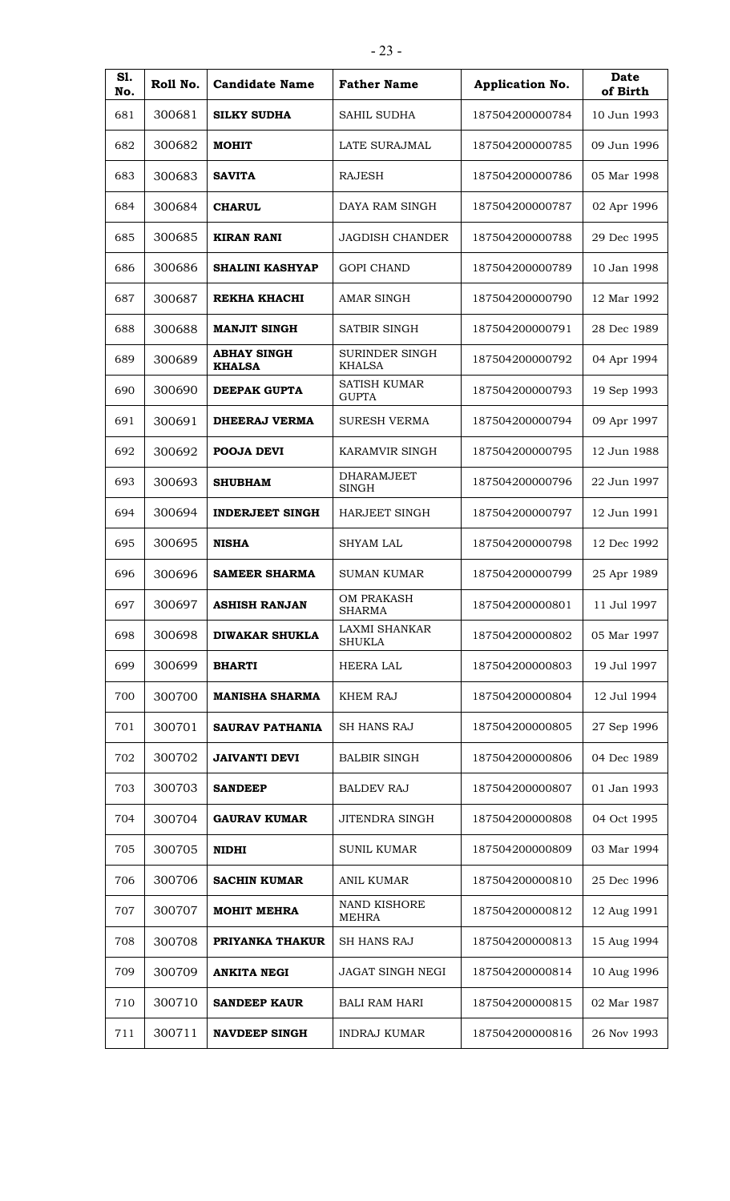| Sl. No. | Roll No. | Candidate Name | Father Name | Application No. | Date of Birth |
|---|---|---|---|---|---|
| 681 | 300681 | **SILKY SUDHA** | SAHIL SUDHA | 187504200000784 | 10 Jun 1993 |
| 682 | 300682 | **MOHIT** | LATE SURAJMAL | 187504200000785 | 09 Jun 1996 |
| 683 | 300683 | **SAVITA** | RAJESH | 187504200000786 | 05 Mar 1998 |
| 684 | 300684 | **CHARUL** | DAYA RAM SINGH | 187504200000787 | 02 Apr 1996 |
| 685 | 300685 | **KIRAN RANI** | JAGDISH CHANDER | 187504200000788 | 29 Dec 1995 |
| 686 | 300686 | **SHALINI KASHYAP** | GOPI CHAND | 187504200000789 | 10 Jan 1998 |
| 687 | 300687 | **REKHA KHACHI** | AMAR SINGH | 187504200000790 | 12 Mar 1992 |
| 688 | 300688 | **MANJIT SINGH** | SATBIR SINGH | 187504200000791 | 28 Dec 1989 |
| 689 | 300689 | **ABHAY SINGH KHALSA** | SURINDER SINGH KHALSA | 187504200000792 | 04 Apr 1994 |
| 690 | 300690 | **DEEPAK GUPTA** | SATISH KUMAR GUPTA | 187504200000793 | 19 Sep 1993 |
| 691 | 300691 | **DHEERAJ VERMA** | SURESH VERMA | 187504200000794 | 09 Apr 1997 |
| 692 | 300692 | **POOJA DEVI** | KARAMVIR SINGH | 187504200000795 | 12 Jun 1988 |
| 693 | 300693 | **SHUBHAM** | DHARAMJEET SINGH | 187504200000796 | 22 Jun 1997 |
| 694 | 300694 | **INDERJEET SINGH** | HARJEET SINGH | 187504200000797 | 12 Jun 1991 |
| 695 | 300695 | **NISHA** | SHYAM LAL | 187504200000798 | 12 Dec 1992 |
| 696 | 300696 | **SAMEER SHARMA** | SUMAN KUMAR | 187504200000799 | 25 Apr 1989 |
| 697 | 300697 | **ASHISH RANJAN** | OM PRAKASH SHARMA | 187504200000801 | 11 Jul 1997 |
| 698 | 300698 | **DIWAKAR SHUKLA** | LAXMI SHANKAR SHUKLA | 187504200000802 | 05 Mar 1997 |
| 699 | 300699 | **BHARTI** | HEERA LAL | 187504200000803 | 19 Jul 1997 |
| 700 | 300700 | **MANISHA SHARMA** | KHEM RAJ | 187504200000804 | 12 Jul 1994 |
| 701 | 300701 | **SAURAV PATHANIA** | SH HANS RAJ | 187504200000805 | 27 Sep 1996 |
| 702 | 300702 | **JAIVANTI DEVI** | BALBIR SINGH | 187504200000806 | 04 Dec 1989 |
| 703 | 300703 | **SANDEEP** | BALDEV RAJ | 187504200000807 | 01 Jan 1993 |
| 704 | 300704 | **GAURAV KUMAR** | JITENDRA SINGH | 187504200000808 | 04 Oct 1995 |
| 705 | 300705 | **NIDHI** | SUNIL KUMAR | 187504200000809 | 03 Mar 1994 |
| 706 | 300706 | **SACHIN KUMAR** | ANIL KUMAR | 187504200000810 | 25 Dec 1996 |
| 707 | 300707 | **MOHIT MEHRA** | NAND KISHORE MEHRA | 187504200000812 | 12 Aug 1991 |
| 708 | 300708 | **PRIYANKA THAKUR** | SH HANS RAJ | 187504200000813 | 15 Aug 1994 |
| 709 | 300709 | **ANKITA NEGI** | JAGAT SINGH NEGI | 187504200000814 | 10 Aug 1996 |
| 710 | 300710 | **SANDEEP KAUR** | BALI RAM HARI | 187504200000815 | 02 Mar 1987 |
| 711 | 300711 | **NAVDEEP SINGH** | INDRAJ KUMAR | 187504200000816 | 26 Nov 1993 |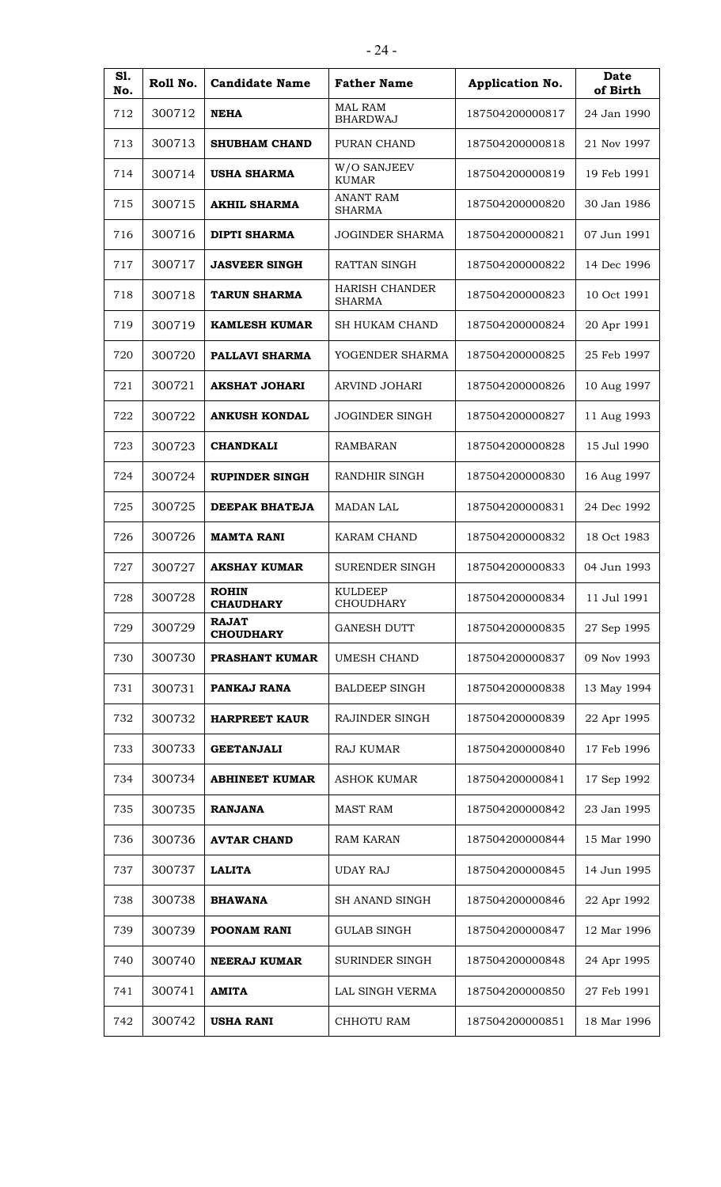| Sl. No. | Roll No. | Candidate Name | Father Name | Application No. | Date of Birth |
|---|---|---|---|---|---|
| 712 | 300712 | **NEHA** | MAL RAM BHARDWAJ | 187504200000817 | 24 Jan 1990 |
| 713 | 300713 | **SHUBHAM CHAND** | PURAN CHAND | 187504200000818 | 21 Nov 1997 |
| 714 | 300714 | **USHA SHARMA** | W/O SANJEEV KUMAR | 187504200000819 | 19 Feb 1991 |
| 715 | 300715 | **AKHIL SHARMA** | ANANT RAM SHARMA | 187504200000820 | 30 Jan 1986 |
| 716 | 300716 | **DIPTI SHARMA** | JOGINDER SHARMA | 187504200000821 | 07 Jun 1991 |
| 717 | 300717 | **JASVEER SINGH** | RATTAN SINGH | 187504200000822 | 14 Dec 1996 |
| 718 | 300718 | **TARUN SHARMA** | HARISH CHANDER SHARMA | 187504200000823 | 10 Oct 1991 |
| 719 | 300719 | **KAMLESH KUMAR** | SH HUKAM CHAND | 187504200000824 | 20 Apr 1991 |
| 720 | 300720 | **PALLAVI SHARMA** | YOGENDER SHARMA | 187504200000825 | 25 Feb 1997 |
| 721 | 300721 | **AKSHAT JOHARI** | ARVIND JOHARI | 187504200000826 | 10 Aug 1997 |
| 722 | 300722 | **ANKUSH KONDAL** | JOGINDER SINGH | 187504200000827 | 11 Aug 1993 |
| 723 | 300723 | **CHANDKALI** | RAMBARAN | 187504200000828 | 15 Jul 1990 |
| 724 | 300724 | **RUPINDER SINGH** | RANDHIR SINGH | 187504200000830 | 16 Aug 1997 |
| 725 | 300725 | **DEEPAK BHATEJA** | MADAN LAL | 187504200000831 | 24 Dec 1992 |
| 726 | 300726 | **MAMTA RANI** | KARAM CHAND | 187504200000832 | 18 Oct 1983 |
| 727 | 300727 | **AKSHAY KUMAR** | SURENDER SINGH | 187504200000833 | 04 Jun 1993 |
| 728 | 300728 | **ROHIN CHAUDHARY** | KULDEEP CHOUDHARY | 187504200000834 | 11 Jul 1991 |
| 729 | 300729 | **RAJAT CHOUDHARY** | GANESH DUTT | 187504200000835 | 27 Sep 1995 |
| 730 | 300730 | **PRASHANT KUMAR** | UMESH CHAND | 187504200000837 | 09 Nov 1993 |
| 731 | 300731 | **PANKAJ RANA** | BALDEEP SINGH | 187504200000838 | 13 May 1994 |
| 732 | 300732 | **HARPREET KAUR** | RAJINDER SINGH | 187504200000839 | 22 Apr 1995 |
| 733 | 300733 | **GEETANJALI** | RAJ KUMAR | 187504200000840 | 17 Feb 1996 |
| 734 | 300734 | **ABHINEET KUMAR** | ASHOK KUMAR | 187504200000841 | 17 Sep 1992 |
| 735 | 300735 | **RANJANA** | MAST RAM | 187504200000842 | 23 Jan 1995 |
| 736 | 300736 | **AVTAR CHAND** | RAM KARAN | 187504200000844 | 15 Mar 1990 |
| 737 | 300737 | **LALITA** | UDAY RAJ | 187504200000845 | 14 Jun 1995 |
| 738 | 300738 | **BHAWANA** | SH ANAND SINGH | 187504200000846 | 22 Apr 1992 |
| 739 | 300739 | **POONAM RANI** | GULAB SINGH | 187504200000847 | 12 Mar 1996 |
| 740 | 300740 | **NEERAJ KUMAR** | SURINDER SINGH | 187504200000848 | 24 Apr 1995 |
| 741 | 300741 | **AMITA** | LAL SINGH VERMA | 187504200000850 | 27 Feb 1991 |
| 742 | 300742 | **USHA RANI** | CHHOTU RAM | 187504200000851 | 18 Mar 1996 |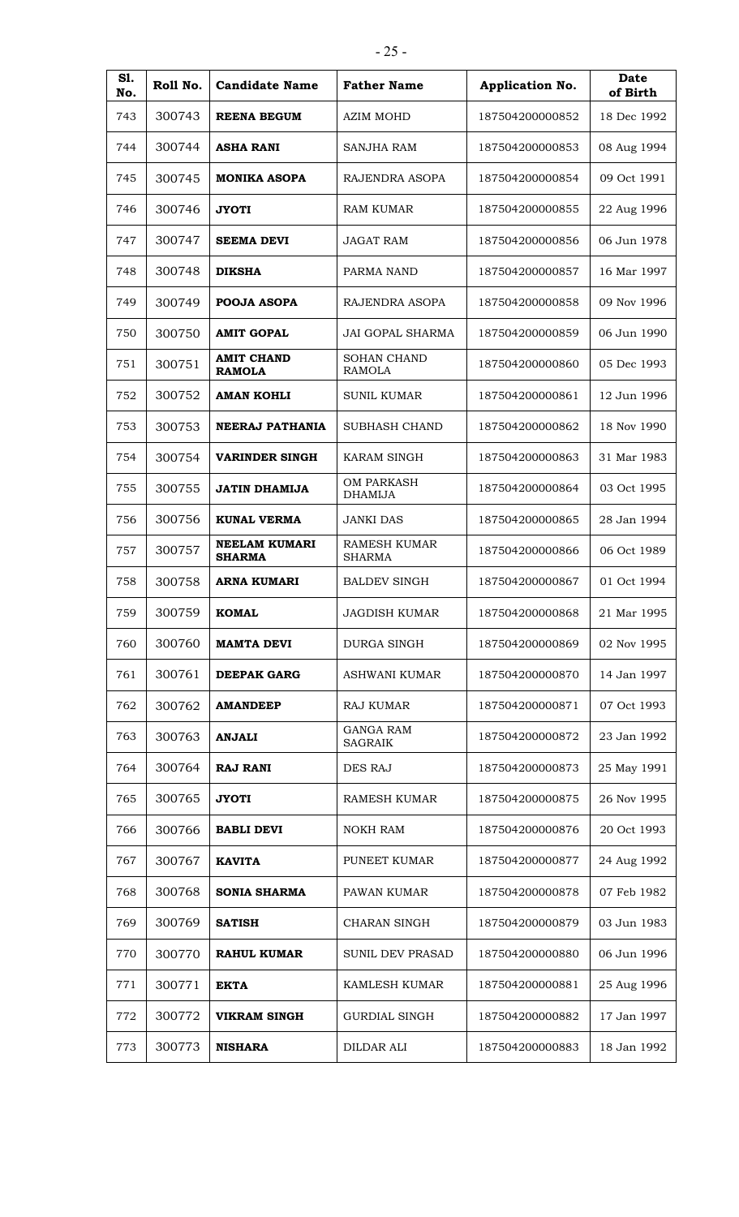| Sl. No. | Roll No. | Candidate Name | Father Name | Application No. | Date of Birth |
|---|---|---|---|---|---|
| 743 | 300743 | **REENA BEGUM** | AZIM MOHD | 187504200000852 | 18 Dec 1992 |
| 744 | 300744 | **ASHA RANI** | SANJHA RAM | 187504200000853 | 08 Aug 1994 |
| 745 | 300745 | **MONIKA ASOPA** | RAJENDRA ASOPA | 187504200000854 | 09 Oct 1991 |
| 746 | 300746 | **JYOTI** | RAM KUMAR | 187504200000855 | 22 Aug 1996 |
| 747 | 300747 | **SEEMA DEVI** | JAGAT RAM | 187504200000856 | 06 Jun 1978 |
| 748 | 300748 | **DIKSHA** | PARMA NAND | 187504200000857 | 16 Mar 1997 |
| 749 | 300749 | **POOJA ASOPA** | RAJENDRA ASOPA | 187504200000858 | 09 Nov 1996 |
| 750 | 300750 | **AMIT GOPAL** | JAI GOPAL SHARMA | 187504200000859 | 06 Jun 1990 |
| 751 | 300751 | **AMIT CHAND RAMOLA** | SOHAN CHAND RAMOLA | 187504200000860 | 05 Dec 1993 |
| 752 | 300752 | **AMAN KOHLI** | SUNIL KUMAR | 187504200000861 | 12 Jun 1996 |
| 753 | 300753 | **NEERAJ PATHANIA** | SUBHASH CHAND | 187504200000862 | 18 Nov 1990 |
| 754 | 300754 | **VARINDER SINGH** | KARAM SINGH | 187504200000863 | 31 Mar 1983 |
| 755 | 300755 | **JATIN DHAMIJA** | OM PARKASH DHAMIJA | 187504200000864 | 03 Oct 1995 |
| 756 | 300756 | **KUNAL VERMA** | JANKI DAS | 187504200000865 | 28 Jan 1994 |
| 757 | 300757 | **NEELAM KUMARI SHARMA** | RAMESH KUMAR SHARMA | 187504200000866 | 06 Oct 1989 |
| 758 | 300758 | **ARNA KUMARI** | BALDEV SINGH | 187504200000867 | 01 Oct 1994 |
| 759 | 300759 | **KOMAL** | JAGDISH KUMAR | 187504200000868 | 21 Mar 1995 |
| 760 | 300760 | **MAMTA DEVI** | DURGA SINGH | 187504200000869 | 02 Nov 1995 |
| 761 | 300761 | **DEEPAK GARG** | ASHWANI KUMAR | 187504200000870 | 14 Jan 1997 |
| 762 | 300762 | **AMANDEEP** | RAJ KUMAR | 187504200000871 | 07 Oct 1993 |
| 763 | 300763 | **ANJALI** | GANGA RAM SAGRAIK | 187504200000872 | 23 Jan 1992 |
| 764 | 300764 | **RAJ RANI** | DES RAJ | 187504200000873 | 25 May 1991 |
| 765 | 300765 | **JYOTI** | RAMESH KUMAR | 187504200000875 | 26 Nov 1995 |
| 766 | 300766 | **BABLI DEVI** | NOKH RAM | 187504200000876 | 20 Oct 1993 |
| 767 | 300767 | **KAVITA** | PUNEET KUMAR | 187504200000877 | 24 Aug 1992 |
| 768 | 300768 | **SONIA SHARMA** | PAWAN KUMAR | 187504200000878 | 07 Feb 1982 |
| 769 | 300769 | **SATISH** | CHARAN SINGH | 187504200000879 | 03 Jun 1983 |
| 770 | 300770 | **RAHUL KUMAR** | SUNIL DEV PRASAD | 187504200000880 | 06 Jun 1996 |
| 771 | 300771 | **EKTA** | KAMLESH KUMAR | 187504200000881 | 25 Aug 1996 |
| 772 | 300772 | **VIKRAM SINGH** | GURDIAL SINGH | 187504200000882 | 17 Jan 1997 |
| 773 | 300773 | **NISHARA** | DILDAR ALI | 187504200000883 | 18 Jan 1992 |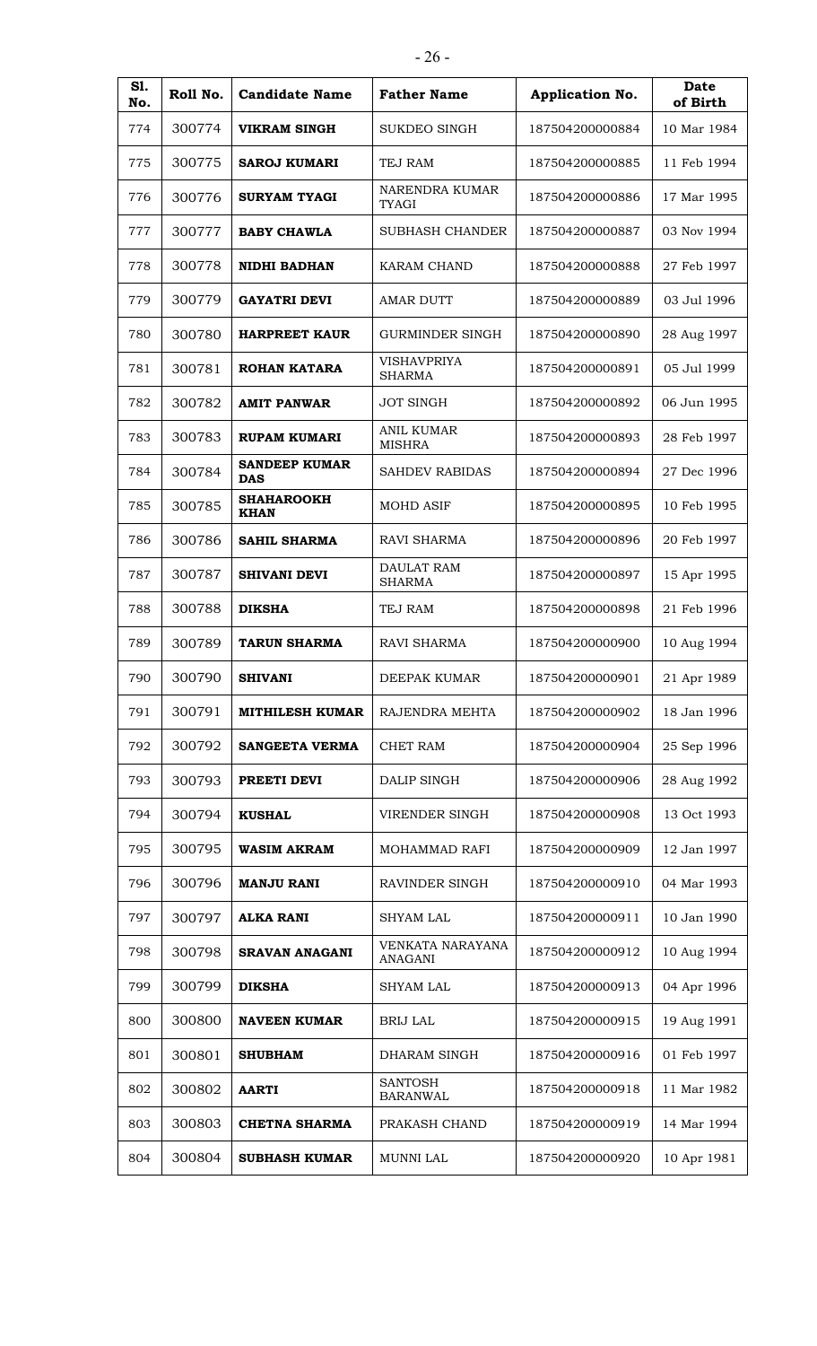| Sl. No. | Roll No. | Candidate Name | Father Name | Application No. | Date of Birth |
|---|---|---|---|---|---|
| 774 | 300774 | **VIKRAM SINGH** | SUKDEO SINGH | 187504200000884 | 10 Mar 1984 |
| 775 | 300775 | **SAROJ KUMARI** | TEJ RAM | 187504200000885 | 11 Feb 1994 |
| 776 | 300776 | **SURYAM TYAGI** | NARENDRA KUMAR TYAGI | 187504200000886 | 17 Mar 1995 |
| 777 | 300777 | **BABY CHAWLA** | SUBHASH CHANDER | 187504200000887 | 03 Nov 1994 |
| 778 | 300778 | **NIDHI BADHAN** | KARAM CHAND | 187504200000888 | 27 Feb 1997 |
| 779 | 300779 | **GAYATRI DEVI** | AMAR DUTT | 187504200000889 | 03 Jul 1996 |
| 780 | 300780 | **HARPREET KAUR** | GURMINDER SINGH | 187504200000890 | 28 Aug 1997 |
| 781 | 300781 | **ROHAN KATARA** | VISHAVPRIYA SHARMA | 187504200000891 | 05 Jul 1999 |
| 782 | 300782 | **AMIT PANWAR** | JOT SINGH | 187504200000892 | 06 Jun 1995 |
| 783 | 300783 | **RUPAM KUMARI** | ANIL KUMAR MISHRA | 187504200000893 | 28 Feb 1997 |
| 784 | 300784 | **SANDEEP KUMAR DAS** | SAHDEV RABIDAS | 187504200000894 | 27 Dec 1996 |
| 785 | 300785 | **SHAHAROOKH KHAN** | MOHD ASIF | 187504200000895 | 10 Feb 1995 |
| 786 | 300786 | **SAHIL SHARMA** | RAVI SHARMA | 187504200000896 | 20 Feb 1997 |
| 787 | 300787 | **SHIVANI DEVI** | DAULAT RAM SHARMA | 187504200000897 | 15 Apr 1995 |
| 788 | 300788 | **DIKSHA** | TEJ RAM | 187504200000898 | 21 Feb 1996 |
| 789 | 300789 | **TARUN SHARMA** | RAVI SHARMA | 187504200000900 | 10 Aug 1994 |
| 790 | 300790 | **SHIVANI** | DEEPAK KUMAR | 187504200000901 | 21 Apr 1989 |
| 791 | 300791 | **MITHILESH KUMAR** | RAJENDRA MEHTA | 187504200000902 | 18 Jan 1996 |
| 792 | 300792 | **SANGEETA VERMA** | CHET RAM | 187504200000904 | 25 Sep 1996 |
| 793 | 300793 | **PREETI DEVI** | DALIP SINGH | 187504200000906 | 28 Aug 1992 |
| 794 | 300794 | **KUSHAL** | VIRENDER SINGH | 187504200000908 | 13 Oct 1993 |
| 795 | 300795 | **WASIM AKRAM** | MOHAMMAD RAFI | 187504200000909 | 12 Jan 1997 |
| 796 | 300796 | **MANJU RANI** | RAVINDER SINGH | 187504200000910 | 04 Mar 1993 |
| 797 | 300797 | **ALKA RANI** | SHYAM LAL | 187504200000911 | 10 Jan 1990 |
| 798 | 300798 | **SRAVAN ANAGANI** | VENKATA NARAYANA ANAGANI | 187504200000912 | 10 Aug 1994 |
| 799 | 300799 | **DIKSHA** | SHYAM LAL | 187504200000913 | 04 Apr 1996 |
| 800 | 300800 | **NAVEEN KUMAR** | BRIJ LAL | 187504200000915 | 19 Aug 1991 |
| 801 | 300801 | **SHUBHAM** | DHARAM SINGH | 187504200000916 | 01 Feb 1997 |
| 802 | 300802 | **AARTI** | SANTOSH BARANWAL | 187504200000918 | 11 Mar 1982 |
| 803 | 300803 | **CHETNA SHARMA** | PRAKASH CHAND | 187504200000919 | 14 Mar 1994 |
| 804 | 300804 | **SUBHASH KUMAR** | MUNNI LAL | 187504200000920 | 10 Apr 1981 |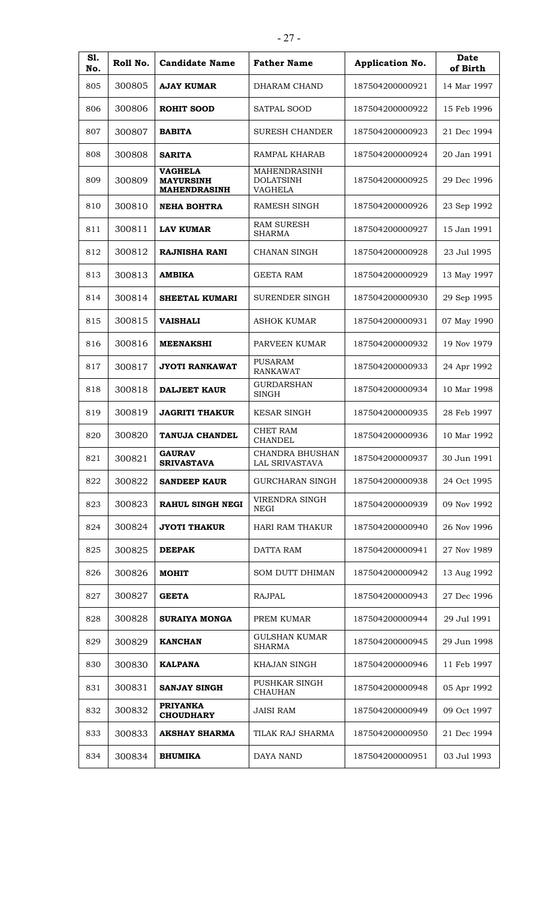| Sl. No. | Roll No. | Candidate Name | Father Name | Application No. | Date of Birth |
|---|---|---|---|---|---|
| 805 | 300805 | **AJAY KUMAR** | DHARAM CHAND | 187504200000921 | 14 Mar 1997 |
| 806 | 300806 | **ROHIT SOOD** | SATPAL SOOD | 187504200000922 | 15 Feb 1996 |
| 807 | 300807 | **BABITA** | SURESH CHANDER | 187504200000923 | 21 Dec 1994 |
| 808 | 300808 | **SARITA** | RAMPAL KHARAB | 187504200000924 | 20 Jan 1991 |
| 809 | 300809 | **VAGHELA MAYURSINH MAHENDRASINH** | MAHENDRASINH DOLATSINH VAGHELA | 187504200000925 | 29 Dec 1996 |
| 810 | 300810 | **NEHA BOHTRA** | RAMESH SINGH | 187504200000926 | 23 Sep 1992 |
| 811 | 300811 | **LAV KUMAR** | RAM SURESH SHARMA | 187504200000927 | 15 Jan 1991 |
| 812 | 300812 | **RAJNISHA RANI** | CHANAN SINGH | 187504200000928 | 23 Jul 1995 |
| 813 | 300813 | **AMBIKA** | GEETA RAM | 187504200000929 | 13 May 1997 |
| 814 | 300814 | **SHEETAL KUMARI** | SURENDER SINGH | 187504200000930 | 29 Sep 1995 |
| 815 | 300815 | **VAISHALI** | ASHOK KUMAR | 187504200000931 | 07 May 1990 |
| 816 | 300816 | **MEENAKSHI** | PARVEEN KUMAR | 187504200000932 | 19 Nov 1979 |
| 817 | 300817 | **JYOTI RANKAWAT** | PUSARAM RANKAWAT | 187504200000933 | 24 Apr 1992 |
| 818 | 300818 | **DALJEET KAUR** | GURDARSHAN SINGH | 187504200000934 | 10 Mar 1998 |
| 819 | 300819 | **JAGRITI THAKUR** | KESAR SINGH | 187504200000935 | 28 Feb 1997 |
| 820 | 300820 | **TANUJA CHANDEL** | CHET RAM CHANDEL | 187504200000936 | 10 Mar 1992 |
| 821 | 300821 | **GAURAV SRIVASTAVA** | CHANDRA BHUSHAN LAL SRIVASTAVA | 187504200000937 | 30 Jun 1991 |
| 822 | 300822 | **SANDEEP KAUR** | GURCHARAN SINGH | 187504200000938 | 24 Oct 1995 |
| 823 | 300823 | **RAHUL SINGH NEGI** | VIRENDRA SINGH NEGI | 187504200000939 | 09 Nov 1992 |
| 824 | 300824 | **JYOTI THAKUR** | HARI RAM THAKUR | 187504200000940 | 26 Nov 1996 |
| 825 | 300825 | **DEEPAK** | DATTA RAM | 187504200000941 | 27 Nov 1989 |
| 826 | 300826 | **MOHIT** | SOM DUTT DHIMAN | 187504200000942 | 13 Aug 1992 |
| 827 | 300827 | **GEETA** | RAJPAL | 187504200000943 | 27 Dec 1996 |
| 828 | 300828 | **SURAIYA MONGA** | PREM KUMAR | 187504200000944 | 29 Jul 1991 |
| 829 | 300829 | **KANCHAN** | GULSHAN KUMAR SHARMA | 187504200000945 | 29 Jun 1998 |
| 830 | 300830 | **KALPANA** | KHAJAN SINGH | 187504200000946 | 11 Feb 1997 |
| 831 | 300831 | **SANJAY SINGH** | PUSHKAR SINGH CHAUHAN | 187504200000948 | 05 Apr 1992 |
| 832 | 300832 | **PRIYANKA CHOUDHARY** | JAISI RAM | 187504200000949 | 09 Oct 1997 |
| 833 | 300833 | **AKSHAY SHARMA** | TILAK RAJ SHARMA | 187504200000950 | 21 Dec 1994 |
| 834 | 300834 | **BHUMIKA** | DAYA NAND | 187504200000951 | 03 Jul 1993 |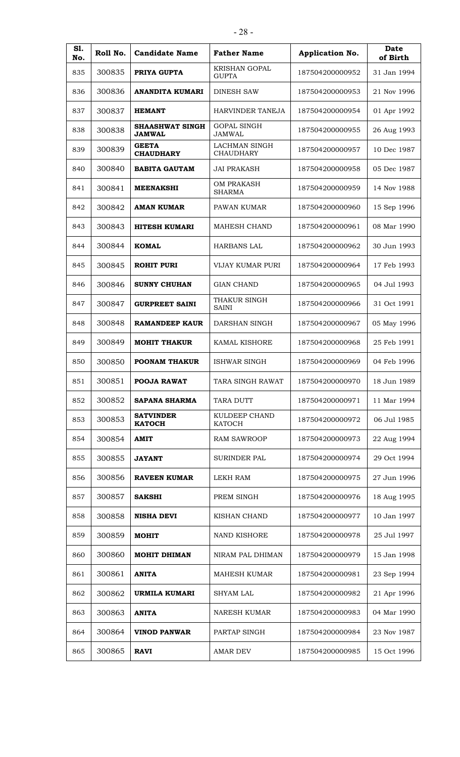| Sl. No. | Roll No. | Candidate Name | Father Name | Application No. | Date of Birth |
|---|---|---|---|---|---|
| 835 | 300835 | **PRIYA GUPTA** | KRISHAN GOPAL GUPTA | 187504200000952 | 31 Jan 1994 |
| 836 | 300836 | **ANANDITA KUMARI** | DINESH SAW | 187504200000953 | 21 Nov 1996 |
| 837 | 300837 | **HEMANT** | HARVINDER TANEJA | 187504200000954 | 01 Apr 1992 |
| 838 | 300838 | **SHAASHWAT SINGH JAMWAL** | GOPAL SINGH JAMWAL | 187504200000955 | 26 Aug 1993 |
| 839 | 300839 | **GEETA CHAUDHARY** | LACHMAN SINGH CHAUDHARY | 187504200000957 | 10 Dec 1987 |
| 840 | 300840 | **BABITA GAUTAM** | JAI PRAKASH | 187504200000958 | 05 Dec 1987 |
| 841 | 300841 | **MEENAKSHI** | OM PRAKASH SHARMA | 187504200000959 | 14 Nov 1988 |
| 842 | 300842 | **AMAN KUMAR** | PAWAN KUMAR | 187504200000960 | 15 Sep 1996 |
| 843 | 300843 | **HITESH KUMARI** | MAHESH CHAND | 187504200000961 | 08 Mar 1990 |
| 844 | 300844 | **KOMAL** | HARBANS LAL | 187504200000962 | 30 Jun 1993 |
| 845 | 300845 | **ROHIT PURI** | VIJAY KUMAR PURI | 187504200000964 | 17 Feb 1993 |
| 846 | 300846 | **SUNNY CHUHAN** | GIAN CHAND | 187504200000965 | 04 Jul 1993 |
| 847 | 300847 | **GURPREET SAINI** | THAKUR SINGH SAINI | 187504200000966 | 31 Oct 1991 |
| 848 | 300848 | **RAMANDEEP KAUR** | DARSHAN SINGH | 187504200000967 | 05 May 1996 |
| 849 | 300849 | **MOHIT THAKUR** | KAMAL KISHORE | 187504200000968 | 25 Feb 1991 |
| 850 | 300850 | **POONAM THAKUR** | ISHWAR SINGH | 187504200000969 | 04 Feb 1996 |
| 851 | 300851 | **POOJA RAWAT** | TARA SINGH RAWAT | 187504200000970 | 18 Jun 1989 |
| 852 | 300852 | **SAPANA SHARMA** | TARA DUTT | 187504200000971 | 11 Mar 1994 |
| 853 | 300853 | **SATVINDER KATOCH** | KULDEEP CHAND KATOCH | 187504200000972 | 06 Jul 1985 |
| 854 | 300854 | **AMIT** | RAM SAWROOP | 187504200000973 | 22 Aug 1994 |
| 855 | 300855 | **JAYANT** | SURINDER PAL | 187504200000974 | 29 Oct 1994 |
| 856 | 300856 | **RAVEEN KUMAR** | LEKH RAM | 187504200000975 | 27 Jun 1996 |
| 857 | 300857 | **SAKSHI** | PREM SINGH | 187504200000976 | 18 Aug 1995 |
| 858 | 300858 | **NISHA DEVI** | KISHAN CHAND | 187504200000977 | 10 Jan 1997 |
| 859 | 300859 | **MOHIT** | NAND KISHORE | 187504200000978 | 25 Jul 1997 |
| 860 | 300860 | **MOHIT DHIMAN** | NIRAM PAL DHIMAN | 187504200000979 | 15 Jan 1998 |
| 861 | 300861 | **ANITA** | MAHESH KUMAR | 187504200000981 | 23 Sep 1994 |
| 862 | 300862 | **URMILA KUMARI** | SHYAM LAL | 187504200000982 | 21 Apr 1996 |
| 863 | 300863 | **ANITA** | NARESH KUMAR | 187504200000983 | 04 Mar 1990 |
| 864 | 300864 | **VINOD PANWAR** | PARTAP SINGH | 187504200000984 | 23 Nov 1987 |
| 865 | 300865 | **RAVI** | AMAR DEV | 187504200000985 | 15 Oct 1996 |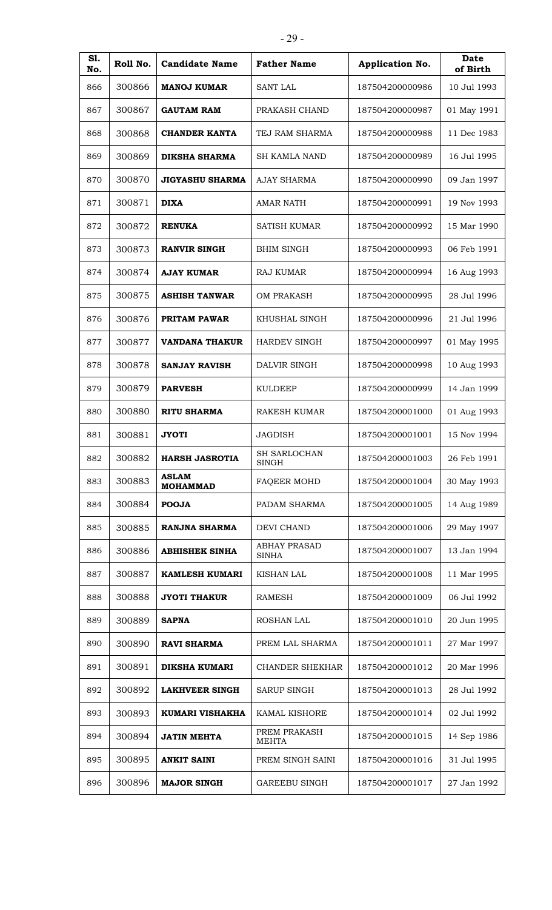| Sl. No. | Roll No. | Candidate Name | Father Name | Application No. | Date of Birth |
|---|---|---|---|---|---|
| 866 | 300866 | **MANOJ KUMAR** | SANT LAL | 187504200000986 | 10 Jul 1993 |
| 867 | 300867 | **GAUTAM RAM** | PRAKASH CHAND | 187504200000987 | 01 May 1991 |
| 868 | 300868 | **CHANDER KANTA** | TEJ RAM SHARMA | 187504200000988 | 11 Dec 1983 |
| 869 | 300869 | **DIKSHA SHARMA** | SH KAMLA NAND | 187504200000989 | 16 Jul 1995 |
| 870 | 300870 | **JIGYASHU SHARMA** | AJAY SHARMA | 187504200000990 | 09 Jan 1997 |
| 871 | 300871 | **DIXA** | AMAR NATH | 187504200000991 | 19 Nov 1993 |
| 872 | 300872 | **RENUKA** | SATISH KUMAR | 187504200000992 | 15 Mar 1990 |
| 873 | 300873 | **RANVIR SINGH** | BHIM SINGH | 187504200000993 | 06 Feb 1991 |
| 874 | 300874 | **AJAY KUMAR** | RAJ KUMAR | 187504200000994 | 16 Aug 1993 |
| 875 | 300875 | **ASHISH TANWAR** | OM PRAKASH | 187504200000995 | 28 Jul 1996 |
| 876 | 300876 | **PRITAM PAWAR** | KHUSHAL SINGH | 187504200000996 | 21 Jul 1996 |
| 877 | 300877 | **VANDANA THAKUR** | HARDEV SINGH | 187504200000997 | 01 May 1995 |
| 878 | 300878 | **SANJAY RAVISH** | DALVIR SINGH | 187504200000998 | 10 Aug 1993 |
| 879 | 300879 | **PARVESH** | KULDEEP | 187504200000999 | 14 Jan 1999 |
| 880 | 300880 | **RITU SHARMA** | RAKESH KUMAR | 187504200001000 | 01 Aug 1993 |
| 881 | 300881 | **JYOTI** | JAGDISH | 187504200001001 | 15 Nov 1994 |
| 882 | 300882 | **HARSH JASROTIA** | SH SARLOCHAN SINGH | 187504200001003 | 26 Feb 1991 |
| 883 | 300883 | **ASLAM MOHAMMAD** | FAQEER MOHD | 187504200001004 | 30 May 1993 |
| 884 | 300884 | **POOJA** | PADAM SHARMA | 187504200001005 | 14 Aug 1989 |
| 885 | 300885 | **RANJNA SHARMA** | DEVI CHAND | 187504200001006 | 29 May 1997 |
| 886 | 300886 | **ABHISHEK SINHA** | ABHAY PRASAD SINHA | 187504200001007 | 13 Jan 1994 |
| 887 | 300887 | **KAMLESH KUMARI** | KISHAN LAL | 187504200001008 | 11 Mar 1995 |
| 888 | 300888 | **JYOTI THAKUR** | RAMESH | 187504200001009 | 06 Jul 1992 |
| 889 | 300889 | **SAPNA** | ROSHAN LAL | 187504200001010 | 20 Jun 1995 |
| 890 | 300890 | **RAVI SHARMA** | PREM LAL SHARMA | 187504200001011 | 27 Mar 1997 |
| 891 | 300891 | **DIKSHA KUMARI** | CHANDER SHEKHAR | 187504200001012 | 20 Mar 1996 |
| 892 | 300892 | **LAKHVEER SINGH** | SARUP SINGH | 187504200001013 | 28 Jul 1992 |
| 893 | 300893 | **KUMARI VISHAKHA** | KAMAL KISHORE | 187504200001014 | 02 Jul 1992 |
| 894 | 300894 | **JATIN MEHTA** | PREM PRAKASH MEHTA | 187504200001015 | 14 Sep 1986 |
| 895 | 300895 | **ANKIT SAINI** | PREM SINGH SAINI | 187504200001016 | 31 Jul 1995 |
| 896 | 300896 | **MAJOR SINGH** | GAREEBU SINGH | 187504200001017 | 27 Jan 1992 |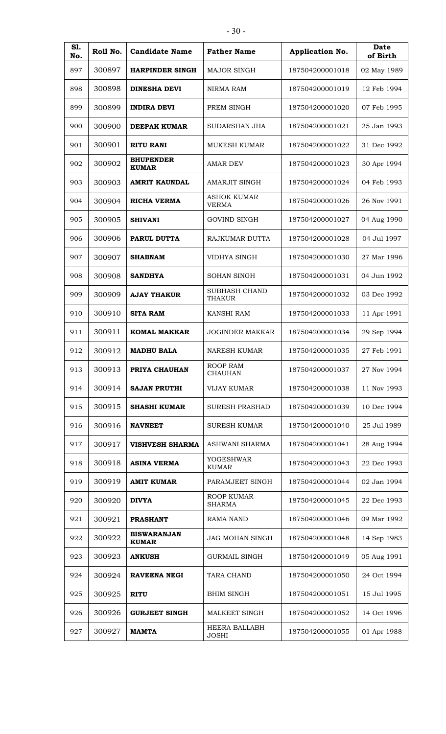| Sl. No. | Roll No. | Candidate Name | Father Name | Application No. | Date of Birth |
|---|---|---|---|---|---|
| 897 | 300897 | **HARPINDER SINGH** | MAJOR SINGH | 187504200001018 | 02 May 1989 |
| 898 | 300898 | **DINESHA DEVI** | NIRMA RAM | 187504200001019 | 12 Feb 1994 |
| 899 | 300899 | **INDIRA DEVI** | PREM SINGH | 187504200001020 | 07 Feb 1995 |
| 900 | 300900 | **DEEPAK KUMAR** | SUDARSHAN JHA | 187504200001021 | 25 Jan 1993 |
| 901 | 300901 | **RITU RANI** | MUKESH KUMAR | 187504200001022 | 31 Dec 1992 |
| 902 | 300902 | **BHUPENDER KUMAR** | AMAR DEV | 187504200001023 | 30 Apr 1994 |
| 903 | 300903 | **AMRIT KAUNDAL** | AMARJIT SINGH | 187504200001024 | 04 Feb 1993 |
| 904 | 300904 | **RICHA VERMA** | ASHOK KUMAR VERMA | 187504200001026 | 26 Nov 1991 |
| 905 | 300905 | **SHIVANI** | GOVIND SINGH | 187504200001027 | 04 Aug 1990 |
| 906 | 300906 | **PARUL DUTTA** | RAJKUMAR DUTTA | 187504200001028 | 04 Jul 1997 |
| 907 | 300907 | **SHABNAM** | VIDHYA SINGH | 187504200001030 | 27 Mar 1996 |
| 908 | 300908 | **SANDHYA** | SOHAN SINGH | 187504200001031 | 04 Jun 1992 |
| 909 | 300909 | **AJAY THAKUR** | SUBHASH CHAND THAKUR | 187504200001032 | 03 Dec 1992 |
| 910 | 300910 | **SITA RAM** | KANSHI RAM | 187504200001033 | 11 Apr 1991 |
| 911 | 300911 | **KOMAL MAKKAR** | JOGINDER MAKKAR | 187504200001034 | 29 Sep 1994 |
| 912 | 300912 | **MADHU BALA** | NARESH KUMAR | 187504200001035 | 27 Feb 1991 |
| 913 | 300913 | **PRIYA CHAUHAN** | ROOP RAM CHAUHAN | 187504200001037 | 27 Nov 1994 |
| 914 | 300914 | **SAJAN PRUTHI** | VIJAY KUMAR | 187504200001038 | 11 Nov 1993 |
| 915 | 300915 | **SHASHI KUMAR** | SURESH PRASHAD | 187504200001039 | 10 Dec 1994 |
| 916 | 300916 | **NAVNEET** | SURESH KUMAR | 187504200001040 | 25 Jul 1989 |
| 917 | 300917 | **VISHVESH SHARMA** | ASHWANI SHARMA | 187504200001041 | 28 Aug 1994 |
| 918 | 300918 | **ASINA VERMA** | YOGESHWAR KUMAR | 187504200001043 | 22 Dec 1993 |
| 919 | 300919 | **AMIT KUMAR** | PARAMJEET SINGH | 187504200001044 | 02 Jan 1994 |
| 920 | 300920 | **DIVYA** | ROOP KUMAR SHARMA | 187504200001045 | 22 Dec 1993 |
| 921 | 300921 | **PRASHANT** | RAMA NAND | 187504200001046 | 09 Mar 1992 |
| 922 | 300922 | **BISWARANJAN KUMAR** | JAG MOHAN SINGH | 187504200001048 | 14 Sep 1983 |
| 923 | 300923 | **ANKUSH** | GURMAIL SINGH | 187504200001049 | 05 Aug 1991 |
| 924 | 300924 | **RAVEENA NEGI** | TARA CHAND | 187504200001050 | 24 Oct 1994 |
| 925 | 300925 | **RITU** | BHIM SINGH | 187504200001051 | 15 Jul 1995 |
| 926 | 300926 | **GURJEET SINGH** | MALKEET SINGH | 187504200001052 | 14 Oct 1996 |
| 927 | 300927 | **MAMTA** | HEERA BALLABH JOSHI | 187504200001055 | 01 Apr 1988 |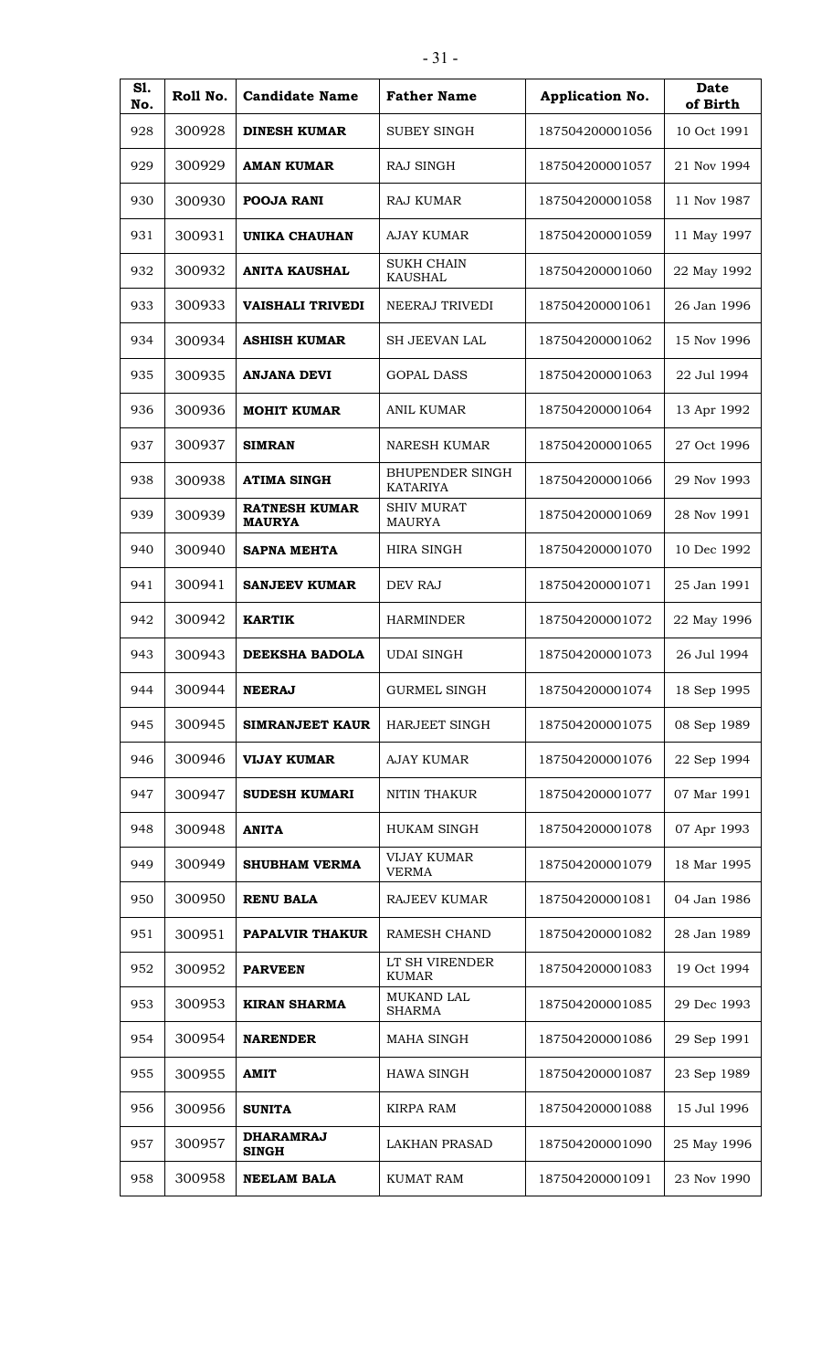| Sl. No. | Roll No. | Candidate Name | Father Name | Application No. | Date of Birth |
|---|---|---|---|---|---|
| 928 | 300928 | **DINESH KUMAR** | SUBEY SINGH | 187504200001056 | 10 Oct 1991 |
| 929 | 300929 | **AMAN KUMAR** | RAJ SINGH | 187504200001057 | 21 Nov 1994 |
| 930 | 300930 | **POOJA RANI** | RAJ KUMAR | 187504200001058 | 11 Nov 1987 |
| 931 | 300931 | **UNIKA CHAUHAN** | AJAY KUMAR | 187504200001059 | 11 May 1997 |
| 932 | 300932 | **ANITA KAUSHAL** | SUKH CHAIN KAUSHAL | 187504200001060 | 22 May 1992 |
| 933 | 300933 | **VAISHALI TRIVEDI** | NEERAJ TRIVEDI | 187504200001061 | 26 Jan 1996 |
| 934 | 300934 | **ASHISH KUMAR** | SH JEEVAN LAL | 187504200001062 | 15 Nov 1996 |
| 935 | 300935 | **ANJANA DEVI** | GOPAL DASS | 187504200001063 | 22 Jul 1994 |
| 936 | 300936 | **MOHIT KUMAR** | ANIL KUMAR | 187504200001064 | 13 Apr 1992 |
| 937 | 300937 | **SIMRAN** | NARESH KUMAR | 187504200001065 | 27 Oct 1996 |
| 938 | 300938 | **ATIMA SINGH** | BHUPENDER SINGH KATARIYA | 187504200001066 | 29 Nov 1993 |
| 939 | 300939 | **RATNESH KUMAR MAURYA** | SHIV MURAT MAURYA | 187504200001069 | 28 Nov 1991 |
| 940 | 300940 | **SAPNA MEHTA** | HIRA SINGH | 187504200001070 | 10 Dec 1992 |
| 941 | 300941 | **SANJEEV KUMAR** | DEV RAJ | 187504200001071 | 25 Jan 1991 |
| 942 | 300942 | **KARTIK** | HARMINDER | 187504200001072 | 22 May 1996 |
| 943 | 300943 | **DEEKSHA BADOLA** | UDAI SINGH | 187504200001073 | 26 Jul 1994 |
| 944 | 300944 | **NEERAJ** | GURMEL SINGH | 187504200001074 | 18 Sep 1995 |
| 945 | 300945 | **SIMRANJEET KAUR** | HARJEET SINGH | 187504200001075 | 08 Sep 1989 |
| 946 | 300946 | **VIJAY KUMAR** | AJAY KUMAR | 187504200001076 | 22 Sep 1994 |
| 947 | 300947 | **SUDESH KUMARI** | NITIN THAKUR | 187504200001077 | 07 Mar 1991 |
| 948 | 300948 | **ANITA** | HUKAM SINGH | 187504200001078 | 07 Apr 1993 |
| 949 | 300949 | **SHUBHAM VERMA** | VIJAY KUMAR VERMA | 187504200001079 | 18 Mar 1995 |
| 950 | 300950 | **RENU BALA** | RAJEEV KUMAR | 187504200001081 | 04 Jan 1986 |
| 951 | 300951 | **PAPALVIR THAKUR** | RAMESH CHAND | 187504200001082 | 28 Jan 1989 |
| 952 | 300952 | **PARVEEN** | LT SH VIRENDER KUMAR | 187504200001083 | 19 Oct 1994 |
| 953 | 300953 | **KIRAN SHARMA** | MUKAND LAL SHARMA | 187504200001085 | 29 Dec 1993 |
| 954 | 300954 | **NARENDER** | MAHA SINGH | 187504200001086 | 29 Sep 1991 |
| 955 | 300955 | **AMIT** | HAWA SINGH | 187504200001087 | 23 Sep 1989 |
| 956 | 300956 | **SUNITA** | KIRPA RAM | 187504200001088 | 15 Jul 1996 |
| 957 | 300957 | **DHARAMRAJ SINGH** | LAKHAN PRASAD | 187504200001090 | 25 May 1996 |
| 958 | 300958 | **NEELAM BALA** | KUMAT RAM | 187504200001091 | 23 Nov 1990 |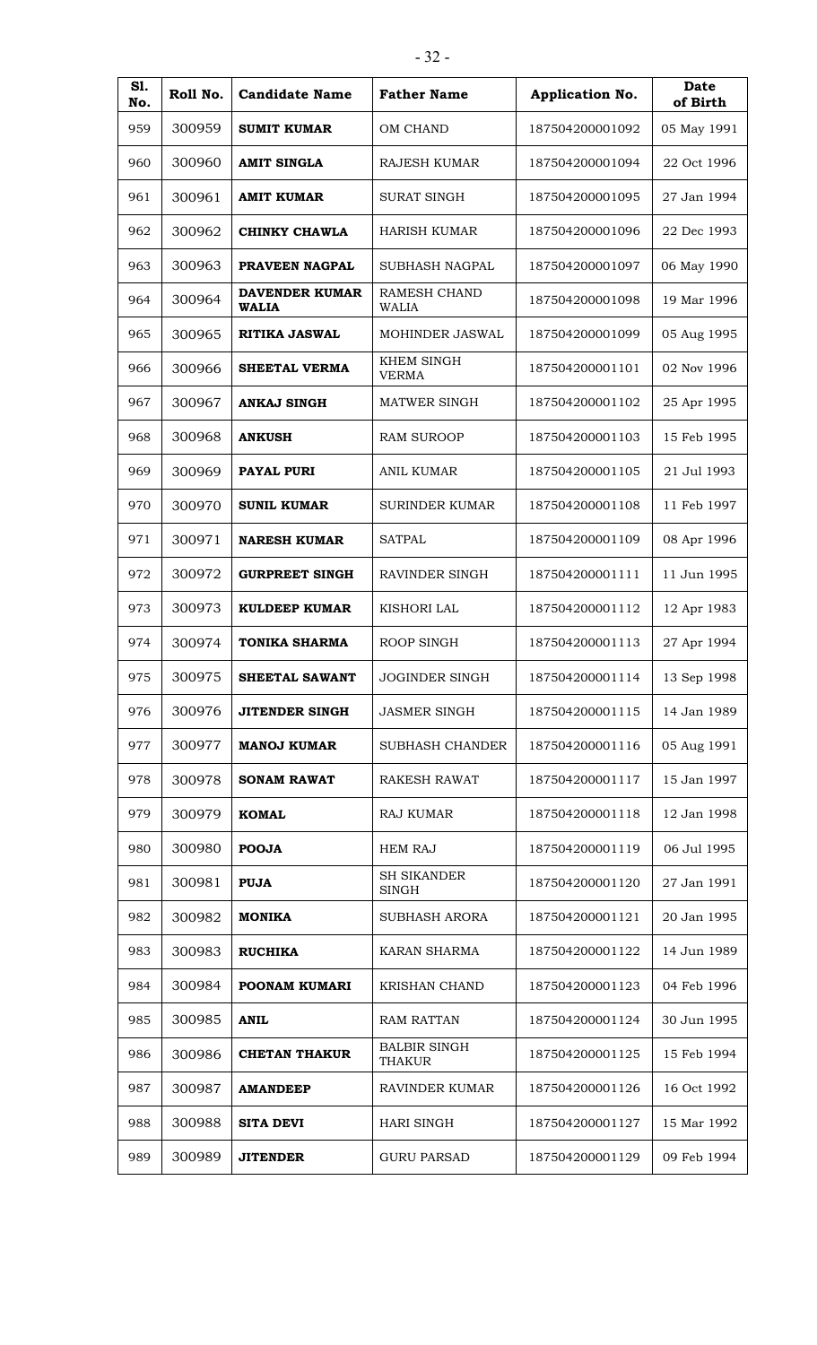| Sl. No. | Roll No. | Candidate Name | Father Name | Application No. | Date of Birth |
|---|---|---|---|---|---|
| 959 | 300959 | **SUMIT KUMAR** | OM CHAND | 187504200001092 | 05 May 1991 |
| 960 | 300960 | **AMIT SINGLA** | RAJESH KUMAR | 187504200001094 | 22 Oct 1996 |
| 961 | 300961 | **AMIT KUMAR** | SURAT SINGH | 187504200001095 | 27 Jan 1994 |
| 962 | 300962 | **CHINKY CHAWLA** | HARISH KUMAR | 187504200001096 | 22 Dec 1993 |
| 963 | 300963 | **PRAVEEN NAGPAL** | SUBHASH NAGPAL | 187504200001097 | 06 May 1990 |
| 964 | 300964 | **DAVENDER KUMAR WALIA** | RAMESH CHAND WALIA | 187504200001098 | 19 Mar 1996 |
| 965 | 300965 | **RITIKA JASWAL** | MOHINDER JASWAL | 187504200001099 | 05 Aug 1995 |
| 966 | 300966 | **SHEETAL VERMA** | KHEM SINGH VERMA | 187504200001101 | 02 Nov 1996 |
| 967 | 300967 | **ANKAJ SINGH** | MATWER SINGH | 187504200001102 | 25 Apr 1995 |
| 968 | 300968 | **ANKUSH** | RAM SUROOP | 187504200001103 | 15 Feb 1995 |
| 969 | 300969 | **PAYAL PURI** | ANIL KUMAR | 187504200001105 | 21 Jul 1993 |
| 970 | 300970 | **SUNIL KUMAR** | SURINDER KUMAR | 187504200001108 | 11 Feb 1997 |
| 971 | 300971 | **NARESH KUMAR** | SATPAL | 187504200001109 | 08 Apr 1996 |
| 972 | 300972 | **GURPREET SINGH** | RAVINDER SINGH | 187504200001111 | 11 Jun 1995 |
| 973 | 300973 | **KULDEEP KUMAR** | KISHORI LAL | 187504200001112 | 12 Apr 1983 |
| 974 | 300974 | **TONIKA SHARMA** | ROOP SINGH | 187504200001113 | 27 Apr 1994 |
| 975 | 300975 | **SHEETAL SAWANT** | JOGINDER SINGH | 187504200001114 | 13 Sep 1998 |
| 976 | 300976 | **JITENDER SINGH** | JASMER SINGH | 187504200001115 | 14 Jan 1989 |
| 977 | 300977 | **MANOJ KUMAR** | SUBHASH CHANDER | 187504200001116 | 05 Aug 1991 |
| 978 | 300978 | **SONAM RAWAT** | RAKESH RAWAT | 187504200001117 | 15 Jan 1997 |
| 979 | 300979 | **KOMAL** | RAJ KUMAR | 187504200001118 | 12 Jan 1998 |
| 980 | 300980 | **POOJA** | HEM RAJ | 187504200001119 | 06 Jul 1995 |
| 981 | 300981 | **PUJA** | SH SIKANDER SINGH | 187504200001120 | 27 Jan 1991 |
| 982 | 300982 | **MONIKA** | SUBHASH ARORA | 187504200001121 | 20 Jan 1995 |
| 983 | 300983 | **RUCHIKA** | KARAN SHARMA | 187504200001122 | 14 Jun 1989 |
| 984 | 300984 | **POONAM KUMARI** | KRISHAN CHAND | 187504200001123 | 04 Feb 1996 |
| 985 | 300985 | **ANIL** | RAM RATTAN | 187504200001124 | 30 Jun 1995 |
| 986 | 300986 | **CHETAN THAKUR** | BALBIR SINGH THAKUR | 187504200001125 | 15 Feb 1994 |
| 987 | 300987 | **AMANDEEP** | RAVINDER KUMAR | 187504200001126 | 16 Oct 1992 |
| 988 | 300988 | **SITA DEVI** | HARI SINGH | 187504200001127 | 15 Mar 1992 |
| 989 | 300989 | **JITENDER** | GURU PARSAD | 187504200001129 | 09 Feb 1994 |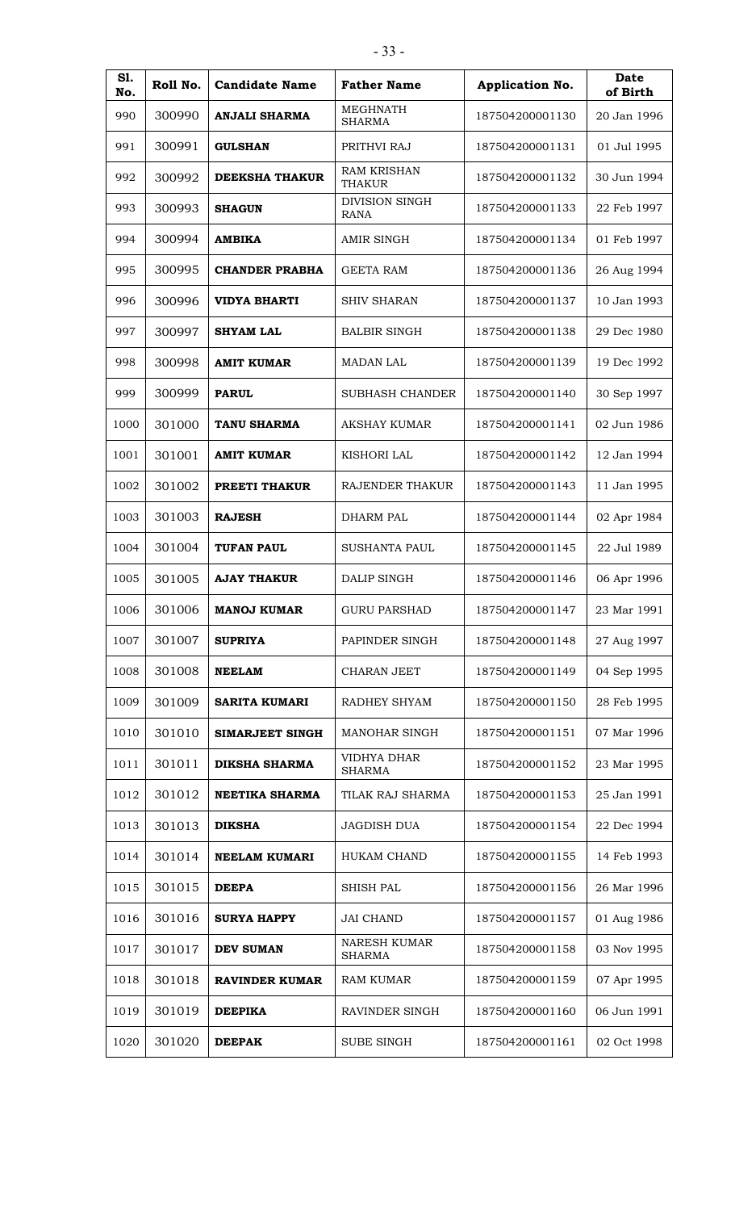| Sl. No. | Roll No. | Candidate Name | Father Name | Application No. | Date of Birth |
|---|---|---|---|---|---|
| 990 | 300990 | **ANJALI SHARMA** | MEGHNATH SHARMA | 187504200001130 | 20 Jan 1996 |
| 991 | 300991 | **GULSHAN** | PRITHVI RAJ | 187504200001131 | 01 Jul 1995 |
| 992 | 300992 | **DEEKSHA THAKUR** | RAM KRISHAN THAKUR | 187504200001132 | 30 Jun 1994 |
| 993 | 300993 | **SHAGUN** | DIVISION SINGH RANA | 187504200001133 | 22 Feb 1997 |
| 994 | 300994 | **AMBIKA** | AMIR SINGH | 187504200001134 | 01 Feb 1997 |
| 995 | 300995 | **CHANDER PRABHA** | GEETA RAM | 187504200001136 | 26 Aug 1994 |
| 996 | 300996 | **VIDYA BHARTI** | SHIV SHARAN | 187504200001137 | 10 Jan 1993 |
| 997 | 300997 | **SHYAM LAL** | BALBIR SINGH | 187504200001138 | 29 Dec 1980 |
| 998 | 300998 | **AMIT KUMAR** | MADAN LAL | 187504200001139 | 19 Dec 1992 |
| 999 | 300999 | **PARUL** | SUBHASH CHANDER | 187504200001140 | 30 Sep 1997 |
| 1000 | 301000 | **TANU SHARMA** | AKSHAY KUMAR | 187504200001141 | 02 Jun 1986 |
| 1001 | 301001 | **AMIT KUMAR** | KISHORI LAL | 187504200001142 | 12 Jan 1994 |
| 1002 | 301002 | **PREETI THAKUR** | RAJENDER THAKUR | 187504200001143 | 11 Jan 1995 |
| 1003 | 301003 | **RAJESH** | DHARM PAL | 187504200001144 | 02 Apr 1984 |
| 1004 | 301004 | **TUFAN PAUL** | SUSHANTA PAUL | 187504200001145 | 22 Jul 1989 |
| 1005 | 301005 | **AJAY THAKUR** | DALIP SINGH | 187504200001146 | 06 Apr 1996 |
| 1006 | 301006 | **MANOJ KUMAR** | GURU PARSHAD | 187504200001147 | 23 Mar 1991 |
| 1007 | 301007 | **SUPRIYA** | PAPINDER SINGH | 187504200001148 | 27 Aug 1997 |
| 1008 | 301008 | **NEELAM** | CHARAN JEET | 187504200001149 | 04 Sep 1995 |
| 1009 | 301009 | **SARITA KUMARI** | RADHEY SHYAM | 187504200001150 | 28 Feb 1995 |
| 1010 | 301010 | **SIMARJEET SINGH** | MANOHAR SINGH | 187504200001151 | 07 Mar 1996 |
| 1011 | 301011 | **DIKSHA SHARMA** | VIDHYA DHAR SHARMA | 187504200001152 | 23 Mar 1995 |
| 1012 | 301012 | **NEETIKA SHARMA** | TILAK RAJ SHARMA | 187504200001153 | 25 Jan 1991 |
| 1013 | 301013 | **DIKSHA** | JAGDISH DUA | 187504200001154 | 22 Dec 1994 |
| 1014 | 301014 | **NEELAM KUMARI** | HUKAM CHAND | 187504200001155 | 14 Feb 1993 |
| 1015 | 301015 | **DEEPA** | SHISH PAL | 187504200001156 | 26 Mar 1996 |
| 1016 | 301016 | **SURYA HAPPY** | JAI CHAND | 187504200001157 | 01 Aug 1986 |
| 1017 | 301017 | **DEV SUMAN** | NARESH KUMAR SHARMA | 187504200001158 | 03 Nov 1995 |
| 1018 | 301018 | **RAVINDER KUMAR** | RAM KUMAR | 187504200001159 | 07 Apr 1995 |
| 1019 | 301019 | **DEEPIKA** | RAVINDER SINGH | 187504200001160 | 06 Jun 1991 |
| 1020 | 301020 | **DEEPAK** | SUBE SINGH | 187504200001161 | 02 Oct 1998 |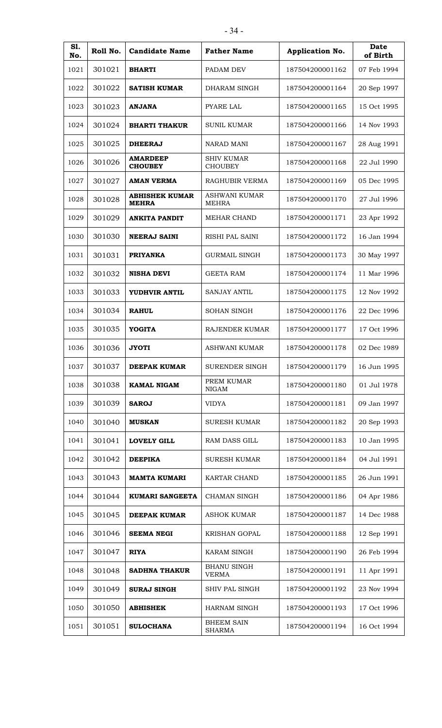| Sl. No. | Roll No. | Candidate Name | Father Name | Application No. | Date of Birth |
|---|---|---|---|---|---|
| 1021 | 301021 | **BHARTI** | PADAM DEV | 187504200001162 | 07 Feb 1994 |
| 1022 | 301022 | **SATISH KUMAR** | DHARAM SINGH | 187504200001164 | 20 Sep 1997 |
| 1023 | 301023 | **ANJANA** | PYARE LAL | 187504200001165 | 15 Oct 1995 |
| 1024 | 301024 | **BHARTI THAKUR** | SUNIL KUMAR | 187504200001166 | 14 Nov 1993 |
| 1025 | 301025 | **DHEERAJ** | NARAD MANI | 187504200001167 | 28 Aug 1991 |
| 1026 | 301026 | **AMARDEEP CHOUBEY** | SHIV KUMAR CHOUBEY | 187504200001168 | 22 Jul 1990 |
| 1027 | 301027 | **AMAN VERMA** | RAGHUBIR VERMA | 187504200001169 | 05 Dec 1995 |
| 1028 | 301028 | **ABHISHEK KUMAR MEHRA** | ASHWANI KUMAR MEHRA | 187504200001170 | 27 Jul 1996 |
| 1029 | 301029 | **ANKITA PANDIT** | MEHAR CHAND | 187504200001171 | 23 Apr 1992 |
| 1030 | 301030 | **NEERAJ SAINI** | RISHI PAL SAINI | 187504200001172 | 16 Jan 1994 |
| 1031 | 301031 | **PRIYANKA** | GURMAIL SINGH | 187504200001173 | 30 May 1997 |
| 1032 | 301032 | **NISHA DEVI** | GEETA RAM | 187504200001174 | 11 Mar 1996 |
| 1033 | 301033 | **YUDHVIR ANTIL** | SANJAY ANTIL | 187504200001175 | 12 Nov 1992 |
| 1034 | 301034 | **RAHUL** | SOHAN SINGH | 187504200001176 | 22 Dec 1996 |
| 1035 | 301035 | **YOGITA** | RAJENDER KUMAR | 187504200001177 | 17 Oct 1996 |
| 1036 | 301036 | **JYOTI** | ASHWANI KUMAR | 187504200001178 | 02 Dec 1989 |
| 1037 | 301037 | **DEEPAK KUMAR** | SURENDER SINGH | 187504200001179 | 16 Jun 1995 |
| 1038 | 301038 | **KAMAL NIGAM** | PREM KUMAR NIGAM | 187504200001180 | 01 Jul 1978 |
| 1039 | 301039 | **SAROJ** | VIDYA | 187504200001181 | 09 Jan 1997 |
| 1040 | 301040 | **MUSKAN** | SURESH KUMAR | 187504200001182 | 20 Sep 1993 |
| 1041 | 301041 | **LOVELY GILL** | RAM DASS GILL | 187504200001183 | 10 Jan 1995 |
| 1042 | 301042 | **DEEPIKA** | SURESH KUMAR | 187504200001184 | 04 Jul 1991 |
| 1043 | 301043 | **MAMTA KUMARI** | KARTAR CHAND | 187504200001185 | 26 Jun 1991 |
| 1044 | 301044 | **KUMARI SANGEETA** | CHAMAN SINGH | 187504200001186 | 04 Apr 1986 |
| 1045 | 301045 | **DEEPAK KUMAR** | ASHOK KUMAR | 187504200001187 | 14 Dec 1988 |
| 1046 | 301046 | **SEEMA NEGI** | KRISHAN GOPAL | 187504200001188 | 12 Sep 1991 |
| 1047 | 301047 | **RIYA** | KARAM SINGH | 187504200001190 | 26 Feb 1994 |
| 1048 | 301048 | **SADHNA THAKUR** | BHANU SINGH VERMA | 187504200001191 | 11 Apr 1991 |
| 1049 | 301049 | **SURAJ SINGH** | SHIV PAL SINGH | 187504200001192 | 23 Nov 1994 |
| 1050 | 301050 | **ABHISHEK** | HARNAM SINGH | 187504200001193 | 17 Oct 1996 |
| 1051 | 301051 | **SULOCHANA** | BHEEM SAIN SHARMA | 187504200001194 | 16 Oct 1994 |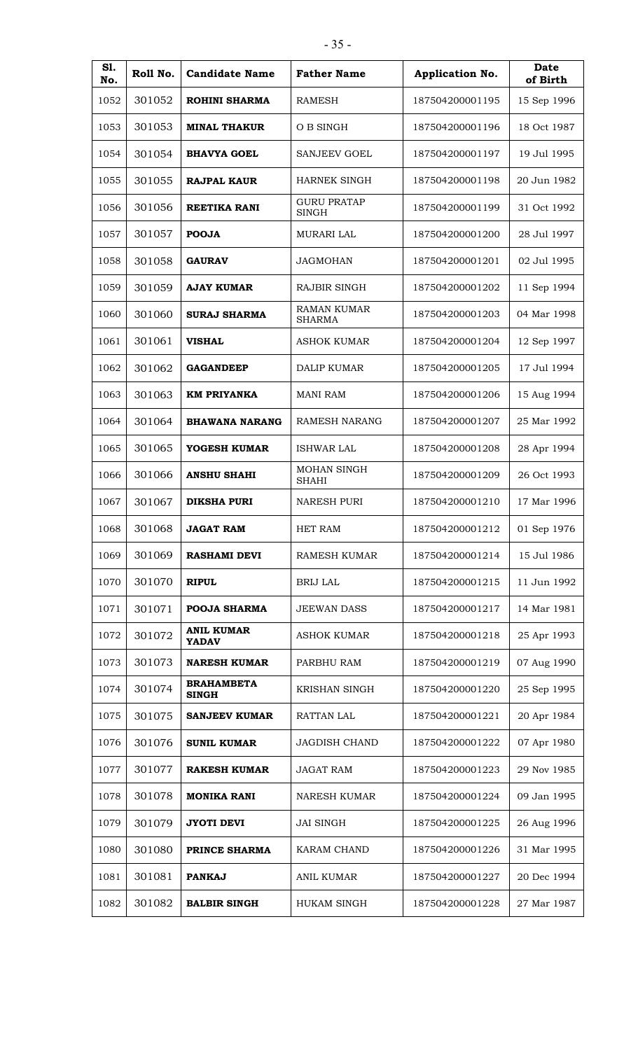| Sl. No. | Roll No. | Candidate Name | Father Name | Application No. | Date of Birth |
|---|---|---|---|---|---|
| 1052 | 301052 | **ROHINI SHARMA** | RAMESH | 187504200001195 | 15 Sep 1996 |
| 1053 | 301053 | **MINAL THAKUR** | O B SINGH | 187504200001196 | 18 Oct 1987 |
| 1054 | 301054 | **BHAVYA GOEL** | SANJEEV GOEL | 187504200001197 | 19 Jul 1995 |
| 1055 | 301055 | **RAJPAL KAUR** | HARNEK SINGH | 187504200001198 | 20 Jun 1982 |
| 1056 | 301056 | **REETIKA RANI** | GURU PRATAP SINGH | 187504200001199 | 31 Oct 1992 |
| 1057 | 301057 | **POOJA** | MURARI LAL | 187504200001200 | 28 Jul 1997 |
| 1058 | 301058 | **GAURAV** | JAGMOHAN | 187504200001201 | 02 Jul 1995 |
| 1059 | 301059 | **AJAY KUMAR** | RAJBIR SINGH | 187504200001202 | 11 Sep 1994 |
| 1060 | 301060 | **SURAJ SHARMA** | RAMAN KUMAR SHARMA | 187504200001203 | 04 Mar 1998 |
| 1061 | 301061 | **VISHAL** | ASHOK KUMAR | 187504200001204 | 12 Sep 1997 |
| 1062 | 301062 | **GAGANDEEP** | DALIP KUMAR | 187504200001205 | 17 Jul 1994 |
| 1063 | 301063 | **KM PRIYANKA** | MANI RAM | 187504200001206 | 15 Aug 1994 |
| 1064 | 301064 | **BHAWANA NARANG** | RAMESH NARANG | 187504200001207 | 25 Mar 1992 |
| 1065 | 301065 | **YOGESH KUMAR** | ISHWAR LAL | 187504200001208 | 28 Apr 1994 |
| 1066 | 301066 | **ANSHU SHAHI** | MOHAN SINGH SHAHI | 187504200001209 | 26 Oct 1993 |
| 1067 | 301067 | **DIKSHA PURI** | NARESH PURI | 187504200001210 | 17 Mar 1996 |
| 1068 | 301068 | **JAGAT RAM** | HET RAM | 187504200001212 | 01 Sep 1976 |
| 1069 | 301069 | **RASHAMI DEVI** | RAMESH KUMAR | 187504200001214 | 15 Jul 1986 |
| 1070 | 301070 | **RIPUL** | BRIJ LAL | 187504200001215 | 11 Jun 1992 |
| 1071 | 301071 | **POOJA SHARMA** | JEEWAN DASS | 187504200001217 | 14 Mar 1981 |
| 1072 | 301072 | **ANIL KUMAR YADAV** | ASHOK KUMAR | 187504200001218 | 25 Apr 1993 |
| 1073 | 301073 | **NARESH KUMAR** | PARBHU RAM | 187504200001219 | 07 Aug 1990 |
| 1074 | 301074 | **BRAHAMBETA SINGH** | KRISHAN SINGH | 187504200001220 | 25 Sep 1995 |
| 1075 | 301075 | **SANJEEV KUMAR** | RATTAN LAL | 187504200001221 | 20 Apr 1984 |
| 1076 | 301076 | **SUNIL KUMAR** | JAGDISH CHAND | 187504200001222 | 07 Apr 1980 |
| 1077 | 301077 | **RAKESH KUMAR** | JAGAT RAM | 187504200001223 | 29 Nov 1985 |
| 1078 | 301078 | **MONIKA RANI** | NARESH KUMAR | 187504200001224 | 09 Jan 1995 |
| 1079 | 301079 | **JYOTI DEVI** | JAI SINGH | 187504200001225 | 26 Aug 1996 |
| 1080 | 301080 | **PRINCE SHARMA** | KARAM CHAND | 187504200001226 | 31 Mar 1995 |
| 1081 | 301081 | **PANKAJ** | ANIL KUMAR | 187504200001227 | 20 Dec 1994 |
| 1082 | 301082 | **BALBIR SINGH** | HUKAM SINGH | 187504200001228 | 27 Mar 1987 |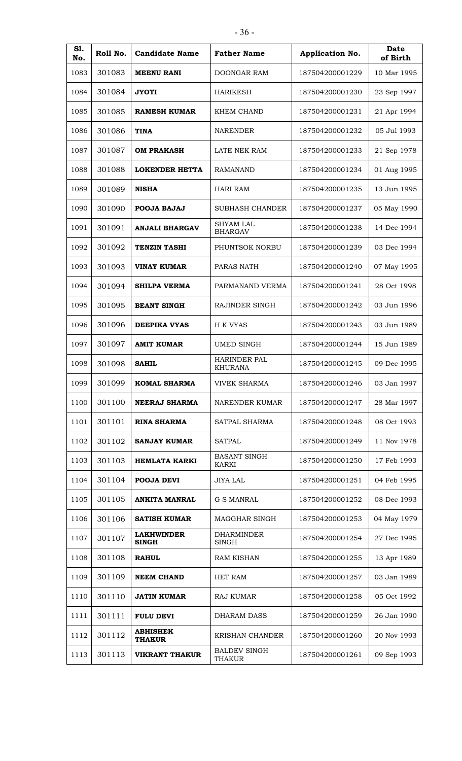| Sl. No. | Roll No. | Candidate Name | Father Name | Application No. | Date of Birth |
|---|---|---|---|---|---|
| 1083 | 301083 | **MEENU RANI** | DOONGAR RAM | 187504200001229 | 10 Mar 1995 |
| 1084 | 301084 | **JYOTI** | HARIKESH | 187504200001230 | 23 Sep 1997 |
| 1085 | 301085 | **RAMESH KUMAR** | KHEM CHAND | 187504200001231 | 21 Apr 1994 |
| 1086 | 301086 | **TINA** | NARENDER | 187504200001232 | 05 Jul 1993 |
| 1087 | 301087 | **OM PRAKASH** | LATE NEK RAM | 187504200001233 | 21 Sep 1978 |
| 1088 | 301088 | **LOKENDER HETTA** | RAMANAND | 187504200001234 | 01 Aug 1995 |
| 1089 | 301089 | **NISHA** | HARI RAM | 187504200001235 | 13 Jun 1995 |
| 1090 | 301090 | **POOJA BAJAJ** | SUBHASH CHANDER | 187504200001237 | 05 May 1990 |
| 1091 | 301091 | **ANJALI BHARGAV** | SHYAM LAL BHARGAV | 187504200001238 | 14 Dec 1994 |
| 1092 | 301092 | **TENZIN TASHI** | PHUNTSOK NORBU | 187504200001239 | 03 Dec 1994 |
| 1093 | 301093 | **VINAY KUMAR** | PARAS NATH | 187504200001240 | 07 May 1995 |
| 1094 | 301094 | **SHILPA VERMA** | PARMANAND VERMA | 187504200001241 | 28 Oct 1998 |
| 1095 | 301095 | **BEANT SINGH** | RAJINDER SINGH | 187504200001242 | 03 Jun 1996 |
| 1096 | 301096 | **DEEPIKA VYAS** | H K VYAS | 187504200001243 | 03 Jun 1989 |
| 1097 | 301097 | **AMIT KUMAR** | UMED SINGH | 187504200001244 | 15 Jun 1989 |
| 1098 | 301098 | **SAHIL** | HARINDER PAL KHURANA | 187504200001245 | 09 Dec 1995 |
| 1099 | 301099 | **KOMAL SHARMA** | VIVEK SHARMA | 187504200001246 | 03 Jan 1997 |
| 1100 | 301100 | **NEERAJ SHARMA** | NARENDER KUMAR | 187504200001247 | 28 Mar 1997 |
| 1101 | 301101 | **RINA SHARMA** | SATPAL SHARMA | 187504200001248 | 08 Oct 1993 |
| 1102 | 301102 | **SANJAY KUMAR** | SATPAL | 187504200001249 | 11 Nov 1978 |
| 1103 | 301103 | **HEMLATA KARKI** | BASANT SINGH KARKI | 187504200001250 | 17 Feb 1993 |
| 1104 | 301104 | **POOJA DEVI** | JIYA LAL | 187504200001251 | 04 Feb 1995 |
| 1105 | 301105 | **ANKITA MANRAL** | G S MANRAL | 187504200001252 | 08 Dec 1993 |
| 1106 | 301106 | **SATISH KUMAR** | MAGGHAR SINGH | 187504200001253 | 04 May 1979 |
| 1107 | 301107 | **LAKHWINDER SINGH** | DHARMINDER SINGH | 187504200001254 | 27 Dec 1995 |
| 1108 | 301108 | **RAHUL** | RAM KISHAN | 187504200001255 | 13 Apr 1989 |
| 1109 | 301109 | **NEEM CHAND** | HET RAM | 187504200001257 | 03 Jan 1989 |
| 1110 | 301110 | **JATIN KUMAR** | RAJ KUMAR | 187504200001258 | 05 Oct 1992 |
| 1111 | 301111 | **FULU DEVI** | DHARAM DASS | 187504200001259 | 26 Jan 1990 |
| 1112 | 301112 | **ABHISHEK THAKUR** | KRISHAN CHANDER | 187504200001260 | 20 Nov 1993 |
| 1113 | 301113 | **VIKRANT THAKUR** | BALDEV SINGH THAKUR | 187504200001261 | 09 Sep 1993 |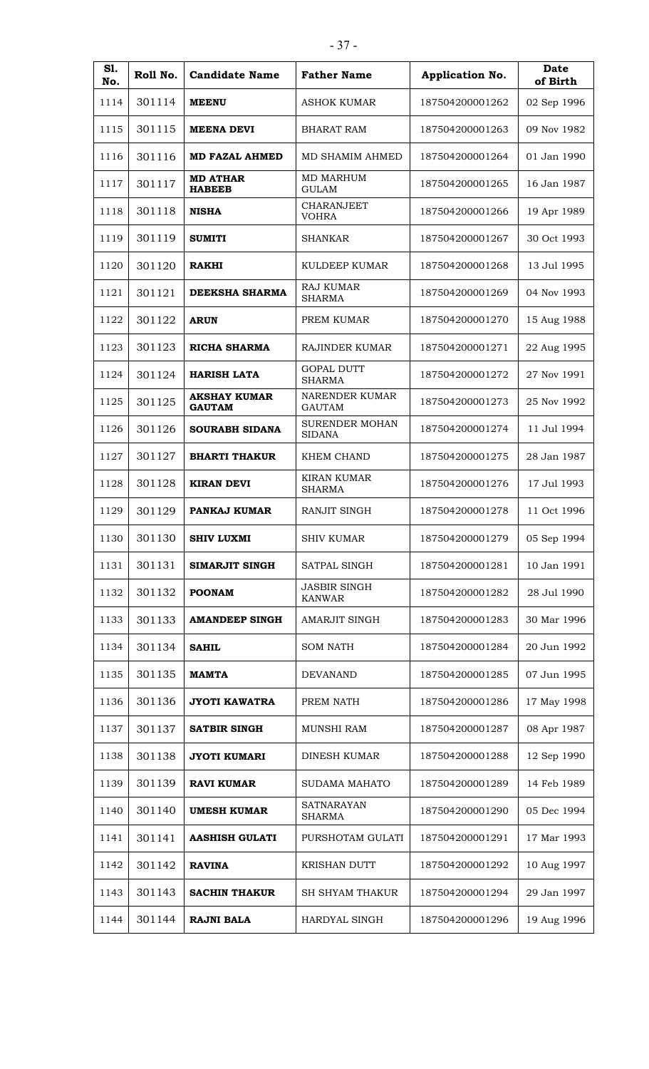| Sl. No. | Roll No. | Candidate Name | Father Name | Application No. | Date of Birth |
|---|---|---|---|---|---|
| 1114 | 301114 | **MEENU** | ASHOK KUMAR | 187504200001262 | 02 Sep 1996 |
| 1115 | 301115 | **MEENA DEVI** | BHARAT RAM | 187504200001263 | 09 Nov 1982 |
| 1116 | 301116 | **MD FAZAL AHMED** | MD SHAMIM AHMED | 187504200001264 | 01 Jan 1990 |
| 1117 | 301117 | **MD ATHAR HABEEB** | MD MARHUM GULAM | 187504200001265 | 16 Jan 1987 |
| 1118 | 301118 | **NISHA** | CHARANJEET VOHRA | 187504200001266 | 19 Apr 1989 |
| 1119 | 301119 | **SUMITI** | SHANKAR | 187504200001267 | 30 Oct 1993 |
| 1120 | 301120 | **RAKHI** | KULDEEP KUMAR | 187504200001268 | 13 Jul 1995 |
| 1121 | 301121 | **DEEKSHA SHARMA** | RAJ KUMAR SHARMA | 187504200001269 | 04 Nov 1993 |
| 1122 | 301122 | **ARUN** | PREM KUMAR | 187504200001270 | 15 Aug 1988 |
| 1123 | 301123 | **RICHA SHARMA** | RAJINDER KUMAR | 187504200001271 | 22 Aug 1995 |
| 1124 | 301124 | **HARISH LATA** | GOPAL DUTT SHARMA | 187504200001272 | 27 Nov 1991 |
| 1125 | 301125 | **AKSHAY KUMAR GAUTAM** | NARENDER KUMAR GAUTAM | 187504200001273 | 25 Nov 1992 |
| 1126 | 301126 | **SOURABH SIDANA** | SURENDER MOHAN SIDANA | 187504200001274 | 11 Jul 1994 |
| 1127 | 301127 | **BHARTI THAKUR** | KHEM CHAND | 187504200001275 | 28 Jan 1987 |
| 1128 | 301128 | **KIRAN DEVI** | KIRAN KUMAR SHARMA | 187504200001276 | 17 Jul 1993 |
| 1129 | 301129 | **PANKAJ KUMAR** | RANJIT SINGH | 187504200001278 | 11 Oct 1996 |
| 1130 | 301130 | **SHIV LUXMI** | SHIV KUMAR | 187504200001279 | 05 Sep 1994 |
| 1131 | 301131 | **SIMARJIT SINGH** | SATPAL SINGH | 187504200001281 | 10 Jan 1991 |
| 1132 | 301132 | **POONAM** | JASBIR SINGH KANWAR | 187504200001282 | 28 Jul 1990 |
| 1133 | 301133 | **AMANDEEP SINGH** | AMARJIT SINGH | 187504200001283 | 30 Mar 1996 |
| 1134 | 301134 | **SAHIL** | SOM NATH | 187504200001284 | 20 Jun 1992 |
| 1135 | 301135 | **MAMTA** | DEVANAND | 187504200001285 | 07 Jun 1995 |
| 1136 | 301136 | **JYOTI KAWATRA** | PREM NATH | 187504200001286 | 17 May 1998 |
| 1137 | 301137 | **SATBIR SINGH** | MUNSHI RAM | 187504200001287 | 08 Apr 1987 |
| 1138 | 301138 | **JYOTI KUMARI** | DINESH KUMAR | 187504200001288 | 12 Sep 1990 |
| 1139 | 301139 | **RAVI KUMAR** | SUDAMA MAHATO | 187504200001289 | 14 Feb 1989 |
| 1140 | 301140 | **UMESH KUMAR** | SATNARAYAN SHARMA | 187504200001290 | 05 Dec 1994 |
| 1141 | 301141 | **AASHISH GULATI** | PURSHOTAM GULATI | 187504200001291 | 17 Mar 1993 |
| 1142 | 301142 | **RAVINA** | KRISHAN DUTT | 187504200001292 | 10 Aug 1997 |
| 1143 | 301143 | **SACHIN THAKUR** | SH SHYAM THAKUR | 187504200001294 | 29 Jan 1997 |
| 1144 | 301144 | **RAJNI BALA** | HARDYAL SINGH | 187504200001296 | 19 Aug 1996 |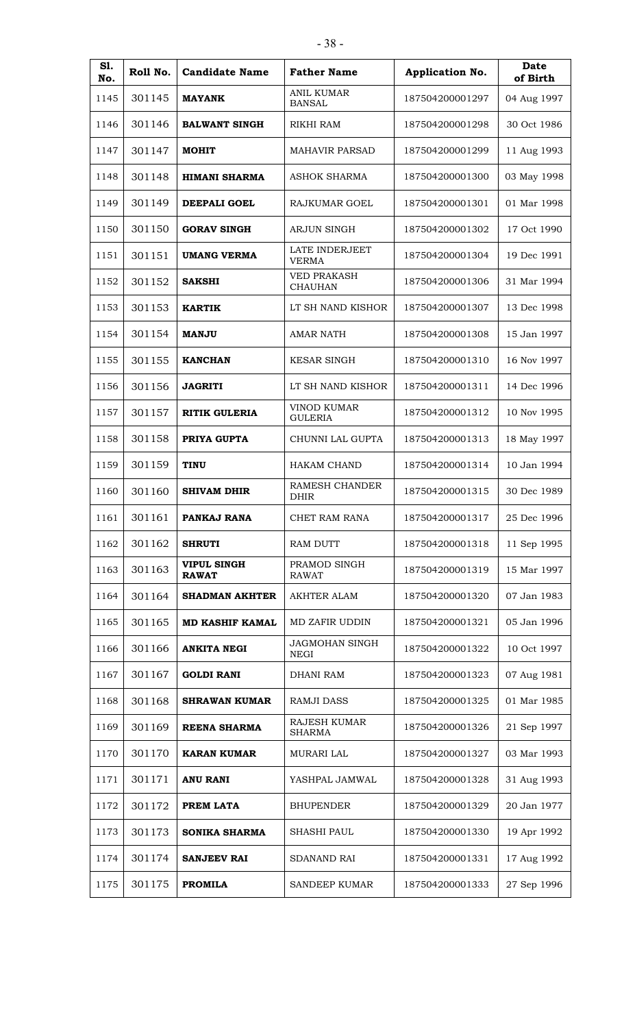| Sl. No. | Roll No. | Candidate Name | Father Name | Application No. | Date of Birth |
|---|---|---|---|---|---|
| 1145 | 301145 | **MAYANK** | ANIL KUMAR BANSAL | 187504200001297 | 04 Aug 1997 |
| 1146 | 301146 | **BALWANT SINGH** | RIKHI RAM | 187504200001298 | 30 Oct 1986 |
| 1147 | 301147 | **MOHIT** | MAHAVIR PARSAD | 187504200001299 | 11 Aug 1993 |
| 1148 | 301148 | **HIMANI SHARMA** | ASHOK SHARMA | 187504200001300 | 03 May 1998 |
| 1149 | 301149 | **DEEPALI GOEL** | RAJKUMAR GOEL | 187504200001301 | 01 Mar 1998 |
| 1150 | 301150 | **GORAV SINGH** | ARJUN SINGH | 187504200001302 | 17 Oct 1990 |
| 1151 | 301151 | **UMANG VERMA** | LATE INDERJEET VERMA | 187504200001304 | 19 Dec 1991 |
| 1152 | 301152 | **SAKSHI** | VED PRAKASH CHAUHAN | 187504200001306 | 31 Mar 1994 |
| 1153 | 301153 | **KARTIK** | LT SH NAND KISHOR | 187504200001307 | 13 Dec 1998 |
| 1154 | 301154 | **MANJU** | AMAR NATH | 187504200001308 | 15 Jan 1997 |
| 1155 | 301155 | **KANCHAN** | KESAR SINGH | 187504200001310 | 16 Nov 1997 |
| 1156 | 301156 | **JAGRITI** | LT SH NAND KISHOR | 187504200001311 | 14 Dec 1996 |
| 1157 | 301157 | **RITIK GULERIA** | VINOD KUMAR GULERIA | 187504200001312 | 10 Nov 1995 |
| 1158 | 301158 | **PRIYA GUPTA** | CHUNNI LAL GUPTA | 187504200001313 | 18 May 1997 |
| 1159 | 301159 | **TINU** | HAKAM CHAND | 187504200001314 | 10 Jan 1994 |
| 1160 | 301160 | **SHIVAM DHIR** | RAMESH CHANDER DHIR | 187504200001315 | 30 Dec 1989 |
| 1161 | 301161 | **PANKAJ RANA** | CHET RAM RANA | 187504200001317 | 25 Dec 1996 |
| 1162 | 301162 | **SHRUTI** | RAM DUTT | 187504200001318 | 11 Sep 1995 |
| 1163 | 301163 | **VIPUL SINGH RAWAT** | PRAMOD SINGH RAWAT | 187504200001319 | 15 Mar 1997 |
| 1164 | 301164 | **SHADMAN AKHTER** | AKHTER ALAM | 187504200001320 | 07 Jan 1983 |
| 1165 | 301165 | **MD KASHIF KAMAL** | MD ZAFIR UDDIN | 187504200001321 | 05 Jan 1996 |
| 1166 | 301166 | **ANKITA NEGI** | JAGMOHAN SINGH NEGI | 187504200001322 | 10 Oct 1997 |
| 1167 | 301167 | **GOLDI RANI** | DHANI RAM | 187504200001323 | 07 Aug 1981 |
| 1168 | 301168 | **SHRAWAN KUMAR** | RAMJI DASS | 187504200001325 | 01 Mar 1985 |
| 1169 | 301169 | **REENA SHARMA** | RAJESH KUMAR SHARMA | 187504200001326 | 21 Sep 1997 |
| 1170 | 301170 | **KARAN KUMAR** | MURARI LAL | 187504200001327 | 03 Mar 1993 |
| 1171 | 301171 | **ANU RANI** | YASHPAL JAMWAL | 187504200001328 | 31 Aug 1993 |
| 1172 | 301172 | **PREM LATA** | BHUPENDER | 187504200001329 | 20 Jan 1977 |
| 1173 | 301173 | **SONIKA SHARMA** | SHASHI PAUL | 187504200001330 | 19 Apr 1992 |
| 1174 | 301174 | **SANJEEV RAI** | SDANAND RAI | 187504200001331 | 17 Aug 1992 |
| 1175 | 301175 | **PROMILA** | SANDEEP KUMAR | 187504200001333 | 27 Sep 1996 |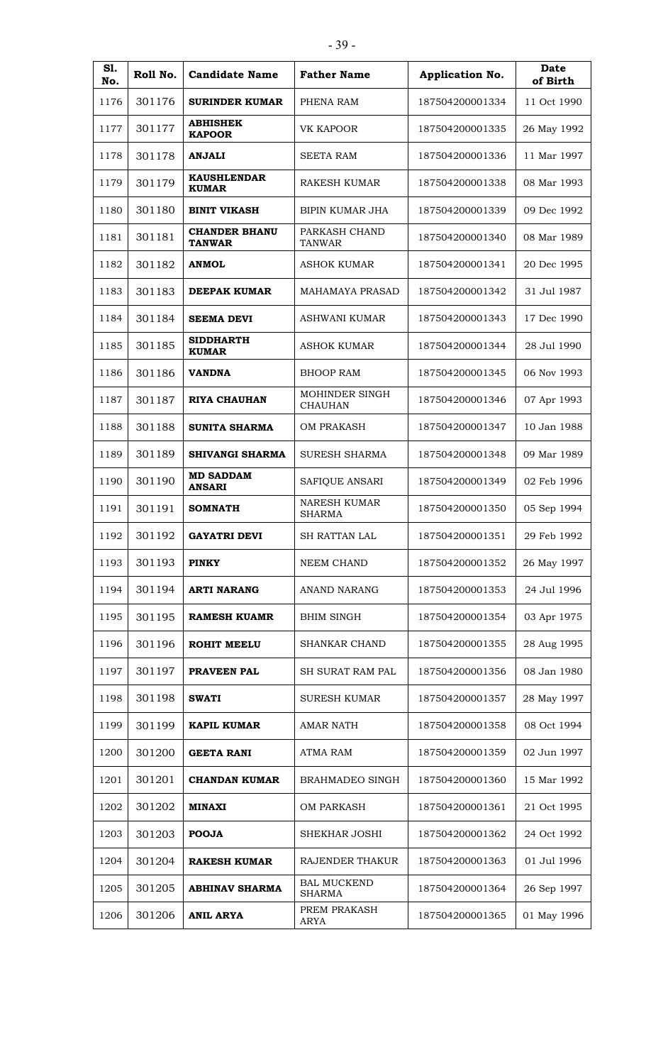| Sl. No. | Roll No. | Candidate Name | Father Name | Application No. | Date of Birth |
|---|---|---|---|---|---|
| 1176 | 301176 | **SURINDER KUMAR** | PHENA RAM | 187504200001334 | 11 Oct 1990 |
| 1177 | 301177 | **ABHISHEK KAPOOR** | VK KAPOOR | 187504200001335 | 26 May 1992 |
| 1178 | 301178 | **ANJALI** | SEETA RAM | 187504200001336 | 11 Mar 1997 |
| 1179 | 301179 | **KAUSHLENDAR KUMAR** | RAKESH KUMAR | 187504200001338 | 08 Mar 1993 |
| 1180 | 301180 | **BINIT VIKASH** | BIPIN KUMAR JHA | 187504200001339 | 09 Dec 1992 |
| 1181 | 301181 | **CHANDER BHANU TANWAR** | PARKASH CHAND TANWAR | 187504200001340 | 08 Mar 1989 |
| 1182 | 301182 | **ANMOL** | ASHOK KUMAR | 187504200001341 | 20 Dec 1995 |
| 1183 | 301183 | **DEEPAK KUMAR** | MAHAMAYA PRASAD | 187504200001342 | 31 Jul 1987 |
| 1184 | 301184 | **SEEMA DEVI** | ASHWANI KUMAR | 187504200001343 | 17 Dec 1990 |
| 1185 | 301185 | **SIDDHARTH KUMAR** | ASHOK KUMAR | 187504200001344 | 28 Jul 1990 |
| 1186 | 301186 | **VANDNA** | BHOOP RAM | 187504200001345 | 06 Nov 1993 |
| 1187 | 301187 | **RIYA CHAUHAN** | MOHINDER SINGH CHAUHAN | 187504200001346 | 07 Apr 1993 |
| 1188 | 301188 | **SUNITA SHARMA** | OM PRAKASH | 187504200001347 | 10 Jan 1988 |
| 1189 | 301189 | **SHIVANGI SHARMA** | SURESH SHARMA | 187504200001348 | 09 Mar 1989 |
| 1190 | 301190 | **MD SADDAM ANSARI** | SAFIQUE ANSARI | 187504200001349 | 02 Feb 1996 |
| 1191 | 301191 | **SOMNATH** | NARESH KUMAR SHARMA | 187504200001350 | 05 Sep 1994 |
| 1192 | 301192 | **GAYATRI DEVI** | SH RATTAN LAL | 187504200001351 | 29 Feb 1992 |
| 1193 | 301193 | **PINKY** | NEEM CHAND | 187504200001352 | 26 May 1997 |
| 1194 | 301194 | **ARTI NARANG** | ANAND NARANG | 187504200001353 | 24 Jul 1996 |
| 1195 | 301195 | **RAMESH KUAMR** | BHIM SINGH | 187504200001354 | 03 Apr 1975 |
| 1196 | 301196 | **ROHIT MEELU** | SHANKAR CHAND | 187504200001355 | 28 Aug 1995 |
| 1197 | 301197 | **PRAVEEN PAL** | SH SURAT RAM PAL | 187504200001356 | 08 Jan 1980 |
| 1198 | 301198 | **SWATI** | SURESH KUMAR | 187504200001357 | 28 May 1997 |
| 1199 | 301199 | **KAPIL KUMAR** | AMAR NATH | 187504200001358 | 08 Oct 1994 |
| 1200 | 301200 | **GEETA RANI** | ATMA RAM | 187504200001359 | 02 Jun 1997 |
| 1201 | 301201 | **CHANDAN KUMAR** | BRAHMADEO SINGH | 187504200001360 | 15 Mar 1992 |
| 1202 | 301202 | **MINAXI** | OM PARKASH | 187504200001361 | 21 Oct 1995 |
| 1203 | 301203 | **POOJA** | SHEKHAR JOSHI | 187504200001362 | 24 Oct 1992 |
| 1204 | 301204 | **RAKESH KUMAR** | RAJENDER THAKUR | 187504200001363 | 01 Jul 1996 |
| 1205 | 301205 | **ABHINAV SHARMA** | BAL MUCKEND SHARMA | 187504200001364 | 26 Sep 1997 |
| 1206 | 301206 | **ANIL ARYA** | PREM PRAKASH ARYA | 187504200001365 | 01 May 1996 |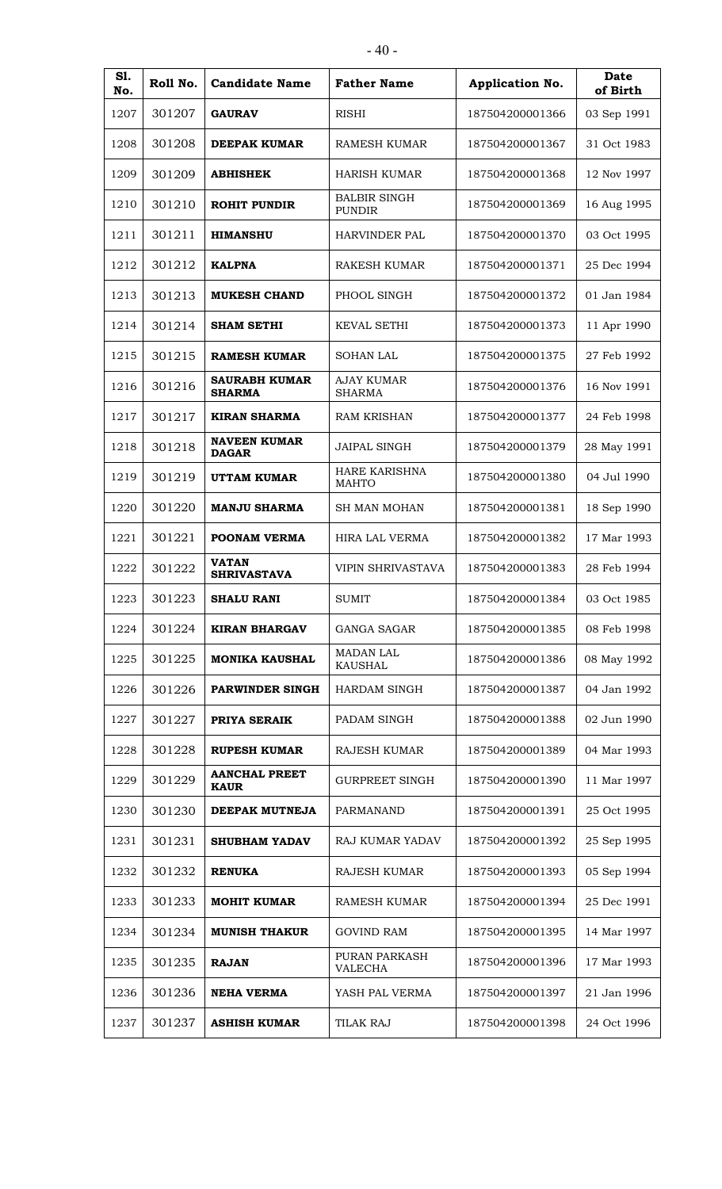| Sl. No. | Roll No. | Candidate Name | Father Name | Application No. | Date of Birth |
|---|---|---|---|---|---|
| 1207 | 301207 | **GAURAV** | RISHI | 187504200001366 | 03 Sep 1991 |
| 1208 | 301208 | **DEEPAK KUMAR** | RAMESH KUMAR | 187504200001367 | 31 Oct 1983 |
| 1209 | 301209 | **ABHISHEK** | HARISH KUMAR | 187504200001368 | 12 Nov 1997 |
| 1210 | 301210 | **ROHIT PUNDIR** | BALBIR SINGH PUNDIR | 187504200001369 | 16 Aug 1995 |
| 1211 | 301211 | **HIMANSHU** | HARVINDER PAL | 187504200001370 | 03 Oct 1995 |
| 1212 | 301212 | **KALPNA** | RAKESH KUMAR | 187504200001371 | 25 Dec 1994 |
| 1213 | 301213 | **MUKESH CHAND** | PHOOL SINGH | 187504200001372 | 01 Jan 1984 |
| 1214 | 301214 | **SHAM SETHI** | KEVAL SETHI | 187504200001373 | 11 Apr 1990 |
| 1215 | 301215 | **RAMESH KUMAR** | SOHAN LAL | 187504200001375 | 27 Feb 1992 |
| 1216 | 301216 | **SAURABH KUMAR SHARMA** | AJAY KUMAR SHARMA | 187504200001376 | 16 Nov 1991 |
| 1217 | 301217 | **KIRAN SHARMA** | RAM KRISHAN | 187504200001377 | 24 Feb 1998 |
| 1218 | 301218 | **NAVEEN KUMAR DAGAR** | JAIPAL SINGH | 187504200001379 | 28 May 1991 |
| 1219 | 301219 | **UTTAM KUMAR** | HARE KARISHNA MAHTO | 187504200001380 | 04 Jul 1990 |
| 1220 | 301220 | **MANJU SHARMA** | SH MAN MOHAN | 187504200001381 | 18 Sep 1990 |
| 1221 | 301221 | **POONAM VERMA** | HIRA LAL VERMA | 187504200001382 | 17 Mar 1993 |
| 1222 | 301222 | **VATAN SHRIVASTAVA** | VIPIN SHRIVASTAVA | 187504200001383 | 28 Feb 1994 |
| 1223 | 301223 | **SHALU RANI** | SUMIT | 187504200001384 | 03 Oct 1985 |
| 1224 | 301224 | **KIRAN BHARGAV** | GANGA SAGAR | 187504200001385 | 08 Feb 1998 |
| 1225 | 301225 | **MONIKA KAUSHAL** | MADAN LAL KAUSHAL | 187504200001386 | 08 May 1992 |
| 1226 | 301226 | **PARWINDER SINGH** | HARDAM SINGH | 187504200001387 | 04 Jan 1992 |
| 1227 | 301227 | **PRIYA SERAIK** | PADAM SINGH | 187504200001388 | 02 Jun 1990 |
| 1228 | 301228 | **RUPESH KUMAR** | RAJESH KUMAR | 187504200001389 | 04 Mar 1993 |
| 1229 | 301229 | **AANCHAL PREET KAUR** | GURPREET SINGH | 187504200001390 | 11 Mar 1997 |
| 1230 | 301230 | **DEEPAK MUTNEJA** | PARMANAND | 187504200001391 | 25 Oct 1995 |
| 1231 | 301231 | **SHUBHAM YADAV** | RAJ KUMAR YADAV | 187504200001392 | 25 Sep 1995 |
| 1232 | 301232 | **RENUKA** | RAJESH KUMAR | 187504200001393 | 05 Sep 1994 |
| 1233 | 301233 | **MOHIT KUMAR** | RAMESH KUMAR | 187504200001394 | 25 Dec 1991 |
| 1234 | 301234 | **MUNISH THAKUR** | GOVIND RAM | 187504200001395 | 14 Mar 1997 |
| 1235 | 301235 | **RAJAN** | PURAN PARKASH VALECHA | 187504200001396 | 17 Mar 1993 |
| 1236 | 301236 | **NEHA VERMA** | YASH PAL VERMA | 187504200001397 | 21 Jan 1996 |
| 1237 | 301237 | **ASHISH KUMAR** | TILAK RAJ | 187504200001398 | 24 Oct 1996 |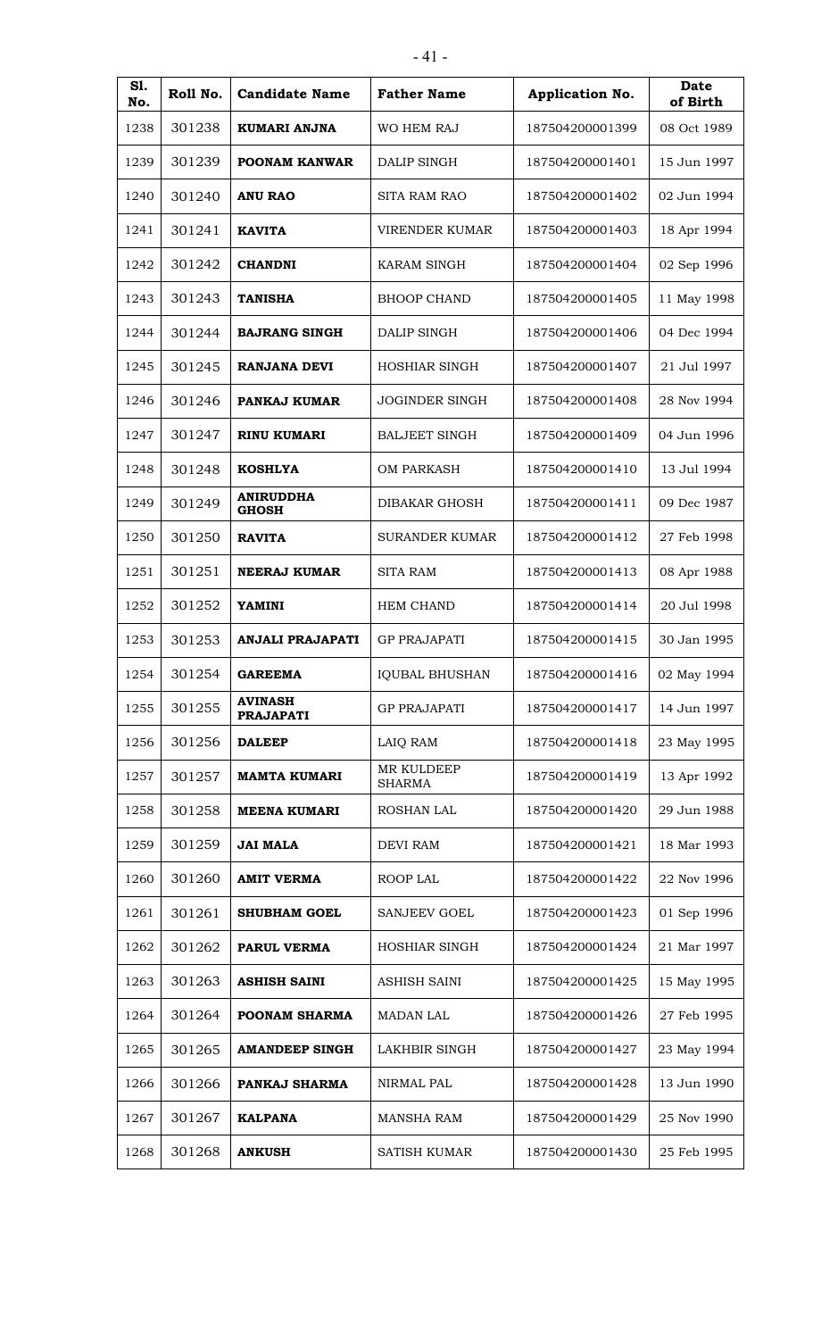| Sl. No. | Roll No. | Candidate Name | Father Name | Application No. | Date of Birth |
|---|---|---|---|---|---|
| 1238 | 301238 | **KUMARI ANJNA** | WO HEM RAJ | 187504200001399 | 08 Oct 1989 |
| 1239 | 301239 | **POONAM KANWAR** | DALIP SINGH | 187504200001401 | 15 Jun 1997 |
| 1240 | 301240 | **ANU RAO** | SITA RAM RAO | 187504200001402 | 02 Jun 1994 |
| 1241 | 301241 | **KAVITA** | VIRENDER KUMAR | 187504200001403 | 18 Apr 1994 |
| 1242 | 301242 | **CHANDNI** | KARAM SINGH | 187504200001404 | 02 Sep 1996 |
| 1243 | 301243 | **TANISHA** | BHOOP CHAND | 187504200001405 | 11 May 1998 |
| 1244 | 301244 | **BAJRANG SINGH** | DALIP SINGH | 187504200001406 | 04 Dec 1994 |
| 1245 | 301245 | **RANJANA DEVI** | HOSHIAR SINGH | 187504200001407 | 21 Jul 1997 |
| 1246 | 301246 | **PANKAJ KUMAR** | JOGINDER SINGH | 187504200001408 | 28 Nov 1994 |
| 1247 | 301247 | **RINU KUMARI** | BALJEET SINGH | 187504200001409 | 04 Jun 1996 |
| 1248 | 301248 | **KOSHLYA** | OM PARKASH | 187504200001410 | 13 Jul 1994 |
| 1249 | 301249 | **ANIRUDDHA GHOSH** | DIBAKAR GHOSH | 187504200001411 | 09 Dec 1987 |
| 1250 | 301250 | **RAVITA** | SURANDER KUMAR | 187504200001412 | 27 Feb 1998 |
| 1251 | 301251 | **NEERAJ KUMAR** | SITA RAM | 187504200001413 | 08 Apr 1988 |
| 1252 | 301252 | **YAMINI** | HEM CHAND | 187504200001414 | 20 Jul 1998 |
| 1253 | 301253 | **ANJALI PRAJAPATI** | GP PRAJAPATI | 187504200001415 | 30 Jan 1995 |
| 1254 | 301254 | **GAREEMA** | IQUBAL BHUSHAN | 187504200001416 | 02 May 1994 |
| 1255 | 301255 | **AVINASH PRAJAPATI** | GP PRAJAPATI | 187504200001417 | 14 Jun 1997 |
| 1256 | 301256 | **DALEEP** | LAIQ RAM | 187504200001418 | 23 May 1995 |
| 1257 | 301257 | **MAMTA KUMARI** | MR KULDEEP SHARMA | 187504200001419 | 13 Apr 1992 |
| 1258 | 301258 | **MEENA KUMARI** | ROSHAN LAL | 187504200001420 | 29 Jun 1988 |
| 1259 | 301259 | **JAI MALA** | DEVI RAM | 187504200001421 | 18 Mar 1993 |
| 1260 | 301260 | **AMIT VERMA** | ROOP LAL | 187504200001422 | 22 Nov 1996 |
| 1261 | 301261 | **SHUBHAM GOEL** | SANJEEV GOEL | 187504200001423 | 01 Sep 1996 |
| 1262 | 301262 | **PARUL VERMA** | HOSHIAR SINGH | 187504200001424 | 21 Mar 1997 |
| 1263 | 301263 | **ASHISH SAINI** | ASHISH SAINI | 187504200001425 | 15 May 1995 |
| 1264 | 301264 | **POONAM SHARMA** | MADAN LAL | 187504200001426 | 27 Feb 1995 |
| 1265 | 301265 | **AMANDEEP SINGH** | LAKHBIR SINGH | 187504200001427 | 23 May 1994 |
| 1266 | 301266 | **PANKAJ SHARMA** | NIRMAL PAL | 187504200001428 | 13 Jun 1990 |
| 1267 | 301267 | **KALPANA** | MANSHA RAM | 187504200001429 | 25 Nov 1990 |
| 1268 | 301268 | **ANKUSH** | SATISH KUMAR | 187504200001430 | 25 Feb 1995 |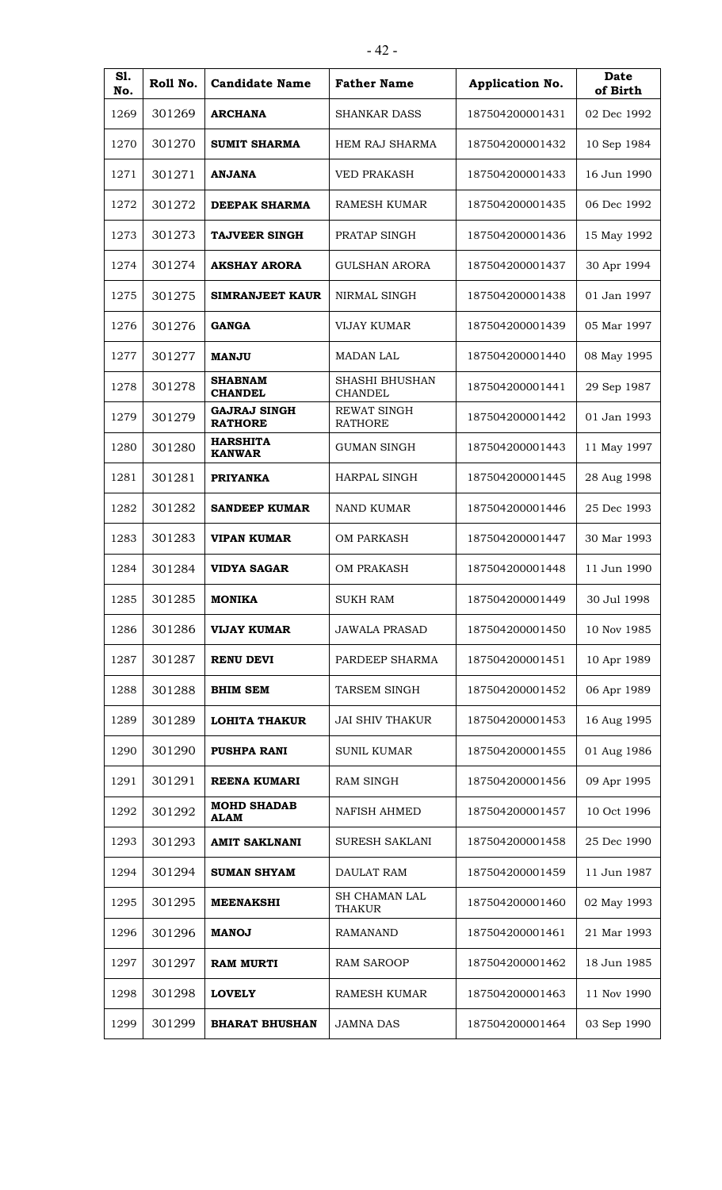| Sl. No. | Roll No. | Candidate Name | Father Name | Application No. | Date of Birth |
|---|---|---|---|---|---|
| 1269 | 301269 | **ARCHANA** | SHANKAR DASS | 187504200001431 | 02 Dec 1992 |
| 1270 | 301270 | **SUMIT SHARMA** | HEM RAJ SHARMA | 187504200001432 | 10 Sep 1984 |
| 1271 | 301271 | **ANJANA** | VED PRAKASH | 187504200001433 | 16 Jun 1990 |
| 1272 | 301272 | **DEEPAK SHARMA** | RAMESH KUMAR | 187504200001435 | 06 Dec 1992 |
| 1273 | 301273 | **TAJVEER SINGH** | PRATAP SINGH | 187504200001436 | 15 May 1992 |
| 1274 | 301274 | **AKSHAY ARORA** | GULSHAN ARORA | 187504200001437 | 30 Apr 1994 |
| 1275 | 301275 | **SIMRANJEET KAUR** | NIRMAL SINGH | 187504200001438 | 01 Jan 1997 |
| 1276 | 301276 | **GANGA** | VIJAY KUMAR | 187504200001439 | 05 Mar 1997 |
| 1277 | 301277 | **MANJU** | MADAN LAL | 187504200001440 | 08 May 1995 |
| 1278 | 301278 | **SHABNAM CHANDEL** | SHASHI BHUSHAN CHANDEL | 187504200001441 | 29 Sep 1987 |
| 1279 | 301279 | **GAJRAJ SINGH RATHORE** | REWAT SINGH RATHORE | 187504200001442 | 01 Jan 1993 |
| 1280 | 301280 | **HARSHITA KANWAR** | GUMAN SINGH | 187504200001443 | 11 May 1997 |
| 1281 | 301281 | **PRIYANKA** | HARPAL SINGH | 187504200001445 | 28 Aug 1998 |
| 1282 | 301282 | **SANDEEP KUMAR** | NAND KUMAR | 187504200001446 | 25 Dec 1993 |
| 1283 | 301283 | **VIPAN KUMAR** | OM PARKASH | 187504200001447 | 30 Mar 1993 |
| 1284 | 301284 | **VIDYA SAGAR** | OM PRAKASH | 187504200001448 | 11 Jun 1990 |
| 1285 | 301285 | **MONIKA** | SUKH RAM | 187504200001449 | 30 Jul 1998 |
| 1286 | 301286 | **VIJAY KUMAR** | JAWALA PRASAD | 187504200001450 | 10 Nov 1985 |
| 1287 | 301287 | **RENU DEVI** | PARDEEP SHARMA | 187504200001451 | 10 Apr 1989 |
| 1288 | 301288 | **BHIM SEM** | TARSEM SINGH | 187504200001452 | 06 Apr 1989 |
| 1289 | 301289 | **LOHITA THAKUR** | JAI SHIV THAKUR | 187504200001453 | 16 Aug 1995 |
| 1290 | 301290 | **PUSHPA RANI** | SUNIL KUMAR | 187504200001455 | 01 Aug 1986 |
| 1291 | 301291 | **REENA KUMARI** | RAM SINGH | 187504200001456 | 09 Apr 1995 |
| 1292 | 301292 | **MOHD SHADAB ALAM** | NAFISH AHMED | 187504200001457 | 10 Oct 1996 |
| 1293 | 301293 | **AMIT SAKLNANI** | SURESH SAKLANI | 187504200001458 | 25 Dec 1990 |
| 1294 | 301294 | **SUMAN SHYAM** | DAULAT RAM | 187504200001459 | 11 Jun 1987 |
| 1295 | 301295 | **MEENAKSHI** | SH CHAMAN LAL THAKUR | 187504200001460 | 02 May 1993 |
| 1296 | 301296 | **MANOJ** | RAMANAND | 187504200001461 | 21 Mar 1993 |
| 1297 | 301297 | **RAM MURTI** | RAM SAROOP | 187504200001462 | 18 Jun 1985 |
| 1298 | 301298 | **LOVELY** | RAMESH KUMAR | 187504200001463 | 11 Nov 1990 |
| 1299 | 301299 | **BHARAT BHUSHAN** | JAMNA DAS | 187504200001464 | 03 Sep 1990 |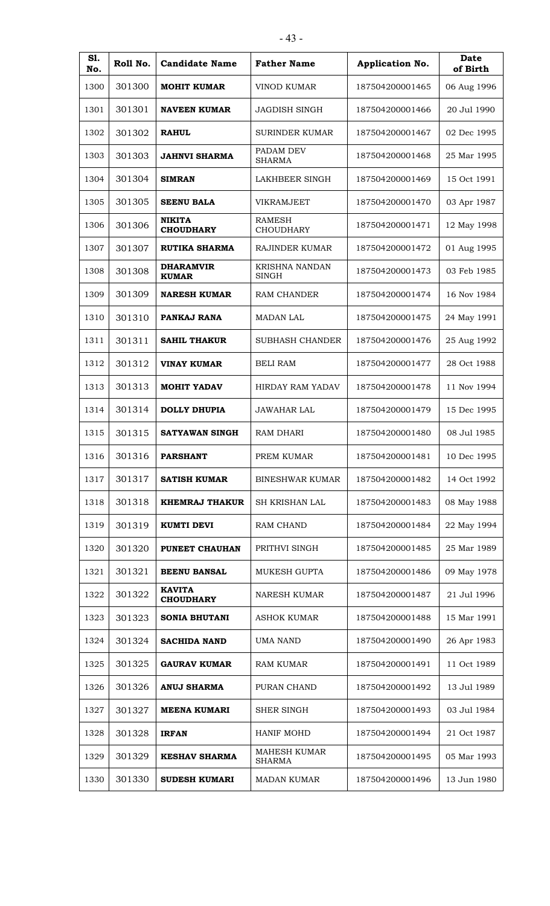| Sl. No. | Roll No. | Candidate Name | Father Name | Application No. | Date of Birth |
|---|---|---|---|---|---|
| 1300 | 301300 | **MOHIT KUMAR** | VINOD KUMAR | 187504200001465 | 06 Aug 1996 |
| 1301 | 301301 | **NAVEEN KUMAR** | JAGDISH SINGH | 187504200001466 | 20 Jul 1990 |
| 1302 | 301302 | **RAHUL** | SURINDER KUMAR | 187504200001467 | 02 Dec 1995 |
| 1303 | 301303 | **JAHNVI SHARMA** | PADAM DEV SHARMA | 187504200001468 | 25 Mar 1995 |
| 1304 | 301304 | **SIMRAN** | LAKHBEER SINGH | 187504200001469 | 15 Oct 1991 |
| 1305 | 301305 | **SEENU BALA** | VIKRAMJEET | 187504200001470 | 03 Apr 1987 |
| 1306 | 301306 | **NIKITA CHOUDHARY** | RAMESH CHOUDHARY | 187504200001471 | 12 May 1998 |
| 1307 | 301307 | **RUTIKA SHARMA** | RAJINDER KUMAR | 187504200001472 | 01 Aug 1995 |
| 1308 | 301308 | **DHARAMVIR KUMAR** | KRISHNA NANDAN SINGH | 187504200001473 | 03 Feb 1985 |
| 1309 | 301309 | **NARESH KUMAR** | RAM CHANDER | 187504200001474 | 16 Nov 1984 |
| 1310 | 301310 | **PANKAJ RANA** | MADAN LAL | 187504200001475 | 24 May 1991 |
| 1311 | 301311 | **SAHIL THAKUR** | SUBHASH CHANDER | 187504200001476 | 25 Aug 1992 |
| 1312 | 301312 | **VINAY KUMAR** | BELI RAM | 187504200001477 | 28 Oct 1988 |
| 1313 | 301313 | **MOHIT YADAV** | HIRDAY RAM YADAV | 187504200001478 | 11 Nov 1994 |
| 1314 | 301314 | **DOLLY DHUPIA** | JAWAHAR LAL | 187504200001479 | 15 Dec 1995 |
| 1315 | 301315 | **SATYAWAN SINGH** | RAM DHARI | 187504200001480 | 08 Jul 1985 |
| 1316 | 301316 | **PARSHANT** | PREM KUMAR | 187504200001481 | 10 Dec 1995 |
| 1317 | 301317 | **SATISH KUMAR** | BINESHWAR KUMAR | 187504200001482 | 14 Oct 1992 |
| 1318 | 301318 | **KHEMRAJ THAKUR** | SH KRISHAN LAL | 187504200001483 | 08 May 1988 |
| 1319 | 301319 | **KUMTI DEVI** | RAM CHAND | 187504200001484 | 22 May 1994 |
| 1320 | 301320 | **PUNEET CHAUHAN** | PRITHVI SINGH | 187504200001485 | 25 Mar 1989 |
| 1321 | 301321 | **BEENU BANSAL** | MUKESH GUPTA | 187504200001486 | 09 May 1978 |
| 1322 | 301322 | **KAVITA CHOUDHARY** | NARESH KUMAR | 187504200001487 | 21 Jul 1996 |
| 1323 | 301323 | **SONIA BHUTANI** | ASHOK KUMAR | 187504200001488 | 15 Mar 1991 |
| 1324 | 301324 | **SACHIDA NAND** | UMA NAND | 187504200001490 | 26 Apr 1983 |
| 1325 | 301325 | **GAURAV KUMAR** | RAM KUMAR | 187504200001491 | 11 Oct 1989 |
| 1326 | 301326 | **ANUJ SHARMA** | PURAN CHAND | 187504200001492 | 13 Jul 1989 |
| 1327 | 301327 | **MEENA KUMARI** | SHER SINGH | 187504200001493 | 03 Jul 1984 |
| 1328 | 301328 | **IRFAN** | HANIF MOHD | 187504200001494 | 21 Oct 1987 |
| 1329 | 301329 | **KESHAV SHARMA** | MAHESH KUMAR SHARMA | 187504200001495 | 05 Mar 1993 |
| 1330 | 301330 | **SUDESH KUMARI** | MADAN KUMAR | 187504200001496 | 13 Jun 1980 |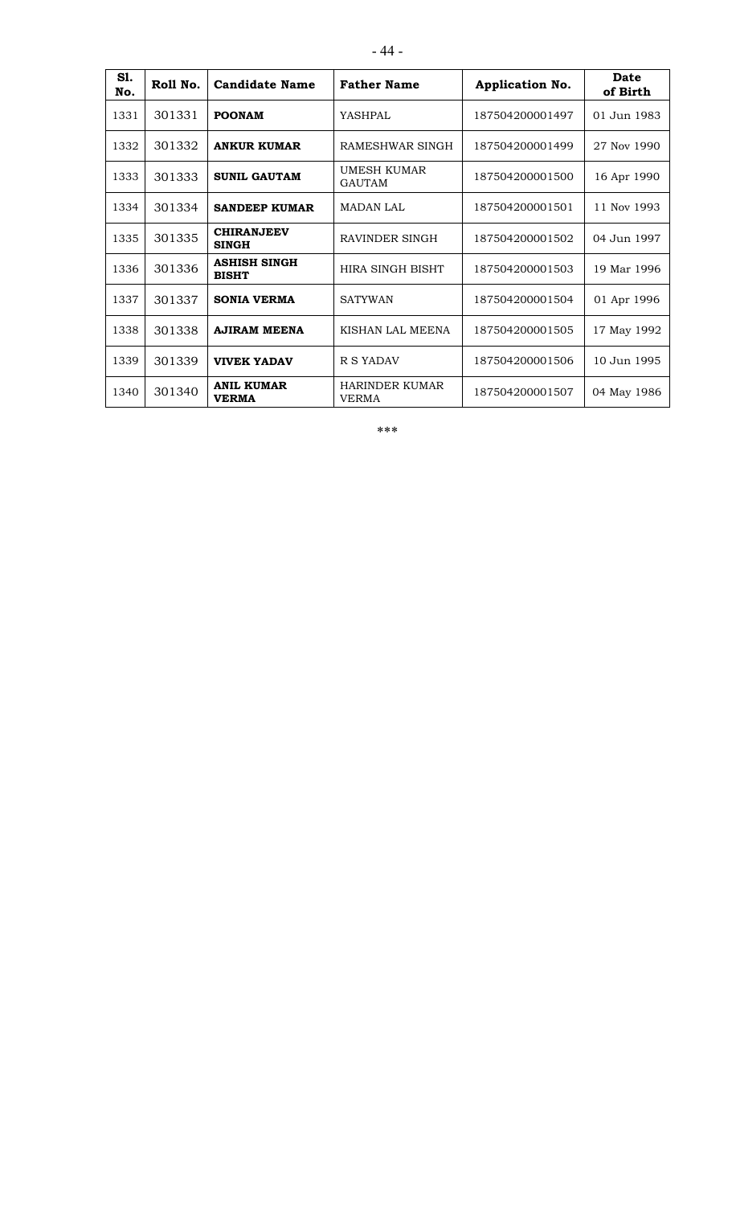| Sl. No. | Roll No. | Candidate Name | Father Name | Application No. | Date of Birth |
|---|---|---|---|---|---|
| 1331 | 301331 | **POONAM** | YASHPAL | 187504200001497 | 01 Jun 1983 |
| 1332 | 301332 | **ANKUR KUMAR** | RAMESHWAR SINGH | 187504200001499 | 27 Nov 1990 |
| 1333 | 301333 | **SUNIL GAUTAM** | UMESH KUMAR GAUTAM | 187504200001500 | 16 Apr 1990 |
| 1334 | 301334 | **SANDEEP KUMAR** | MADAN LAL | 187504200001501 | 11 Nov 1993 |
| 1335 | 301335 | **CHIRANJEEV SINGH** | RAVINDER SINGH | 187504200001502 | 04 Jun 1997 |
| 1336 | 301336 | **ASHISH SINGH BISHT** | HIRA SINGH BISHT | 187504200001503 | 19 Mar 1996 |
| 1337 | 301337 | **SONIA VERMA** | SATYWAN | 187504200001504 | 01 Apr 1996 |
| 1338 | 301338 | **AJIRAM MEENA** | KISHAN LAL MEENA | 187504200001505 | 17 May 1992 |
| 1339 | 301339 | **VIVEK YADAV** | R S YADAV | 187504200001506 | 10 Jun 1995 |
| 1340 | 301340 | **ANIL KUMAR VERMA** | HARINDER KUMAR VERMA | 187504200001507 | 04 May 1986 |

***